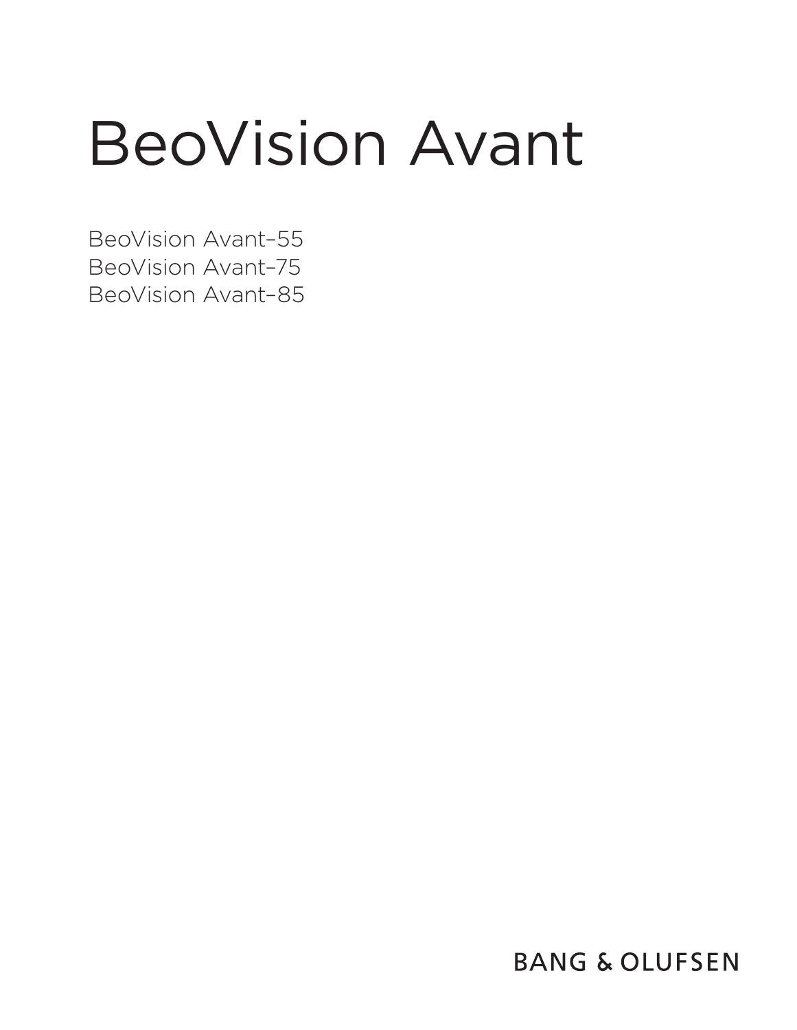# BeoVision Avant

BeoVision Avant–55
BeoVision Avant–75
BeoVision Avant–85

BANG & OLUFSEN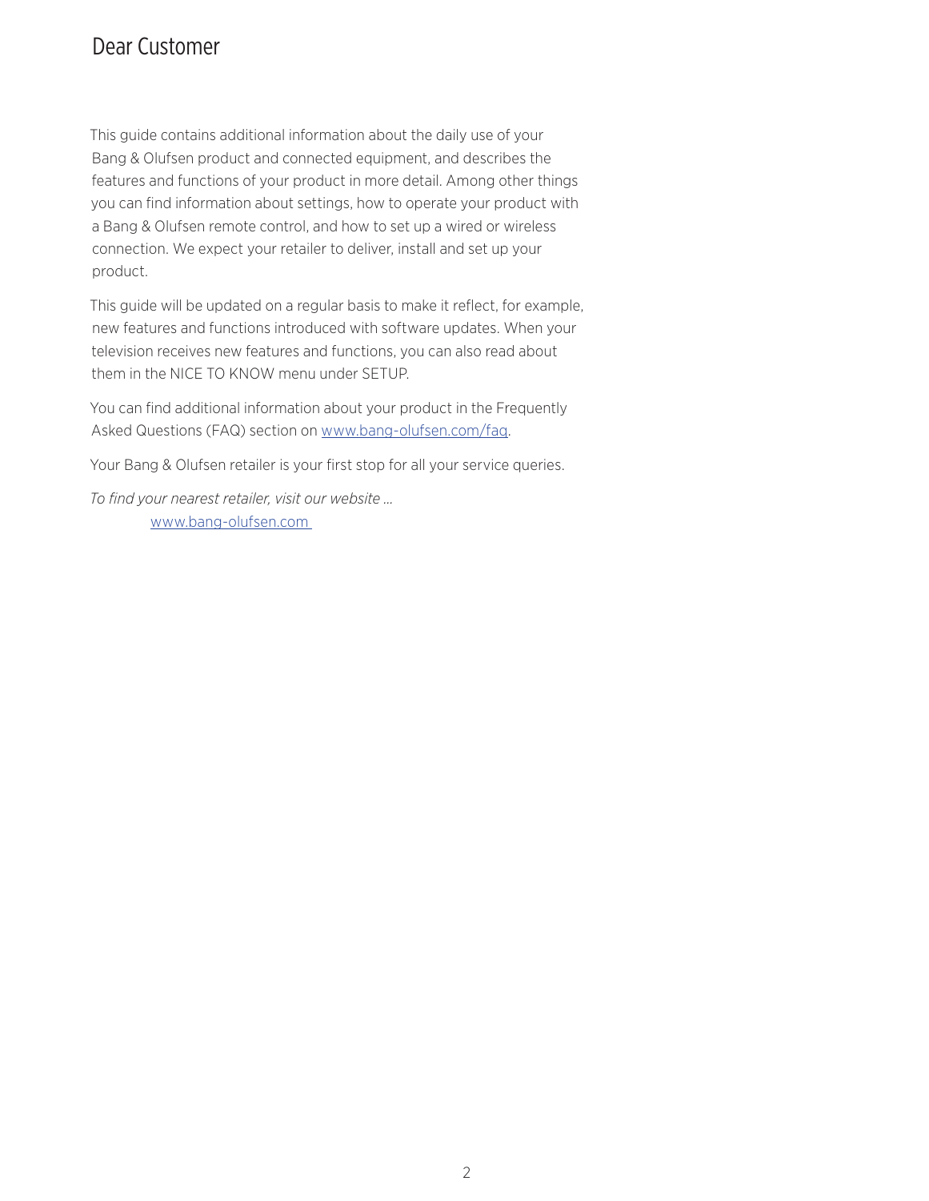# Dear Customer

This guide contains additional information about the daily use of your Bang & Olufsen product and connected equipment, and describes the features and functions of your product in more detail. Among other things you can find information about settings, how to operate your product with a Bang & Olufsen remote control, and how to set up a wired or wireless connection. We expect your retailer to deliver, install and set up your product.

This guide will be updated on a regular basis to make it reflect, for example, new features and functions introduced with software updates. When your television receives new features and functions, you can also read about them in the NICE TO KNOW menu under SETUP.

You can find additional information about your product in the Frequently Asked Questions (FAQ) section on [www.bang-olufsen.com/faq](www.bang-olufsen.com/faq).

Your Bang & Olufsen retailer is your first stop for all your service queries.

*To find your nearest retailer, visit our website …*

[www.bang-olufsen.com](www.bang-olufsen.com)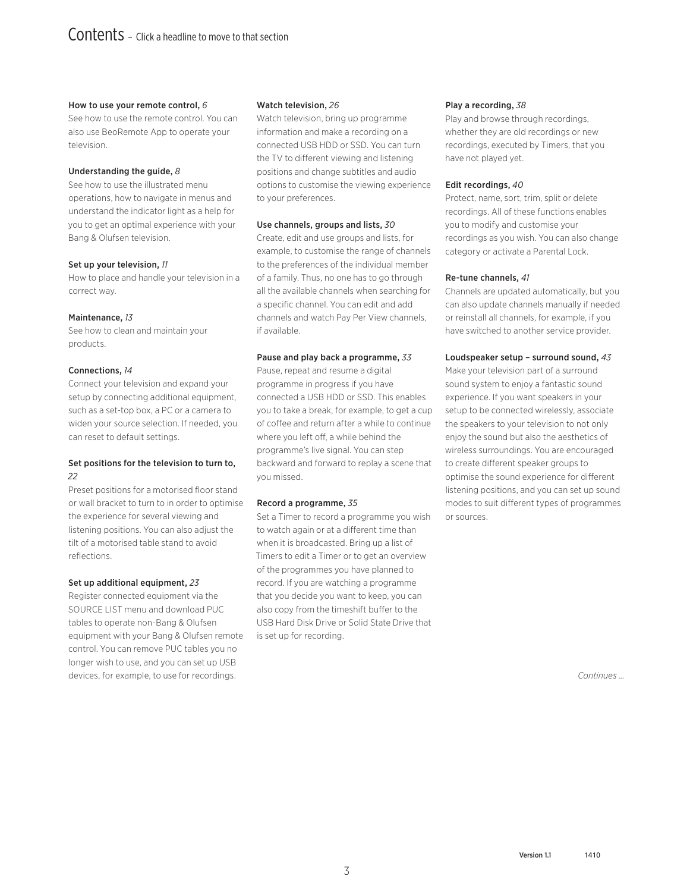# Contents – Click a headline to move to that section

**How to use your remote control,** *6*
See how to use the remote control. You can also use BeoRemote App to operate your television.

**Understanding the guide,** *8*
See how to use the illustrated menu operations, how to navigate in menus and understand the indicator light as a help for you to get an optimal experience with your Bang & Olufsen television.

**Set up your television,** *11*
How to place and handle your television in a correct way.

**Maintenance,** *13*
See how to clean and maintain your products.

**Connections,** *14*
Connect your television and expand your setup by connecting additional equipment, such as a set-top box, a PC or a camera to widen your source selection. If needed, you can reset to default settings.

**Set positions for the television to turn to,** *22*
Preset positions for a motorised floor stand or wall bracket to turn to in order to optimise the experience for several viewing and listening positions. You can also adjust the tilt of a motorised table stand to avoid reflections.

**Set up additional equipment,** *23*
Register connected equipment via the SOURCE LIST menu and download PUC tables to operate non-Bang & Olufsen equipment with your Bang & Olufsen remote control. You can remove PUC tables you no longer wish to use, and you can set up USB devices, for example, to use for recordings.

**Watch television,** *26*
Watch television, bring up programme information and make a recording on a connected USB HDD or SSD. You can turn the TV to different viewing and listening positions and change subtitles and audio options to customise the viewing experience to your preferences.

**Use channels, groups and lists,** *30*
Create, edit and use groups and lists, for example, to customise the range of channels to the preferences of the individual member of a family. Thus, no one has to go through all the available channels when searching for a specific channel. You can edit and add channels and watch Pay Per View channels, if available.

**Pause and play back a programme,** *33*
Pause, repeat and resume a digital programme in progress if you have connected a USB HDD or SSD. This enables you to take a break, for example, to get a cup of coffee and return after a while to continue where you left off, a while behind the programme's live signal. You can step backward and forward to replay a scene that you missed.

**Record a programme,** *35*
Set a Timer to record a programme you wish to watch again or at a different time than when it is broadcasted. Bring up a list of Timers to edit a Timer or to get an overview of the programmes you have planned to record. If you are watching a programme that you decide you want to keep, you can also copy from the timeshift buffer to the USB Hard Disk Drive or Solid State Drive that is set up for recording.

**Play a recording,** *38*
Play and browse through recordings, whether they are old recordings or new recordings, executed by Timers, that you have not played yet.

**Edit recordings,** *40*
Protect, name, sort, trim, split or delete recordings. All of these functions enables you to modify and customise your recordings as you wish. You can also change category or activate a Parental Lock.

**Re-tune channels,** *41*
Channels are updated automatically, but you can also update channels manually if needed or reinstall all channels, for example, if you have switched to another service provider.

**Loudspeaker setup – surround sound,** *43*
Make your television part of a surround sound system to enjoy a fantastic sound experience. If you want speakers in your setup to be connected wirelessly, associate the speakers to your television to not only enjoy the sound but also the aesthetics of wireless surroundings. You are encouraged to create different speaker groups to optimise the sound experience for different listening positions, and you can set up sound modes to suit different types of programmes or sources.

*Continues …*

Version 1.1 1410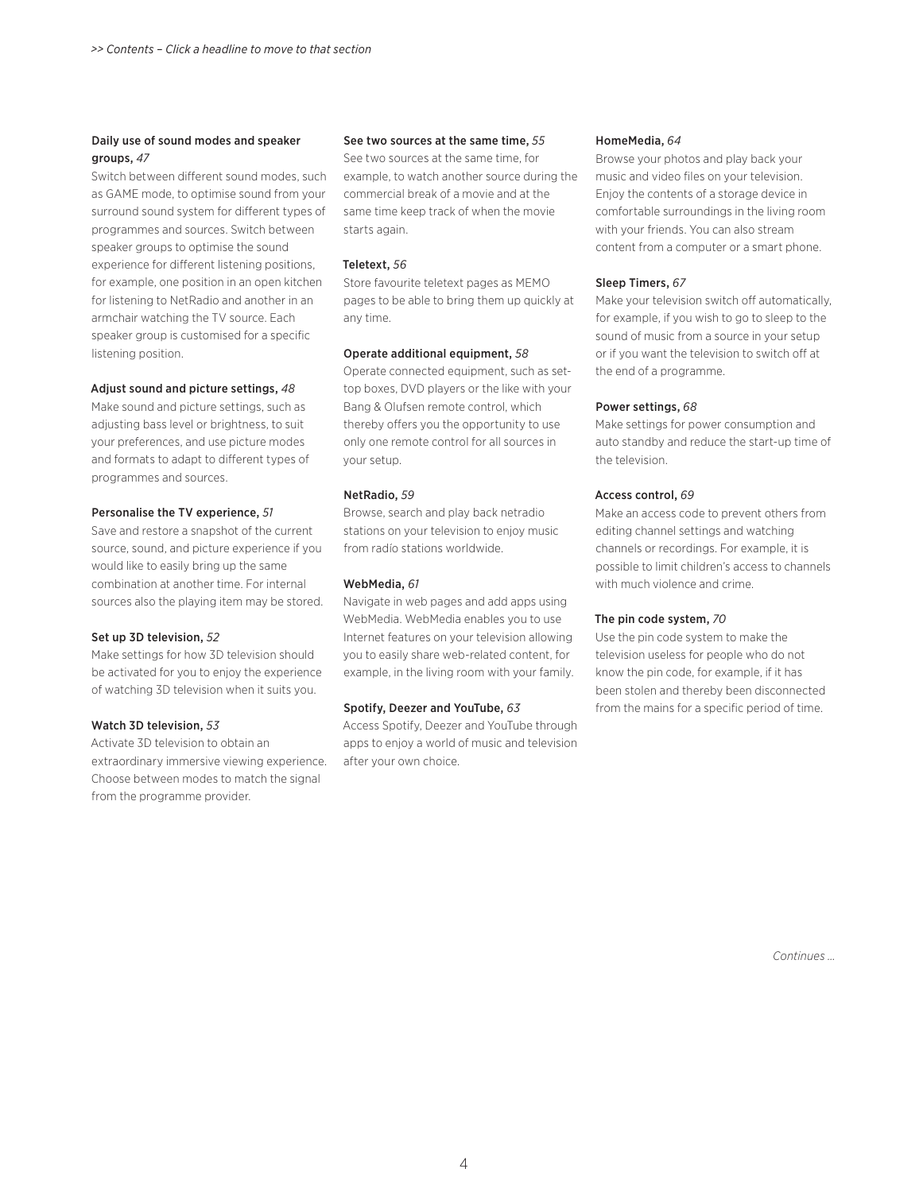*>> Contents – Click a headline to move to that section*

**Daily use of sound modes and speaker groups,** *47*
Switch between different sound modes, such as GAME mode, to optimise sound from your surround sound system for different types of programmes and sources. Switch between speaker groups to optimise the sound experience for different listening positions, for example, one position in an open kitchen for listening to NetRadio and another in an armchair watching the TV source. Each speaker group is customised for a specific listening position.

**Adjust sound and picture settings,** *48*
Make sound and picture settings, such as adjusting bass level or brightness, to suit your preferences, and use picture modes and formats to adapt to different types of programmes and sources.

**Personalise the TV experience,** *51*
Save and restore a snapshot of the current source, sound, and picture experience if you would like to easily bring up the same combination at another time. For internal sources also the playing item may be stored.

**Set up 3D television,** *52*
Make settings for how 3D television should be activated for you to enjoy the experience of watching 3D television when it suits you.

**Watch 3D television,** *53*
Activate 3D television to obtain an extraordinary immersive viewing experience. Choose between modes to match the signal from the programme provider.

**See two sources at the same time,** *55*
See two sources at the same time, for example, to watch another source during the commercial break of a movie and at the same time keep track of when the movie starts again.

**Teletext,** *56*
Store favourite teletext pages as MEMO pages to be able to bring them up quickly at any time.

**Operate additional equipment,** *58*
Operate connected equipment, such as set-top boxes, DVD players or the like with your Bang & Olufsen remote control, which thereby offers you the opportunity to use only one remote control for all sources in your setup.

**NetRadio,** *59*
Browse, search and play back netradio stations on your television to enjoy music from radio stations worldwide.

**WebMedia,** *61*
Navigate in web pages and add apps using WebMedia. WebMedia enables you to use Internet features on your television allowing you to easily share web-related content, for example, in the living room with your family.

**Spotify, Deezer and YouTube,** *63*
Access Spotify, Deezer and YouTube through apps to enjoy a world of music and television after your own choice.

**HomeMedia,** *64*
Browse your photos and play back your music and video files on your television. Enjoy the contents of a storage device in comfortable surroundings in the living room with your friends. You can also stream content from a computer or a smart phone.

**Sleep Timers,** *67*
Make your television switch off automatically, for example, if you wish to go to sleep to the sound of music from a source in your setup or if you want the television to switch off at the end of a programme.

**Power settings,** *68*
Make settings for power consumption and auto standby and reduce the start-up time of the television.

**Access control,** *69*
Make an access code to prevent others from editing channel settings and watching channels or recordings. For example, it is possible to limit children's access to channels with much violence and crime.

**The pin code system,** *70*
Use the pin code system to make the television useless for people who do not know the pin code, for example, if it has been stolen and thereby been disconnected from the mains for a specific period of time.

*Continues …*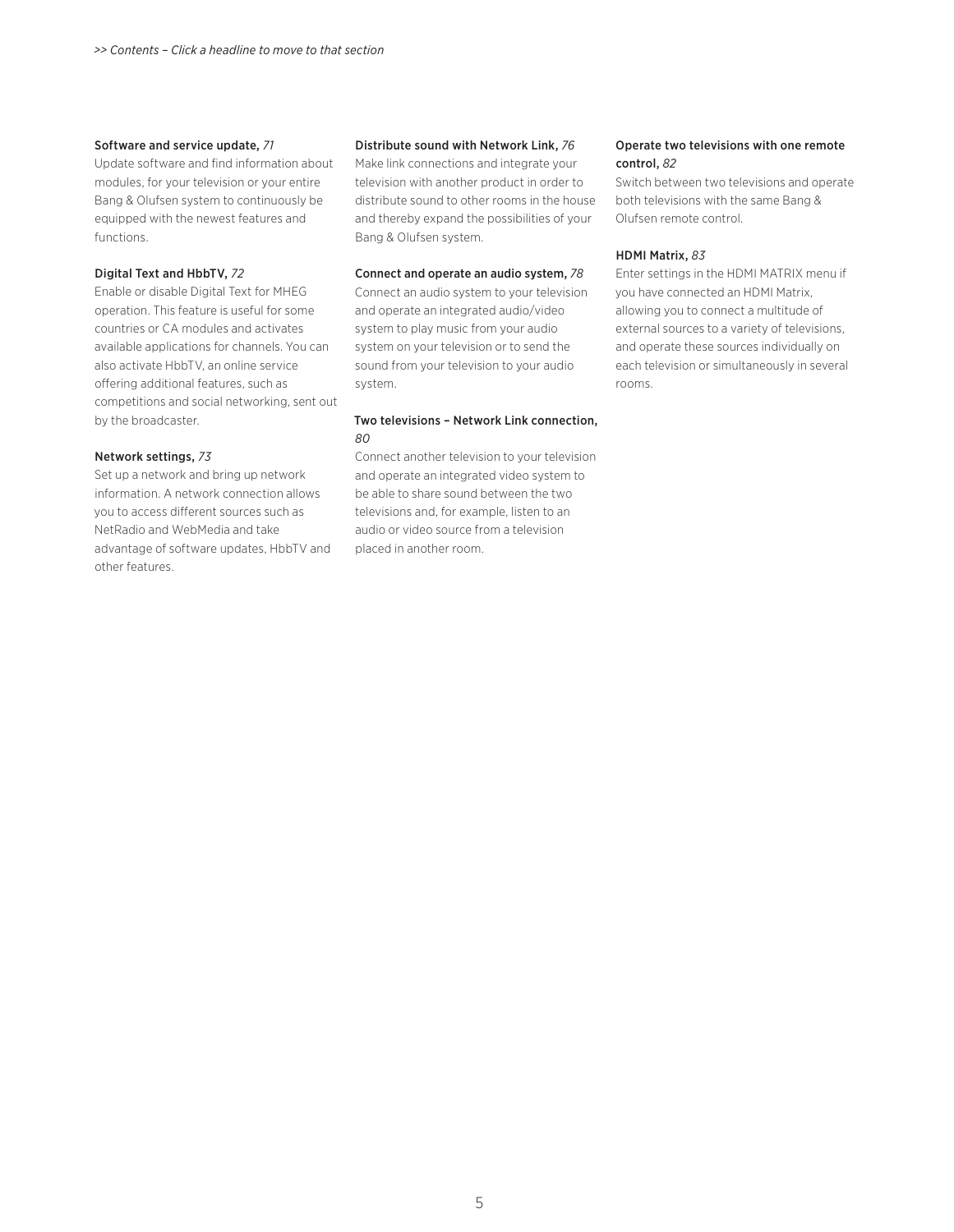*>> Contents – Click a headline to move to that section*

**Software and service update,** *71*
Update software and find information about modules, for your television or your entire Bang & Olufsen system to continuously be equipped with the newest features and functions.

**Digital Text and HbbTV,** *72*
Enable or disable Digital Text for MHEG operation. This feature is useful for some countries or CA modules and activates available applications for channels. You can also activate HbbTV, an online service offering additional features, such as competitions and social networking, sent out by the broadcaster.

**Network settings,** *73*
Set up a network and bring up network information. A network connection allows you to access different sources such as NetRadio and WebMedia and take advantage of software updates, HbbTV and other features.

**Distribute sound with Network Link,** *76*
Make link connections and integrate your television with another product in order to distribute sound to other rooms in the house and thereby expand the possibilities of your Bang & Olufsen system.

**Connect and operate an audio system,** *78*
Connect an audio system to your television and operate an integrated audio/video system to play music from your audio system on your television or to send the sound from your television to your audio system.

**Two televisions – Network Link connection,** *80*
Connect another television to your television and operate an integrated video system to be able to share sound between the two televisions and, for example, listen to an audio or video source from a television placed in another room.

**Operate two televisions with one remote control,** *82*
Switch between two televisions and operate both televisions with the same Bang & Olufsen remote control.

**HDMI Matrix,** *83*
Enter settings in the HDMI MATRIX menu if you have connected an HDMI Matrix, allowing you to connect a multitude of external sources to a variety of televisions, and operate these sources individually on each television or simultaneously in several rooms.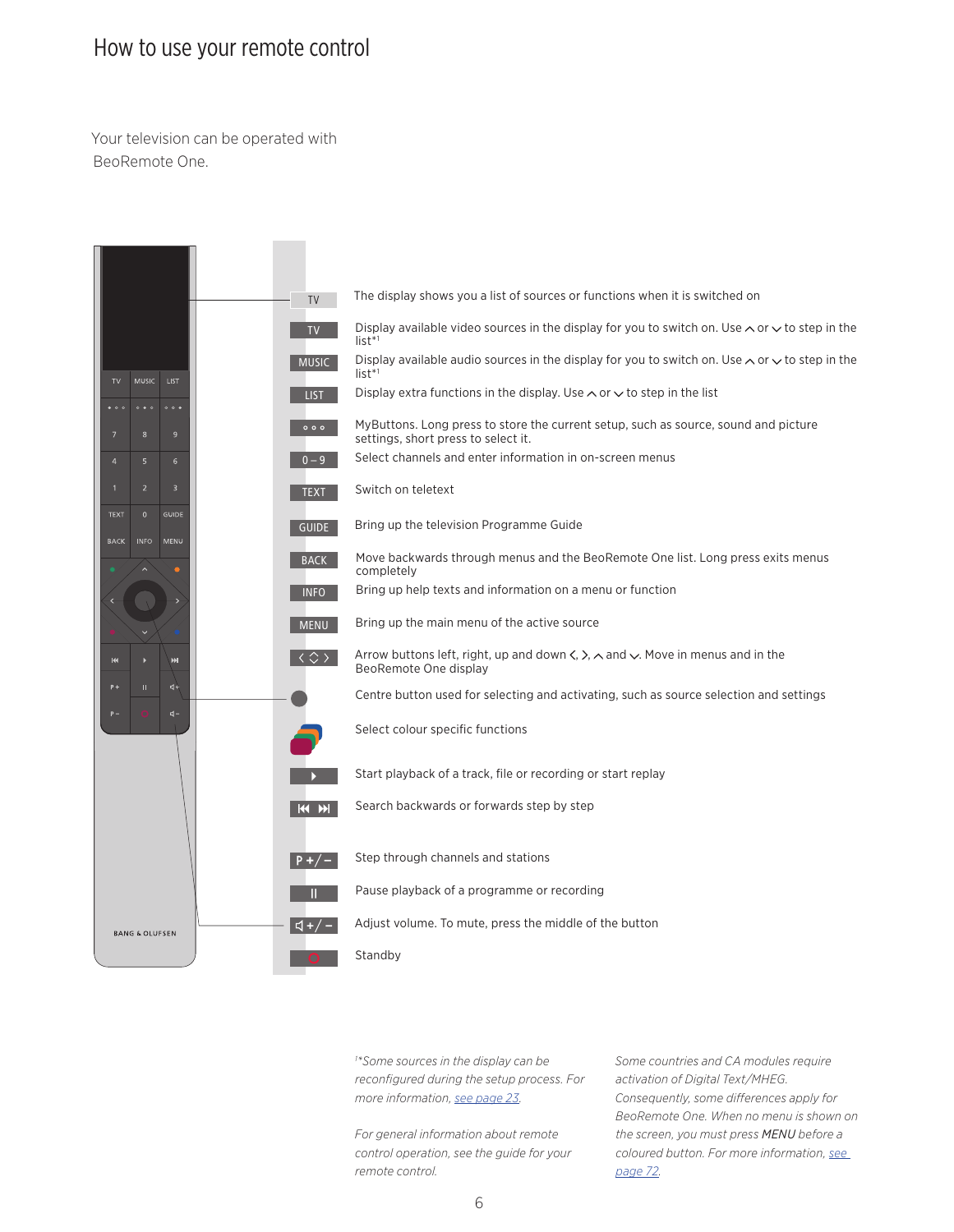# How to use your remote control

Your television can be operated with BeoRemote One.

| Button | Function |
|---|---|
| TV (display) | The display shows you a list of sources or functions when it is switched on |
| TV | Display available video sources in the display for you to switch on. Use ∧ or ∨ to step in the list*[1] |
| MUSIC | Display available audio sources in the display for you to switch on. Use ∧ or ∨ to step in the list*[1] |
| LIST | Display extra functions in the display. Use ∧ or ∨ to step in the list |
| ○○○ | MyButtons. Long press to store the current setup, such as source, sound and picture settings, short press to select it. |
| 0 – 9 | Select channels and enter information in on-screen menus |
| TEXT | Switch on teletext |
| GUIDE | Bring up the television Programme Guide |
| BACK | Move backwards through menus and the BeoRemote One list. Long press exits menus completely |
| INFO | Bring up help texts and information on a menu or function |
| MENU | Bring up the main menu of the active source |
| < ◇ > | Arrow buttons left, right, up and down <, >, ∧ and ∨. Move in menus and in the BeoRemote One display |
| ● | Centre button used for selecting and activating, such as source selection and settings |
| Colour buttons | Select colour specific functions |
| ▶ | Start playback of a track, file or recording or start replay |
| ⏮ ⏭ | Search backwards or forwards step by step |
| P +/− | Step through channels and stations |
| II | Pause playback of a programme or recording |
| ◁ +/− | Adjust volume. To mute, press the middle of the button |
| ○ | Standby |

*[1]*Some sources in the display can be reconfigured during the setup process. For more information, see page 23.*

*For general information about remote control operation, see the guide for your remote control.*

*Some countries and CA modules require activation of Digital Text/MHEG. Consequently, some differences apply for BeoRemote One. When no menu is shown on the screen, you must press MENU before a coloured button. For more information, see page 72.*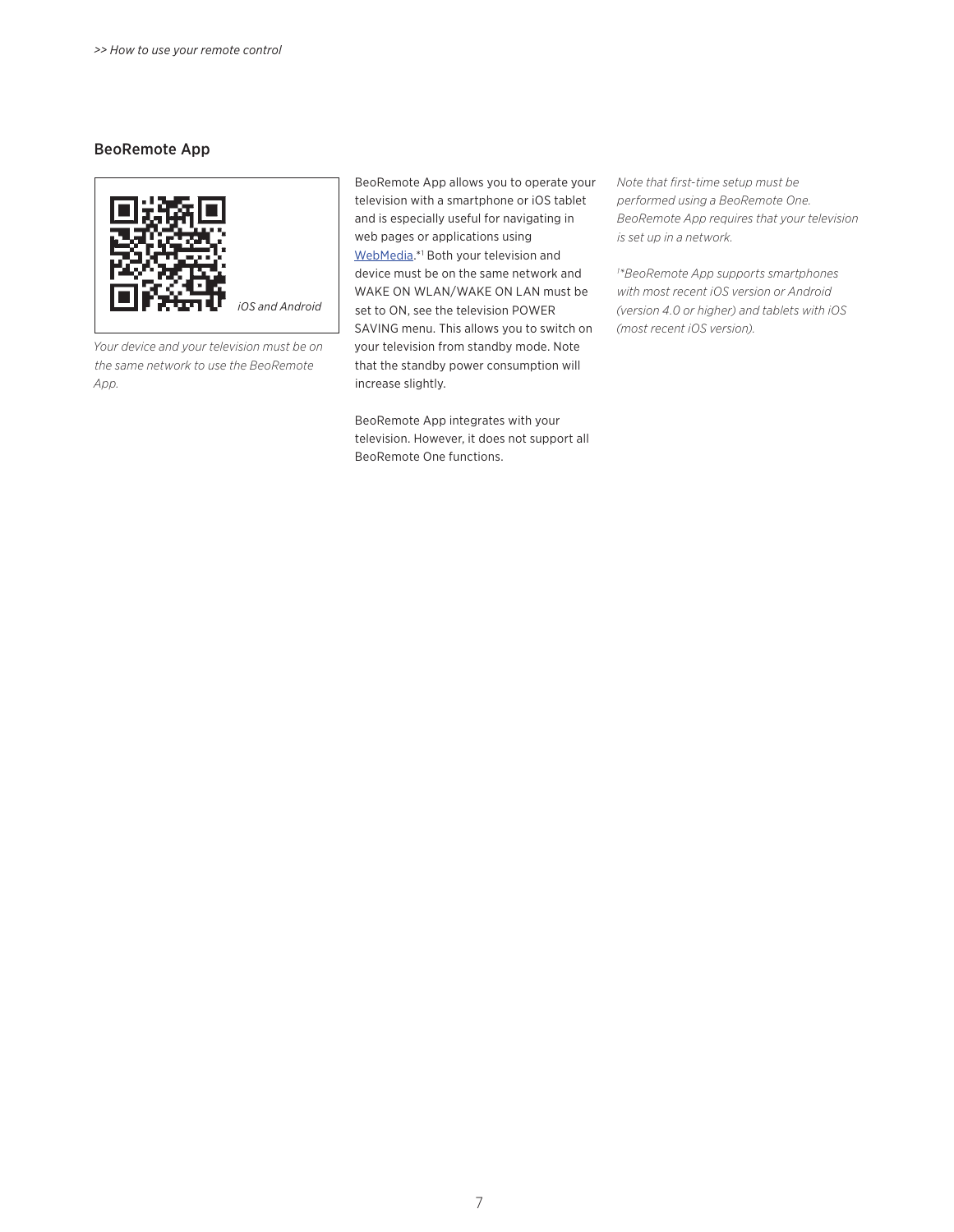## BeoRemote App

*iOS and Android*

*Your device and your television must be on the same network to use the BeoRemote App.*

BeoRemote App allows you to operate your television with a smartphone or iOS tablet and is especially useful for navigating in web pages or applications using WebMedia.*[1] Both your television and device must be on the same network and WAKE ON WLAN/WAKE ON LAN must be set to ON, see the television POWER SAVING menu. This allows you to switch on your television from standby mode. Note that the standby power consumption will increase slightly.

BeoRemote App integrates with your television. However, it does not support all BeoRemote One functions.

*Note that first-time setup must be performed using a BeoRemote One. BeoRemote App requires that your television is set up in a network.*

*[1]*BeoRemote App supports smartphones with most recent iOS version or Android (version 4.0 or higher) and tablets with iOS (most recent iOS version).*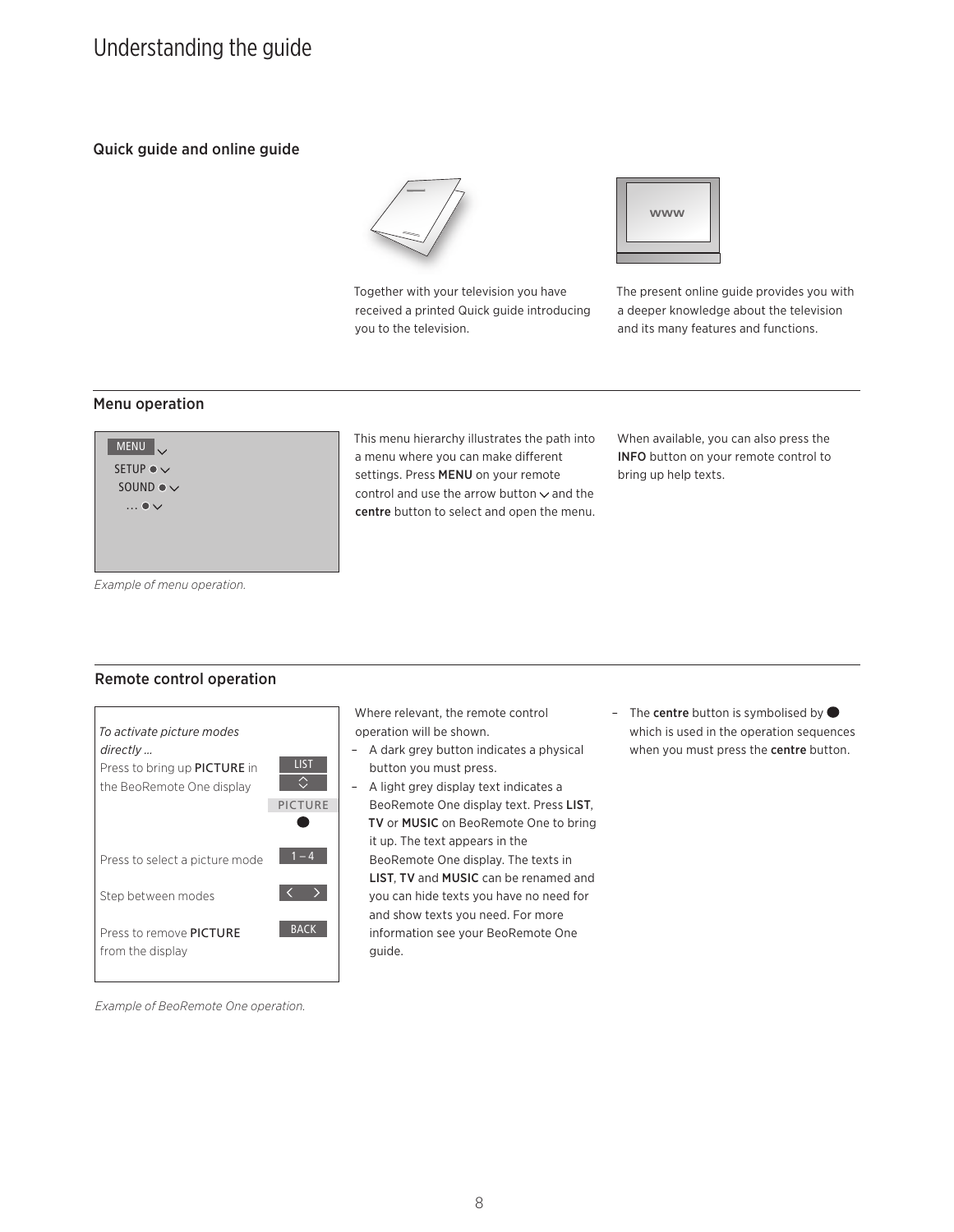# Understanding the guide

## Quick guide and online guide

Together with your television you have received a printed Quick guide introducing you to the television.

The present online guide provides you with a deeper knowledge about the television and its many features and functions.

## Menu operation

MENU
SETUP
SOUND
...

*Example of menu operation.*

This menu hierarchy illustrates the path into a menu where you can make different settings. Press **MENU** on your remote control and use the arrow button and the **centre** button to select and open the menu.

When available, you can also press the **INFO** button on your remote control to bring up help texts.

## Remote control operation

*To activate picture modes directly …*

| | |
|---|---|
| Press to bring up **PICTURE** in the BeoRemote One display | LIST / PICTURE |
| Press to select a picture mode | 1 – 4 |
| Step between modes | < > |
| Press to remove **PICTURE** from the display | BACK |

*Example of BeoRemote One operation.*

Where relevant, the remote control operation will be shown.

- A dark grey button indicates a physical button you must press.
- A light grey display text indicates a BeoRemote One display text. Press **LIST**, **TV** or **MUSIC** on BeoRemote One to bring it up. The text appears in the BeoRemote One display. The texts in **LIST**, **TV** and **MUSIC** can be renamed and you can hide texts you have no need for and show texts you need. For more information see your BeoRemote One guide.
- The **centre** button is symbolised by ● which is used in the operation sequences when you must press the **centre** button.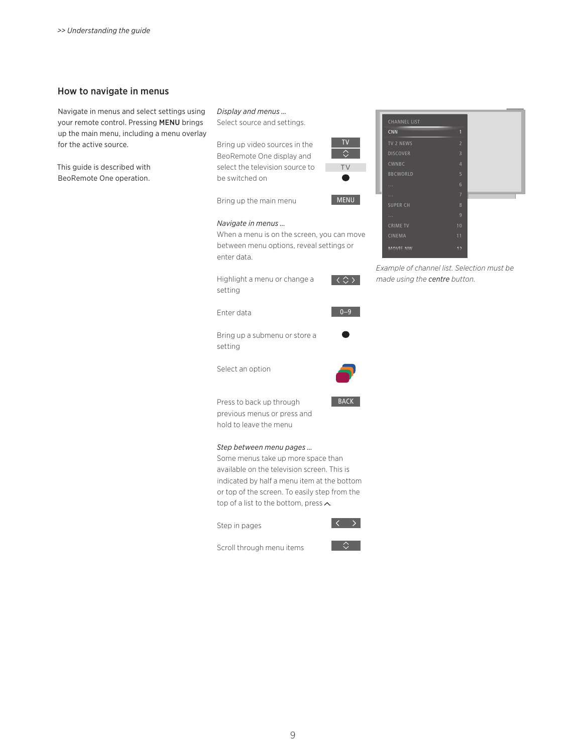## How to navigate in menus

Navigate in menus and select settings using your remote control. Pressing **MENU** brings up the main menu, including a menu overlay for the active source.

This guide is described with BeoRemote One operation.

*Display and menus …*
Select source and settings.

Bring up video sources in the BeoRemote One display and select the television source to be switched on — TV, ⌃⌄, TV, ●

Bring up the main menu — MENU

*Navigate in menus …*
When a menu is on the screen, you can move between menu options, reveal settings or enter data.

Highlight a menu or change a setting — ‹ ⌃⌄ ›

Enter data — 0–9

Bring up a submenu or store a setting — ●

Select an option

Press to back up through previous menus or press and hold to leave the menu — BACK

*Step between menu pages …*
Some menus take up more space than available on the television screen. This is indicated by half a menu item at the bottom or top of the screen. To easily step from the top of a list to the bottom, press ⌃.

Step in pages — ‹ ›

Scroll through menu items — ⌃⌄

| CHANNEL LIST | |
|---|---|
| CNN | 1 |
| TV 2 NEWS | 2 |
| DISCOVER | 3 |
| CWNBC | 4 |
| BBCWORLD | 5 |
| ... | 6 |
| ... | 7 |
| SUPER CH | 8 |
| ... | 9 |
| CRIME TV | 10 |
| CINEMA | 11 |
| MOVIE NW | 12 |

*Example of channel list. Selection must be made using the **centre** button.*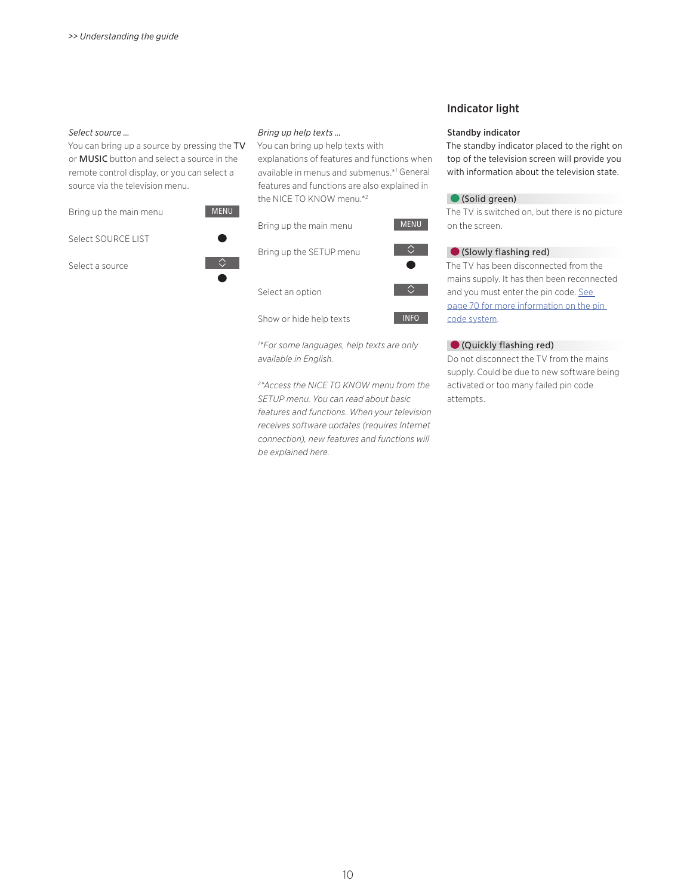*Select source …*

You can bring up a source by pressing the **TV** or **MUSIC** button and select a source in the remote control display, or you can select a source via the television menu.

| | |
|---|---|
| Bring up the main menu | MENU |
| Select SOURCE LIST | ● |
| Select a source | ⌃⌄ ● |

*Bring up help texts …*

You can bring up help texts with explanations of features and functions when available in menus and submenus.*[1] General features and functions are also explained in the NICE TO KNOW menu.*[2]

| | |
|---|---|
| Bring up the main menu | MENU |
| Bring up the SETUP menu | ⌃⌄ ● |
| Select an option | ⌃⌄ |
| Show or hide help texts | INFO |

*[1]*For some languages, help texts are only available in English.*

*[2]*Access the NICE TO KNOW menu from the SETUP menu. You can read about basic features and functions. When your television receives software updates (requires Internet connection), new features and functions will be explained here.*

## Indicator light

**Standby indicator**

The standby indicator placed to the right on top of the television screen will provide you with information about the television state.

**(Solid green)**
The TV is switched on, but there is no picture on the screen.

**(Slowly flashing red)**
The TV has been disconnected from the mains supply. It has then been reconnected and you must enter the pin code. See page 70 for more information on the pin code system.

**(Quickly flashing red)**
Do not disconnect the TV from the mains supply. Could be due to new software being activated or too many failed pin code attempts.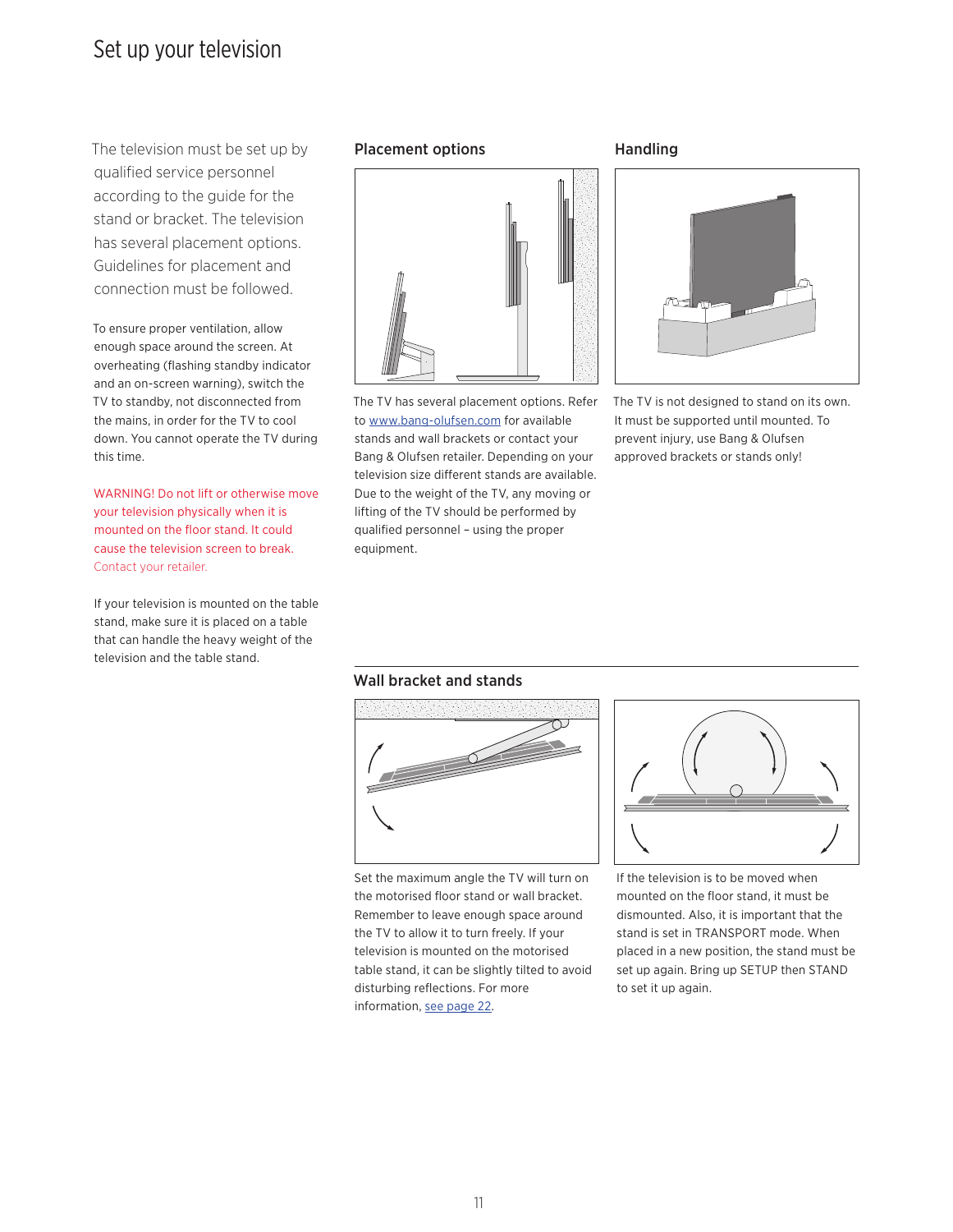# Set up your television

The television must be set up by qualified service personnel according to the guide for the stand or bracket. The television has several placement options. Guidelines for placement and connection must be followed.

To ensure proper ventilation, allow enough space around the screen. At overheating (flashing standby indicator and an on-screen warning), switch the TV to standby, not disconnected from the mains, in order for the TV to cool down. You cannot operate the TV during this time.

WARNING! Do not lift or otherwise move your television physically when it is mounted on the floor stand. It could cause the television screen to break. Contact your retailer.

If your television is mounted on the table stand, make sure it is placed on a table that can handle the heavy weight of the television and the table stand.

## Placement options

The TV has several placement options. Refer to www.bang-olufsen.com for available stands and wall brackets or contact your Bang & Olufsen retailer. Depending on your television size different stands are available. Due to the weight of the TV, any moving or lifting of the TV should be performed by qualified personnel – using the proper equipment.

## Handling

The TV is not designed to stand on its own. It must be supported until mounted. To prevent injury, use Bang & Olufsen approved brackets or stands only!

## Wall bracket and stands

Set the maximum angle the TV will turn on the motorised floor stand or wall bracket. Remember to leave enough space around the TV to allow it to turn freely. If your television is mounted on the motorised table stand, it can be slightly tilted to avoid disturbing reflections. For more information, see page 22.

If the television is to be moved when mounted on the floor stand, it must be dismounted. Also, it is important that the stand is set in TRANSPORT mode. When placed in a new position, the stand must be set up again. Bring up SETUP then STAND to set it up again.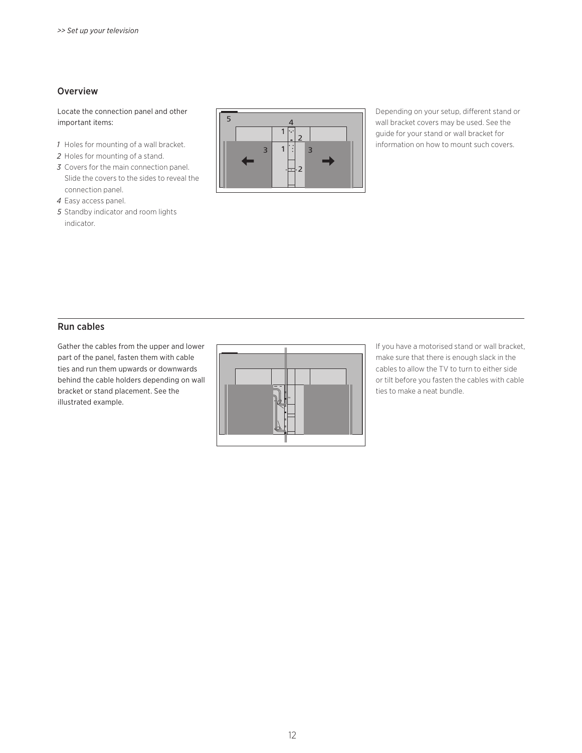## Overview

Locate the connection panel and other important items:

*1* Holes for mounting of a wall bracket.
*2* Holes for mounting of a stand.
*3* Covers for the main connection panel. Slide the covers to the sides to reveal the connection panel.
*4* Easy access panel.
*5* Standby indicator and room lights indicator.

Depending on your setup, different stand or wall bracket covers may be used. See the guide for your stand or wall bracket for information on how to mount such covers.

## Run cables

Gather the cables from the upper and lower part of the panel, fasten them with cable ties and run them upwards or downwards behind the cable holders depending on wall bracket or stand placement. See the illustrated example.

If you have a motorised stand or wall bracket, make sure that there is enough slack in the cables to allow the TV to turn to either side or tilt before you fasten the cables with cable ties to make a neat bundle.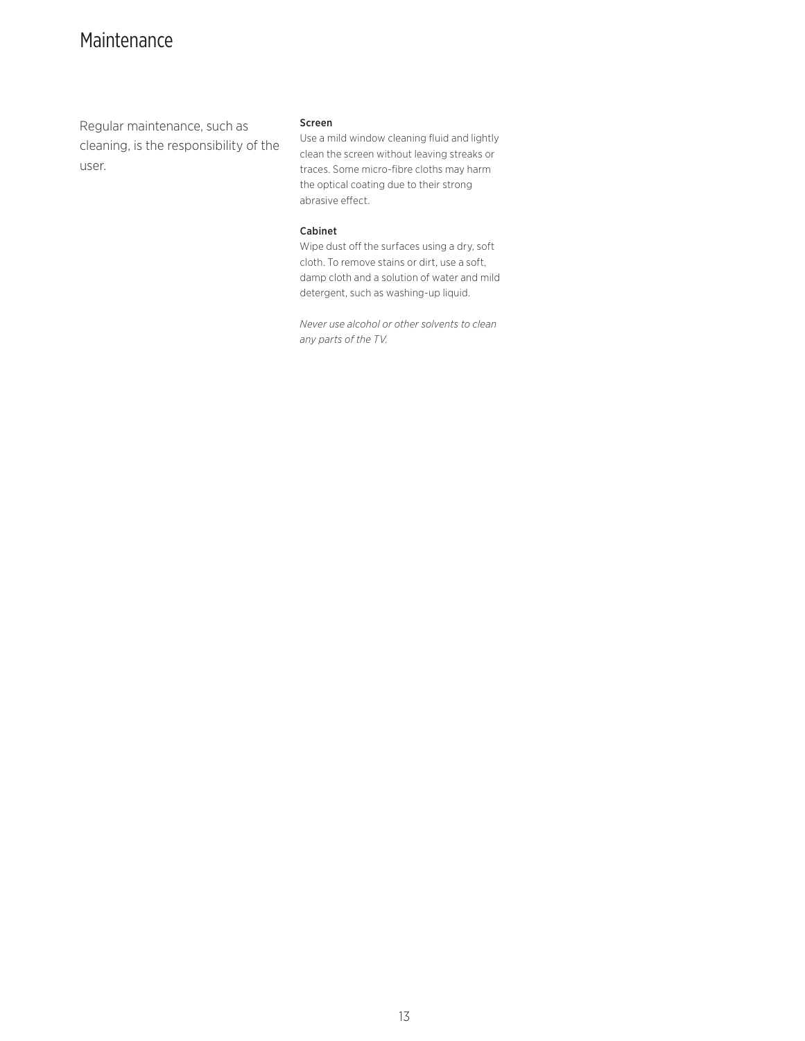# Maintenance

Regular maintenance, such as cleaning, is the responsibility of the user.

### Screen

Use a mild window cleaning fluid and lightly clean the screen without leaving streaks or traces. Some micro-fibre cloths may harm the optical coating due to their strong abrasive effect.

### Cabinet

Wipe dust off the surfaces using a dry, soft cloth. To remove stains or dirt, use a soft, damp cloth and a solution of water and mild detergent, such as washing-up liquid.

*Never use alcohol or other solvents to clean any parts of the TV.*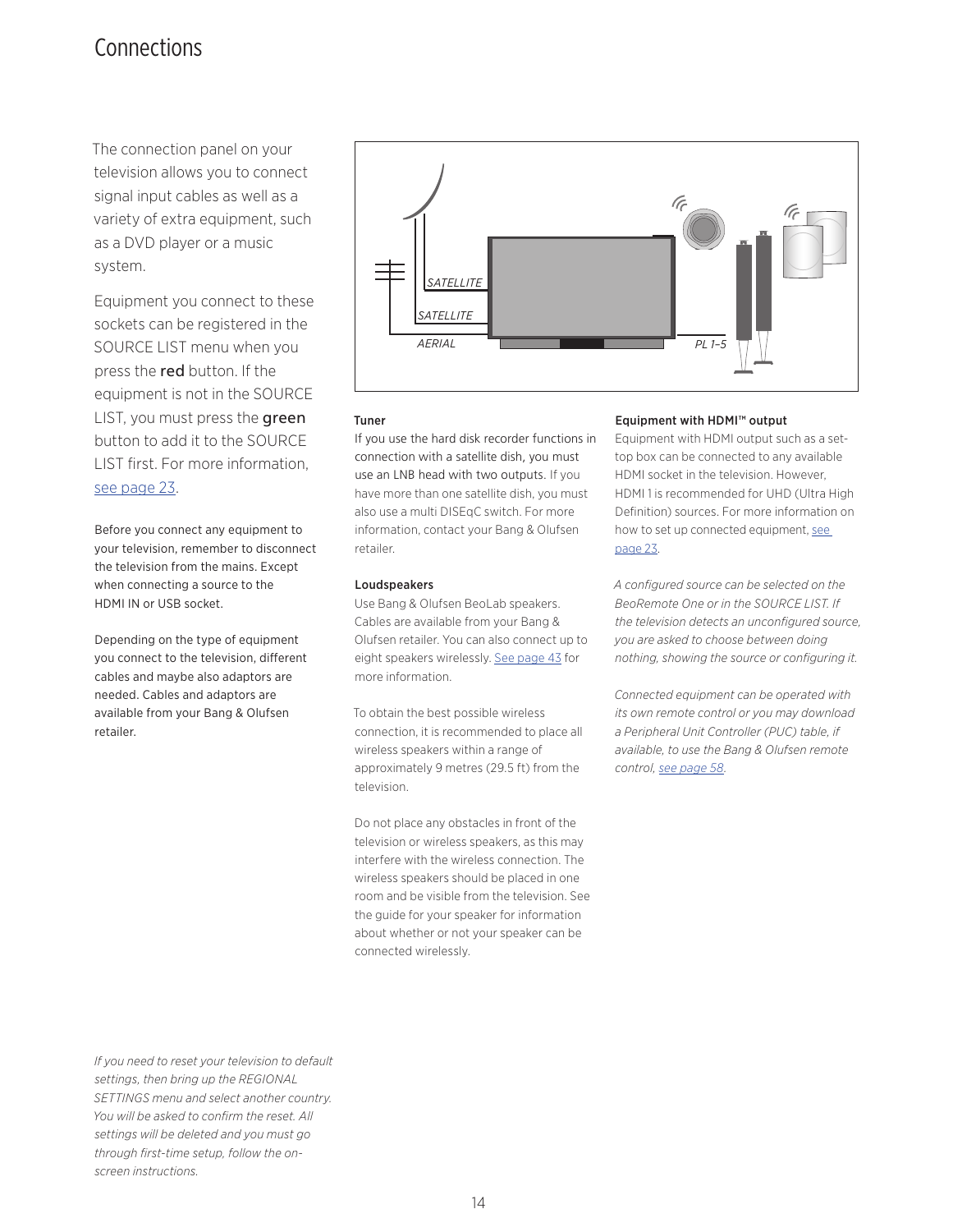# Connections

The connection panel on your television allows you to connect signal input cables as well as a variety of extra equipment, such as a DVD player or a music system.

Equipment you connect to these sockets can be registered in the SOURCE LIST menu when you press the red button. If the equipment is not in the SOURCE LIST, you must press the green button to add it to the SOURCE LIST first. For more information, see page 23.

Before you connect any equipment to your television, remember to disconnect the television from the mains. Except when connecting a source to the HDMI IN or USB socket.

Depending on the type of equipment you connect to the television, different cables and maybe also adaptors are needed. Cables and adaptors are available from your Bang & Olufsen retailer.

SATELLITE

SATELLITE

AERIAL

PL 1–5

**Tuner**
If you use the hard disk recorder functions in connection with a satellite dish, you must use an LNB head with two outputs. If you have more than one satellite dish, you must also use a multi DISEqC switch. For more information, contact your Bang & Olufsen retailer.

**Loudspeakers**
Use Bang & Olufsen BeoLab speakers. Cables are available from your Bang & Olufsen retailer. You can also connect up to eight speakers wirelessly. See page 43 for more information.

To obtain the best possible wireless connection, it is recommended to place all wireless speakers within a range of approximately 9 metres (29.5 ft) from the television.

Do not place any obstacles in front of the television or wireless speakers, as this may interfere with the wireless connection. The wireless speakers should be placed in one room and be visible from the television. See the guide for your speaker for information about whether or not your speaker can be connected wirelessly.

**Equipment with HDMI™ output**
Equipment with HDMI output such as a set-top box can be connected to any available HDMI socket in the television. However, HDMI 1 is recommended for UHD (Ultra High Definition) sources. For more information on how to set up connected equipment, see page 23.

*A configured source can be selected on the BeoRemote One or in the SOURCE LIST. If the television detects an unconfigured source, you are asked to choose between doing nothing, showing the source or configuring it.*

*Connected equipment can be operated with its own remote control or you may download a Peripheral Unit Controller (PUC) table, if available, to use the Bang & Olufsen remote control, see page 58.*

*If you need to reset your television to default settings, then bring up the REGIONAL SETTINGS menu and select another country. You will be asked to confirm the reset. All settings will be deleted and you must go through first-time setup, follow the on-screen instructions.*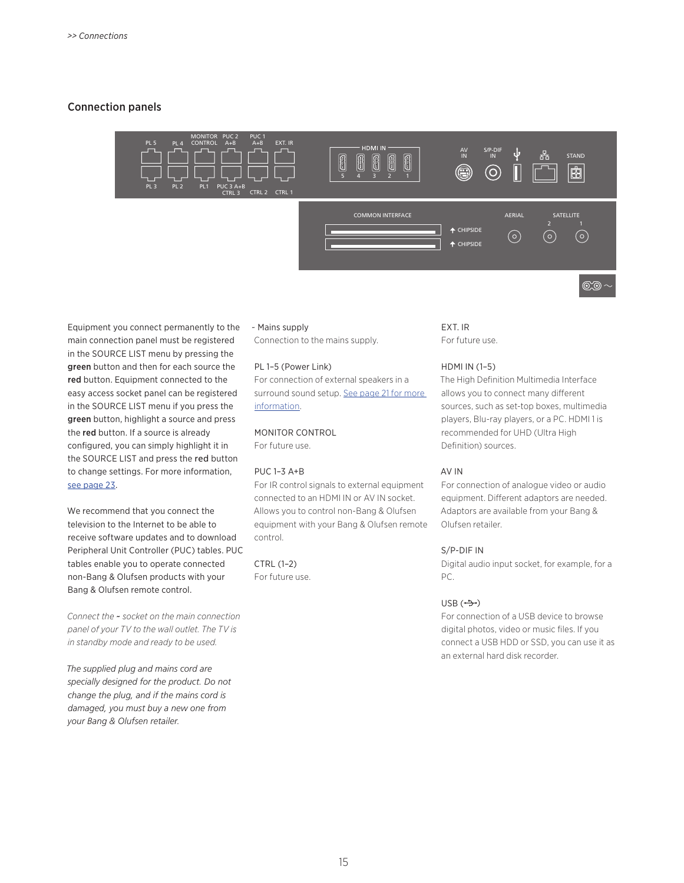## Connection panels

Equipment you connect permanently to the main connection panel must be registered in the SOURCE LIST menu by pressing the **green** button and then for each source the **red** button. Equipment connected to the easy access socket panel can be registered in the SOURCE LIST menu if you press the **green** button, highlight a source and press the **red** button. If a source is already configured, you can simply highlight it in the SOURCE LIST and press the **red** button to change settings. For more information, see page 23.

We recommend that you connect the television to the Internet to be able to receive software updates and to download Peripheral Unit Controller (PUC) tables. PUC tables enable you to operate connected non-Bang & Olufsen products with your Bang & Olufsen remote control.

*Connect the ~ socket on the main connection panel of your TV to the wall outlet. The TV is in standby mode and ready to be used.*

*The supplied plug and mains cord are specially designed for the product. Do not change the plug, and if the mains cord is damaged, you must buy a new one from your Bang & Olufsen retailer.*

~ Mains supply
Connection to the mains supply.

PL 1–5 (Power Link)
For connection of external speakers in a surround sound setup. See page 21 for more information.

MONITOR CONTROL
For future use.

PUC 1–3 A+B
For IR control signals to external equipment connected to an HDMI IN or AV IN socket. Allows you to control non-Bang & Olufsen equipment with your Bang & Olufsen remote control.

CTRL (1–2)
For future use.

EXT. IR
For future use.

HDMI IN (1–5)
The High Definition Multimedia Interface allows you to connect many different sources, such as set-top boxes, multimedia players, Blu-ray players, or a PC. HDMI 1 is recommended for UHD (Ultra High Definition) sources.

AV IN
For connection of analogue video or audio equipment. Different adaptors are needed. Adaptors are available from your Bang & Olufsen retailer.

S/P-DIF IN
Digital audio input socket, for example, for a PC.

USB (⭠⭢)
For connection of a USB device to browse digital photos, video or music files. If you connect a USB HDD or SSD, you can use it as an external hard disk recorder.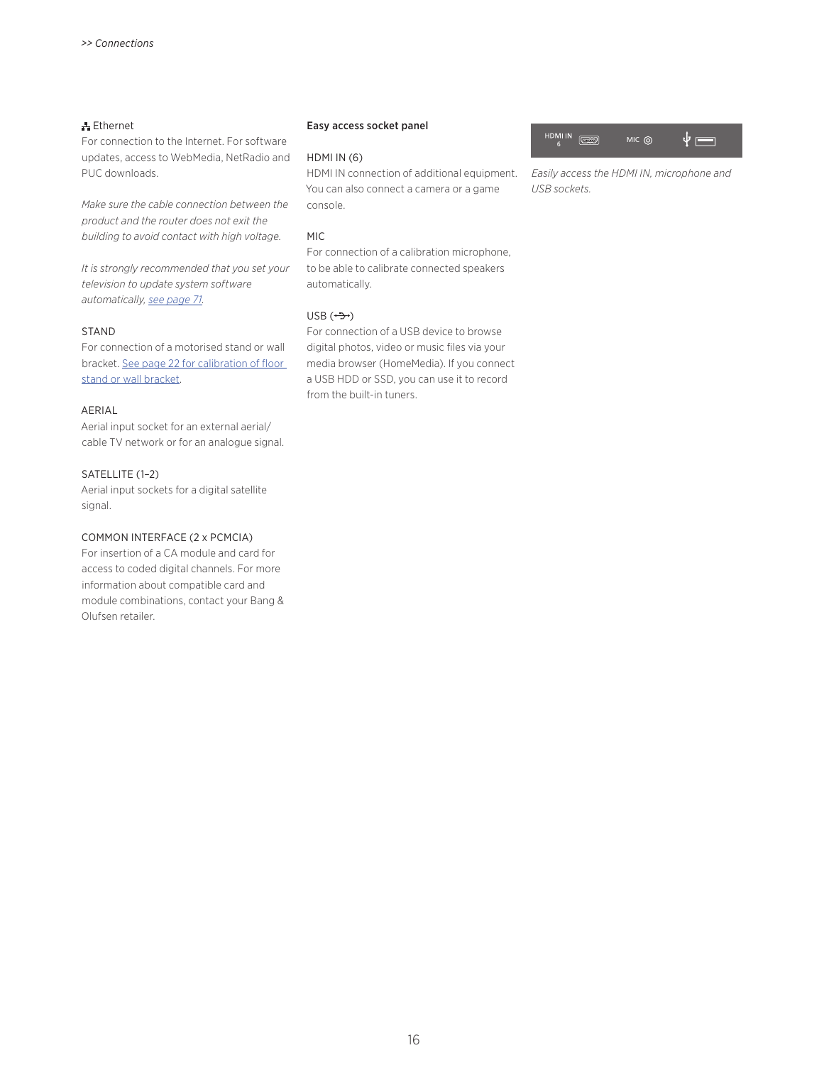Ethernet

For connection to the Internet. For software updates, access to WebMedia, NetRadio and PUC downloads.

*Make sure the cable connection between the product and the router does not exit the building to avoid contact with high voltage.*

*It is strongly recommended that you set your television to update system software automatically, see page 71.*

STAND

For connection of a motorised stand or wall bracket. See page 22 for calibration of floor stand or wall bracket.

AERIAL

Aerial input socket for an external aerial/cable TV network or for an analogue signal.

SATELLITE (1–2)

Aerial input sockets for a digital satellite signal.

COMMON INTERFACE (2 x PCMCIA)

For insertion of a CA module and card for access to coded digital channels. For more information about compatible card and module combinations, contact your Bang & Olufsen retailer.

**Easy access socket panel**

HDMI IN (6)

HDMI IN connection of additional equipment. You can also connect a camera or a game console.

MIC

For connection of a calibration microphone, to be able to calibrate connected speakers automatically.

USB (⭠⭢)

For connection of a USB device to browse digital photos, video or music files via your media browser (HomeMedia). If you connect a USB HDD or SSD, you can use it to record from the built-in tuners.

HDMI IN 6 | MIC

*Easily access the HDMI IN, microphone and USB sockets.*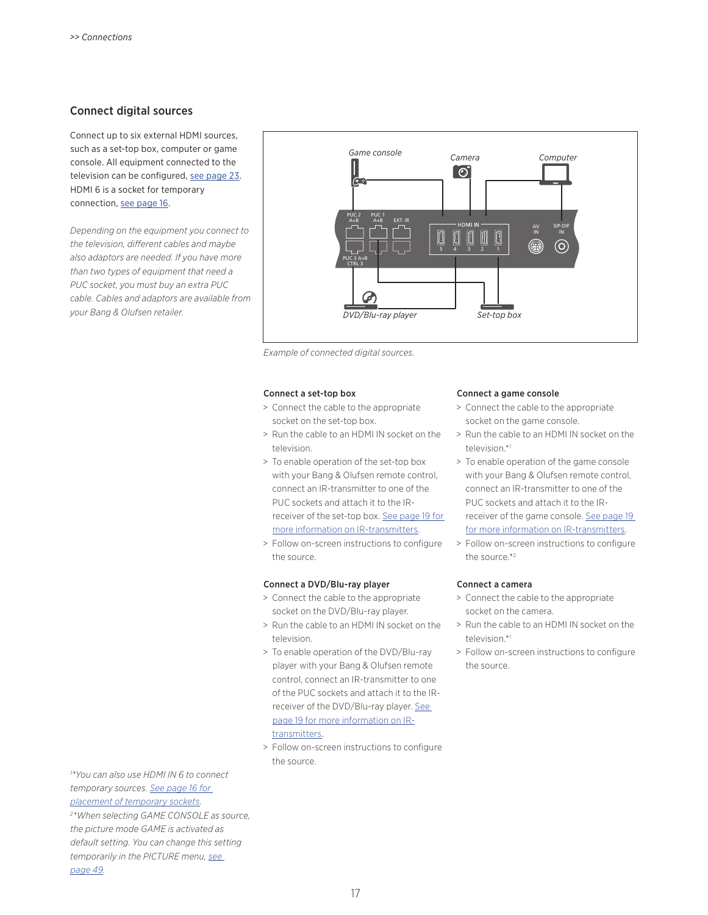## Connect digital sources

Connect up to six external HDMI sources, such as a set-top box, computer or game console. All equipment connected to the television can be configured, see page 23. HDMI 6 is a socket for temporary connection, see page 16.

*Depending on the equipment you connect to the television, different cables and maybe also adaptors are needed. If you have more than two types of equipment that need a PUC socket, you must buy an extra PUC cable. Cables and adaptors are available from your Bang & Olufsen retailer.*

*Example of connected digital sources.*

### Connect a set-top box

> Connect the cable to the appropriate socket on the set-top box.

> Run the cable to an HDMI IN socket on the television.

> To enable operation of the set-top box with your Bang & Olufsen remote control, connect an IR-transmitter to one of the PUC sockets and attach it to the IR-receiver of the set-top box. See page 19 for more information on IR-transmitters.

> Follow on-screen instructions to configure the source.

### Connect a DVD/Blu-ray player

> Connect the cable to the appropriate socket on the DVD/Blu-ray player.

> Run the cable to an HDMI IN socket on the television.

> To enable operation of the DVD/Blu-ray player with your Bang & Olufsen remote control, connect an IR-transmitter to one of the PUC sockets and attach it to the IR-receiver of the DVD/Blu-ray player. See page 19 for more information on IR-transmitters.

> Follow on-screen instructions to configure the source.

### Connect a game console

> Connect the cable to the appropriate socket on the game console.

> Run the cable to an HDMI IN socket on the television.*[1]

> To enable operation of the game console with your Bang & Olufsen remote control, connect an IR-transmitter to one of the PUC sockets and attach it to the IR-receiver of the game console. See page 19 for more information on IR-transmitters.

> Follow on-screen instructions to configure the source.*[2]

### Connect a camera

> Connect the cable to the appropriate socket on the camera.

> Run the cable to an HDMI IN socket on the television.*[1]

> Follow on-screen instructions to configure the source.

[1]*You can also use HDMI IN 6 to connect temporary sources. See page 16 for placement of temporary sockets.*

[2]*When selecting GAME CONSOLE as source, the picture mode GAME is activated as default setting. You can change this setting temporarily in the PICTURE menu, see page 49.*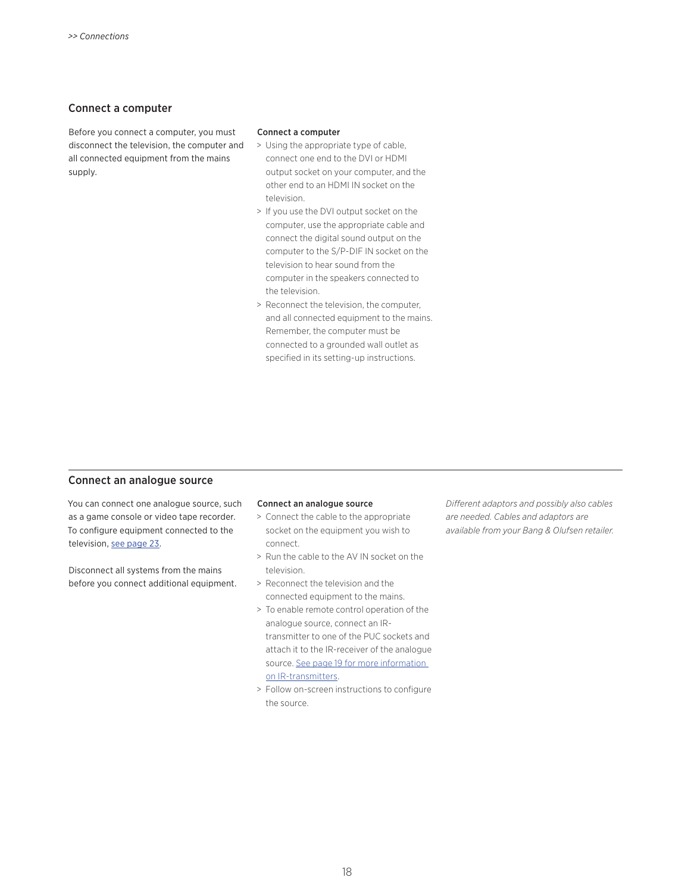## Connect a computer

Before you connect a computer, you must disconnect the television, the computer and all connected equipment from the mains supply.

**Connect a computer**

> Using the appropriate type of cable, connect one end to the DVI or HDMI output socket on your computer, and the other end to an HDMI IN socket on the television.

> If you use the DVI output socket on the computer, use the appropriate cable and connect the digital sound output on the computer to the S/P-DIF IN socket on the television to hear sound from the computer in the speakers connected to the television.

> Reconnect the television, the computer, and all connected equipment to the mains. Remember, the computer must be connected to a grounded wall outlet as specified in its setting-up instructions.

## Connect an analogue source

You can connect one analogue source, such as a game console or video tape recorder. To configure equipment connected to the television, see page 23.

Disconnect all systems from the mains before you connect additional equipment.

**Connect an analogue source**

> Connect the cable to the appropriate socket on the equipment you wish to connect.

> Run the cable to the AV IN socket on the television.

> Reconnect the television and the connected equipment to the mains.

> To enable remote control operation of the analogue source, connect an IR-transmitter to one of the PUC sockets and attach it to the IR-receiver of the analogue source. See page 19 for more information on IR-transmitters.

> Follow on-screen instructions to configure the source.

*Different adaptors and possibly also cables are needed. Cables and adaptors are available from your Bang & Olufsen retailer.*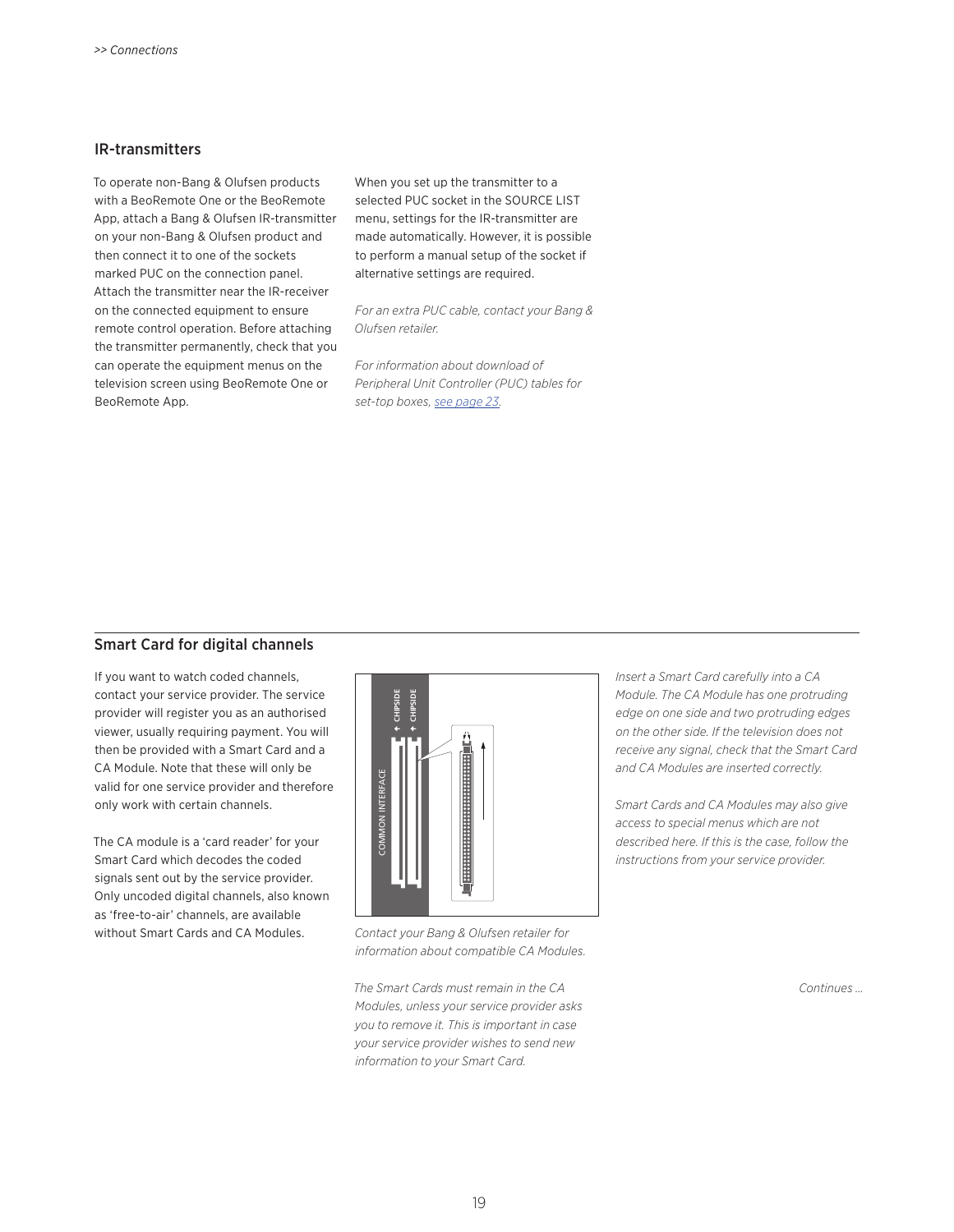## IR-transmitters

To operate non-Bang & Olufsen products with a BeoRemote One or the BeoRemote App, attach a Bang & Olufsen IR-transmitter on your non-Bang & Olufsen product and then connect it to one of the sockets marked PUC on the connection panel. Attach the transmitter near the IR-receiver on the connected equipment to ensure remote control operation. Before attaching the transmitter permanently, check that you can operate the equipment menus on the television screen using BeoRemote One or BeoRemote App.

When you set up the transmitter to a selected PUC socket in the SOURCE LIST menu, settings for the IR-transmitter are made automatically. However, it is possible to perform a manual setup of the socket if alternative settings are required.

*For an extra PUC cable, contact your Bang & Olufsen retailer.*

*For information about download of Peripheral Unit Controller (PUC) tables for set-top boxes, see page 23.*

## Smart Card for digital channels

If you want to watch coded channels, contact your service provider. The service provider will register you as an authorised viewer, usually requiring payment. You will then be provided with a Smart Card and a CA Module. Note that these will only be valid for one service provider and therefore only work with certain channels.

The CA module is a 'card reader' for your Smart Card which decodes the coded signals sent out by the service provider. Only uncoded digital channels, also known as 'free-to-air' channels, are available without Smart Cards and CA Modules.

*Contact your Bang & Olufsen retailer for information about compatible CA Modules.*

*The Smart Cards must remain in the CA Modules, unless your service provider asks you to remove it. This is important in case your service provider wishes to send new information to your Smart Card.*

*Insert a Smart Card carefully into a CA Module. The CA Module has one protruding edge on one side and two protruding edges on the other side. If the television does not receive any signal, check that the Smart Card and CA Modules are inserted correctly.*

*Smart Cards and CA Modules may also give access to special menus which are not described here. If this is the case, follow the instructions from your service provider.*

*Continues …*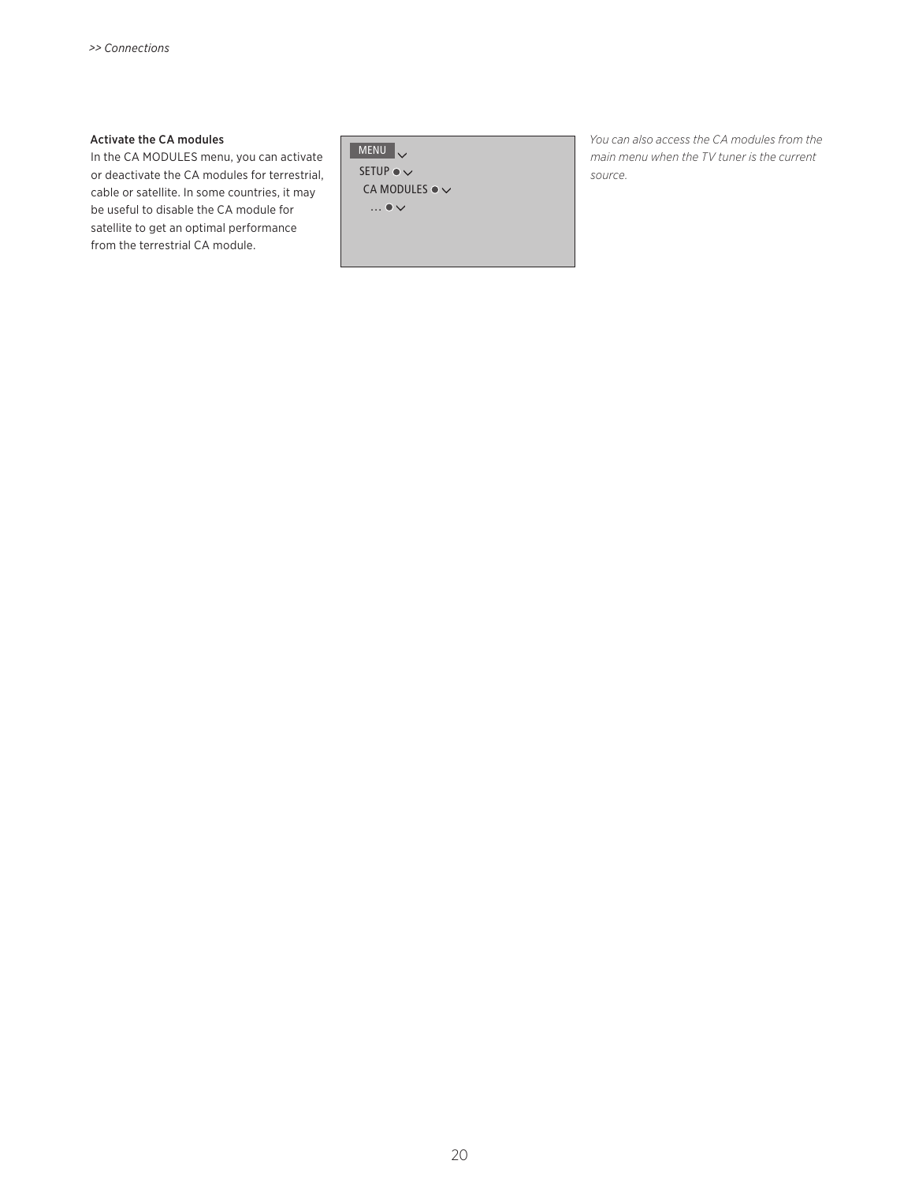### Activate the CA modules

In the CA MODULES menu, you can activate or deactivate the CA modules for terrestrial, cable or satellite. In some countries, it may be useful to disable the CA module for satellite to get an optimal performance from the terrestrial CA module.

MENU
  SETUP
    CA MODULES
      ...

*You can also access the CA modules from the main menu when the TV tuner is the current source.*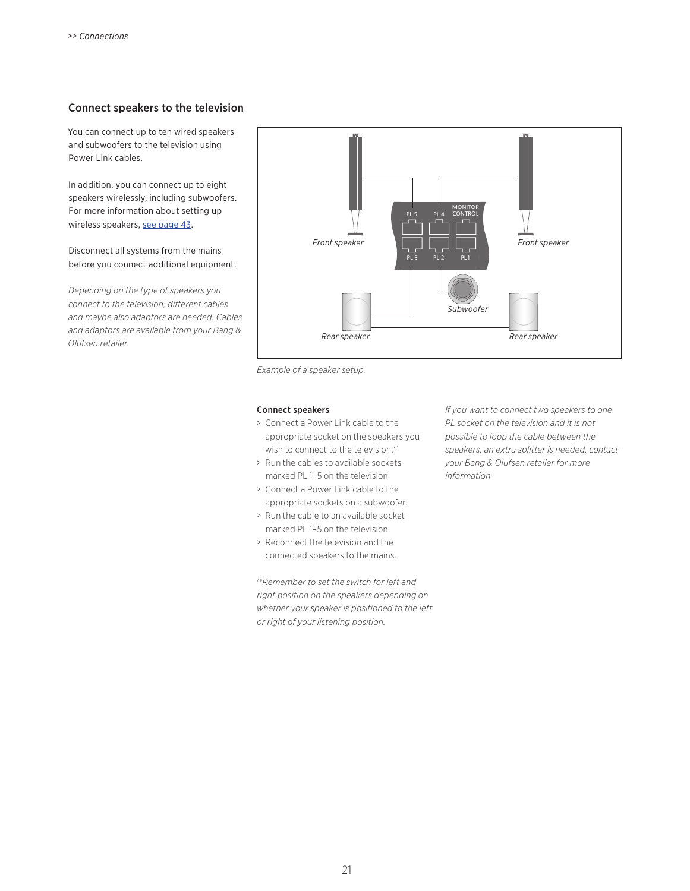## Connect speakers to the television

You can connect up to ten wired speakers and subwoofers to the television using Power Link cables.

In addition, you can connect up to eight speakers wirelessly, including subwoofers. For more information about setting up wireless speakers, see page 43.

Disconnect all systems from the mains before you connect additional equipment.

*Depending on the type of speakers you connect to the television, different cables and maybe also adaptors are needed. Cables and adaptors are available from your Bang & Olufsen retailer.*

*Example of a speaker setup.*

**Connect speakers**

> Connect a Power Link cable to the appropriate socket on the speakers you wish to connect to the television.*[1]
> Run the cables to available sockets marked PL 1–5 on the television.
> Connect a Power Link cable to the appropriate sockets on a subwoofer.
> Run the cable to an available socket marked PL 1–5 on the television.
> Reconnect the television and the connected speakers to the mains.

*[1]*Remember to set the switch for left and right position on the speakers depending on whether your speaker is positioned to the left or right of your listening position.*

*If you want to connect two speakers to one PL socket on the television and it is not possible to loop the cable between the speakers, an extra splitter is needed, contact your Bang & Olufsen retailer for more information.*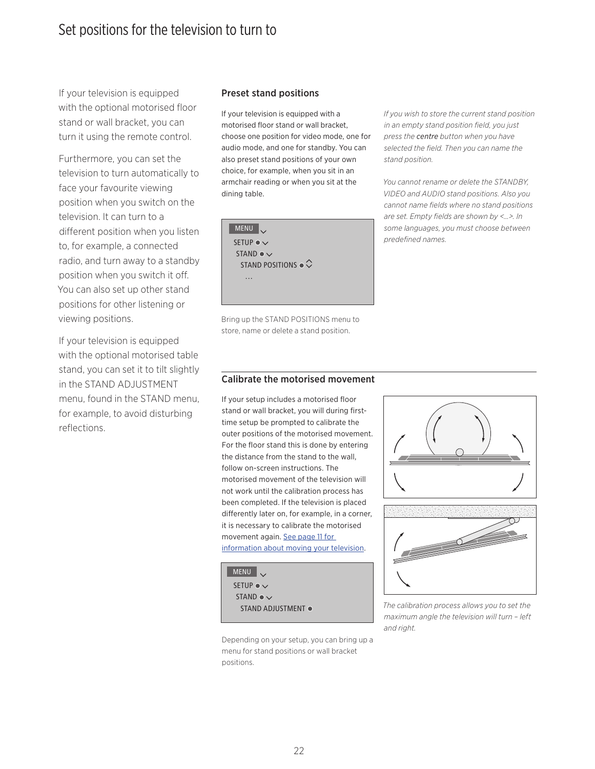# Set positions for the television to turn to

If your television is equipped with the optional motorised floor stand or wall bracket, you can turn it using the remote control.

Furthermore, you can set the television to turn automatically to face your favourite viewing position when you switch on the television. It can turn to a different position when you listen to, for example, a connected radio, and turn away to a standby position when you switch it off. You can also set up other stand positions for other listening or viewing positions.

If your television is equipped with the optional motorised table stand, you can set it to tilt slightly in the STAND ADJUSTMENT menu, found in the STAND menu, for example, to avoid disturbing reflections.

### Preset stand positions

If your television is equipped with a motorised floor stand or wall bracket, choose one position for video mode, one for audio mode, and one for standby. You can also preset stand positions of your own choice, for example, when you sit in an armchair reading or when you sit at the dining table.

```
MENU
 SETUP
  STAND
   STAND POSITIONS
    ...
```

Bring up the STAND POSITIONS menu to store, name or delete a stand position.

*If you wish to store the current stand position in an empty stand position field, you just press the* **centre** *button when you have selected the field. Then you can name the stand position.*

*You cannot rename or delete the STANDBY, VIDEO and AUDIO stand positions. Also you cannot name fields where no stand positions are set. Empty fields are shown by <...>. In some languages, you must choose between predefined names.*

### Calibrate the motorised movement

If your setup includes a motorised floor stand or wall bracket, you will during first-time setup be prompted to calibrate the outer positions of the motorised movement. For the floor stand this is done by entering the distance from the stand to the wall, follow on-screen instructions. The motorised movement of the television will not work until the calibration process has been completed. If the television is placed differently later on, for example, in a corner, it is necessary to calibrate the motorised movement again. See page 11 for information about moving your television.

```
MENU
 SETUP
  STAND
   STAND ADJUSTMENT
```

Depending on your setup, you can bring up a menu for stand positions or wall bracket positions.

*The calibration process allows you to set the maximum angle the television will turn – left and right.*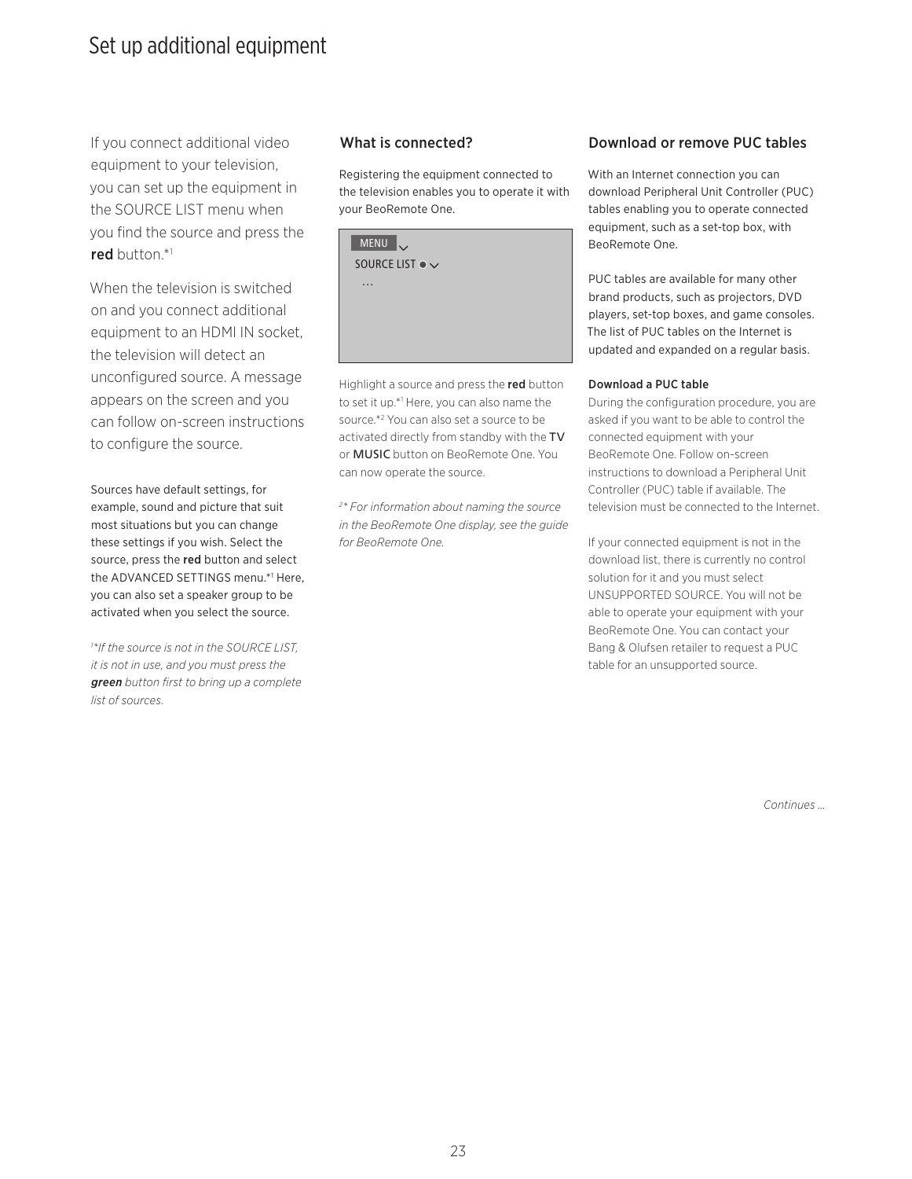# Set up additional equipment

If you connect additional video equipment to your television, you can set up the equipment in the SOURCE LIST menu when you find the source and press the **red** button.*[1]

When the television is switched on and you connect additional equipment to an HDMI IN socket, the television will detect an unconfigured source. A message appears on the screen and you can follow on-screen instructions to configure the source.

Sources have default settings, for example, sound and picture that suit most situations but you can change these settings if you wish. Select the source, press the **red** button and select the ADVANCED SETTINGS menu.*[1] Here, you can also set a speaker group to be activated when you select the source.

*[1]*If the source is not in the SOURCE LIST, it is not in use, and you must press the **green** button first to bring up a complete list of sources.*

## What is connected?

Registering the equipment connected to the television enables you to operate it with your BeoRemote One.

MENU
SOURCE LIST
...

Highlight a source and press the **red** button to set it up.*[1] Here, you can also name the source.*[2] You can also set a source to be activated directly from standby with the **TV** or **MUSIC** button on BeoRemote One. You can now operate the source.

*[2]* For information about naming the source in the BeoRemote One display, see the guide for BeoRemote One.*

## Download or remove PUC tables

With an Internet connection you can download Peripheral Unit Controller (PUC) tables enabling you to operate connected equipment, such as a set-top box, with BeoRemote One.

PUC tables are available for many other brand products, such as projectors, DVD players, set-top boxes, and game consoles. The list of PUC tables on the Internet is updated and expanded on a regular basis.

**Download a PUC table**
During the configuration procedure, you are asked if you want to be able to control the connected equipment with your BeoRemote One. Follow on-screen instructions to download a Peripheral Unit Controller (PUC) table if available. The television must be connected to the Internet.

If your connected equipment is not in the download list, there is currently no control solution for it and you must select UNSUPPORTED SOURCE. You will not be able to operate your equipment with your BeoRemote One. You can contact your Bang & Olufsen retailer to request a PUC table for an unsupported source.

*Continues …*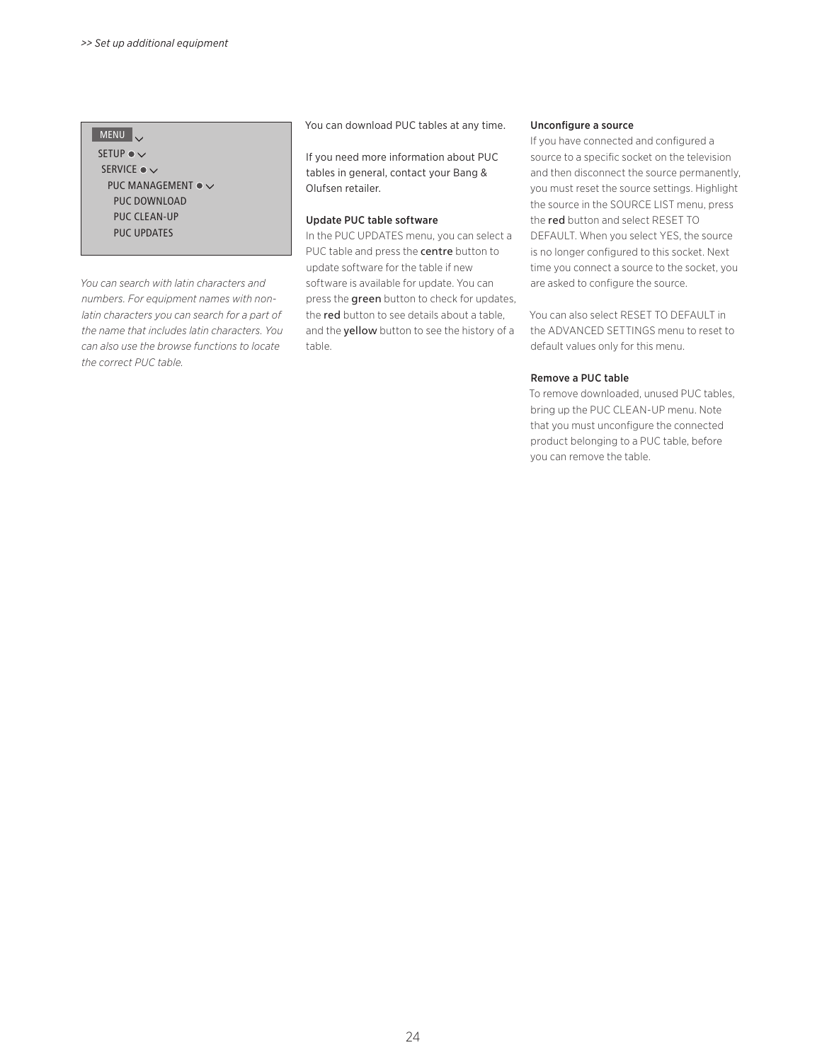```
MENU
  SETUP
    SERVICE
      PUC MANAGEMENT
        PUC DOWNLOAD
        PUC CLEAN-UP
        PUC UPDATES
```

*You can search with latin characters and numbers. For equipment names with non-latin characters you can search for a part of the name that includes latin characters. You can also use the browse functions to locate the correct PUC table.*

You can download PUC tables at any time.

If you need more information about PUC tables in general, contact your Bang & Olufsen retailer.

### Update PUC table software

In the PUC UPDATES menu, you can select a PUC table and press the **centre** button to update software for the table if new software is available for update. You can press the **green** button to check for updates, the **red** button to see details about a table, and the **yellow** button to see the history of a table.

### Unconfigure a source

If you have connected and configured a source to a specific socket on the television and then disconnect the source permanently, you must reset the source settings. Highlight the source in the SOURCE LIST menu, press the **red** button and select RESET TO DEFAULT. When you select YES, the source is no longer configured to this socket. Next time you connect a source to the socket, you are asked to configure the source.

You can also select RESET TO DEFAULT in the ADVANCED SETTINGS menu to reset to default values only for this menu.

### Remove a PUC table

To remove downloaded, unused PUC tables, bring up the PUC CLEAN-UP menu. Note that you must unconfigure the connected product belonging to a PUC table, before you can remove the table.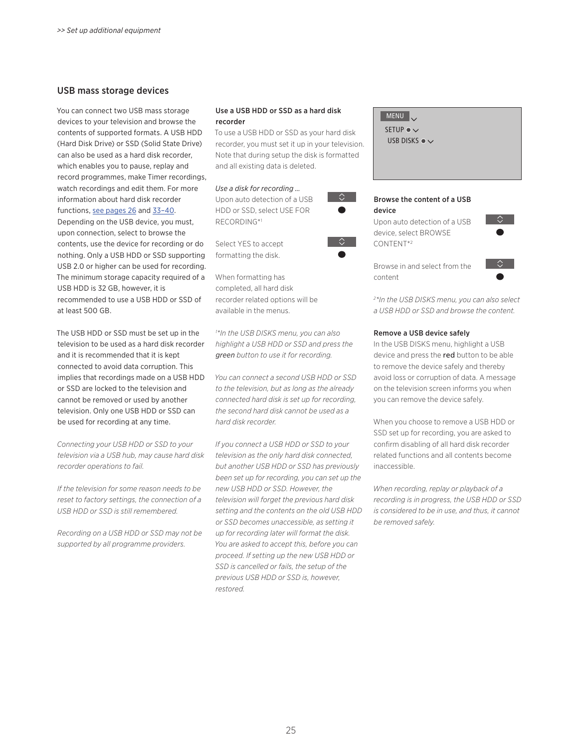## USB mass storage devices

You can connect two USB mass storage devices to your television and browse the contents of supported formats. A USB HDD (Hard Disk Drive) or SSD (Solid State Drive) can also be used as a hard disk recorder, which enables you to pause, replay and record programmes, make Timer recordings, watch recordings and edit them. For more information about hard disk recorder functions, see pages 26 and 33–40. Depending on the USB device, you must, upon connection, select to browse the contents, use the device for recording or do nothing. Only a USB HDD or SSD supporting USB 2.0 or higher can be used for recording. The minimum storage capacity required of a USB HDD is 32 GB, however, it is recommended to use a USB HDD or SSD of at least 500 GB.

The USB HDD or SSD must be set up in the television to be used as a hard disk recorder and it is recommended that it is kept connected to avoid data corruption. This implies that recordings made on a USB HDD or SSD are locked to the television and cannot be removed or used by another television. Only one USB HDD or SSD can be used for recording at any time.

*Connecting your USB HDD or SSD to your television via a USB hub, may cause hard disk recorder operations to fail.*

*If the television for some reason needs to be reset to factory settings, the connection of a USB HDD or SSD is still remembered.*

*Recording on a USB HDD or SSD may not be supported by all programme providers.*

**Use a USB HDD or SSD as a hard disk recorder**

To use a USB HDD or SSD as your hard disk recorder, you must set it up in your television. Note that during setup the disk is formatted and all existing data is deleted.

*Use a disk for recording …*

Upon auto detection of a USB HDD or SSD, select USE FOR RECORDING*[1]

Select YES to accept formatting the disk.

When formatting has completed, all hard disk recorder related options will be available in the menus.

*[1]*In the USB DISKS menu, you can also highlight a USB HDD or SSD and press the* ***green*** *button to use it for recording.*

*You can connect a second USB HDD or SSD to the television, but as long as the already connected hard disk is set up for recording, the second hard disk cannot be used as a hard disk recorder.*

*If you connect a USB HDD or SSD to your television as the only hard disk connected, but another USB HDD or SSD has previously been set up for recording, you can set up the new USB HDD or SSD. However, the television will forget the previous hard disk setting and the contents on the old USB HDD or SSD becomes unaccessible, as setting it up for recording later will format the disk. You are asked to accept this, before you can proceed. If setting up the new USB HDD or SSD is cancelled or fails, the setup of the previous USB HDD or SSD is, however, restored.*

MENU
SETUP
USB DISKS

**Browse the content of a USB device**

Upon auto detection of a USB device, select BROWSE CONTENT*[2]

Browse in and select from the content

*[2]*In the USB DISKS menu, you can also select a USB HDD or SSD and browse the content.*

**Remove a USB device safely**

In the USB DISKS menu, highlight a USB device and press the **red** button to be able to remove the device safely and thereby avoid loss or corruption of data. A message on the television screen informs you when you can remove the device safely.

When you choose to remove a USB HDD or SSD set up for recording, you are asked to confirm disabling of all hard disk recorder related functions and all contents become inaccessible.

*When recording, replay or playback of a recording is in progress, the USB HDD or SSD is considered to be in use, and thus, it cannot be removed safely.*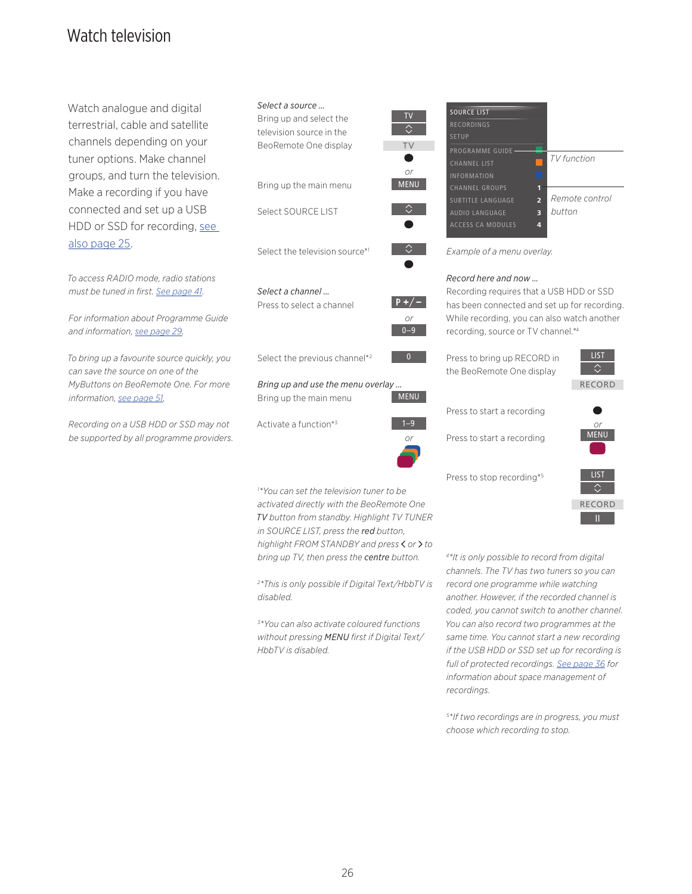# Watch television

Watch analogue and digital terrestrial, cable and satellite channels depending on your tuner options. Make channel groups, and turn the television. Make a recording if you have connected and set up a USB HDD or SSD for recording, see also page 25.

*To access RADIO mode, radio stations must be tuned in first. See page 41.*

*For information about Programme Guide and information, see page 29.*

*To bring up a favourite source quickly, you can save the source on one of the MyButtons on BeoRemote One. For more information, see page 51.*

*Recording on a USB HDD or SSD may not be supported by all programme providers.*

*Select a source …*

| | |
|---|---|
| Bring up and select the television source in the BeoRemote One display | TV / ◇ / TV / ● |
| | *or* |
| Bring up the main menu | MENU |
| Select SOURCE LIST | ◇ / ● |
| Select the television source*[1] | ◇ / ● |

*Select a channel …*

| | |
|---|---|
| Press to select a channel | P +/− |
| | *or* |
| | 0–9 |
| Select the previous channel*[2] | 0 |

*Bring up and use the menu overlay …*

| | |
|---|---|
| Bring up the main menu | MENU |
| Activate a function*[3] | 1–9 |
| | *or* |
| | (coloured buttons) |

*[1]\*You can set the television tuner to be activated directly with the BeoRemote One TV button from standby. Highlight TV TUNER in SOURCE LIST, press the **red** button, highlight FROM STANDBY and press < or > to bring up TV, then press the **centre** button.*

*[2]\*This is only possible if Digital Text/HbbTV is disabled.*

*[3]\*You can also activate coloured functions without pressing **MENU** first if Digital Text/HbbTV is disabled.*

SOURCE LIST
RECORDINGS
SETUP
PROGRAMME GUIDE
CHANNEL LIST
INFORMATION
CHANNEL GROUPS 1
SUBTITLE LANGUAGE 2
AUDIO LANGUAGE 3
ACCESS CA MODULES 4

*TV function*

*Remote control button*

*Example of a menu overlay.*

*Record here and now …*

Recording requires that a USB HDD or SSD has been connected and set up for recording. While recording, you can also watch another recording, source or TV channel.*[4]

| | |
|---|---|
| Press to bring up RECORD in the BeoRemote One display | LIST / ◇ / RECORD |
| Press to start a recording | ● |
| | *or* |
| Press to start a recording | MENU / (red button) |
| Press to stop recording*[5] | LIST / ◇ / RECORD / II |

*[4]\*It is only possible to record from digital channels. The TV has two tuners so you can record one programme while watching another. However, if the recorded channel is coded, you cannot switch to another channel. You can also record two programmes at the same time. You cannot start a new recording if the USB HDD or SSD set up for recording is full of protected recordings. See page 36 for information about space management of recordings.*

*[5]\*If two recordings are in progress, you must choose which recording to stop.*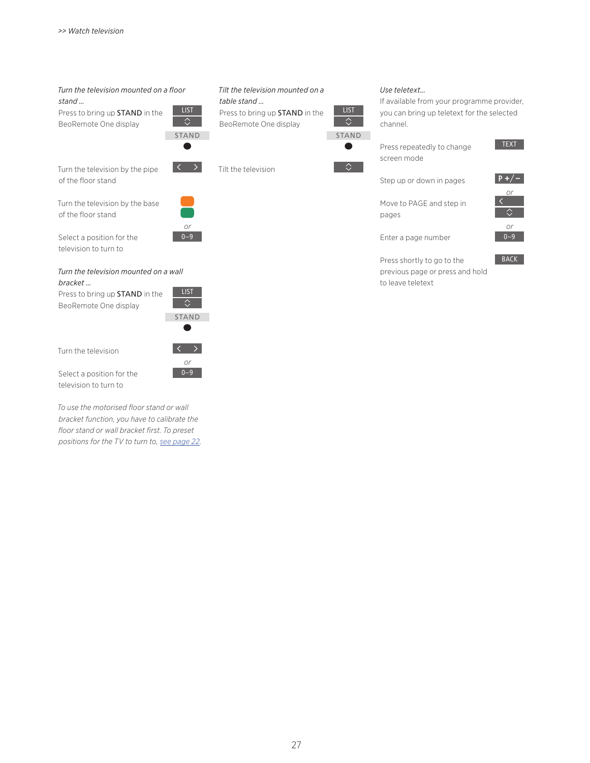*Turn the television mounted on a floor stand …*

Press to bring up **STAND** in the BeoRemote One display

LIST
◇
STAND
●

Turn the television by the pipe of the floor stand

‹ ›

Turn the television by the base of the floor stand

(orange button)
(green button)

or

Select a position for the television to turn to

0–9

*Turn the television mounted on a wall bracket …*

Press to bring up **STAND** in the BeoRemote One display

LIST
◇
STAND
●

Turn the television

‹ ›

or

Select a position for the television to turn to

0–9

*To use the motorised floor stand or wall bracket function, you have to calibrate the floor stand or wall bracket first. To preset positions for the TV to turn to, see page 22.*

*Tilt the television mounted on a table stand …*

Press to bring up **STAND** in the BeoRemote One display

LIST
◇
STAND
●

Tilt the television

◇

*Use teletext…*

If available from your programme provider, you can bring up teletext for the selected channel.

Press repeatedly to change screen mode

TEXT

Step up or down in pages

P +/–

or

Move to PAGE and step in pages

‹
◇

or

Enter a page number

0–9

Press shortly to go to the previous page or press and hold to leave teletext

BACK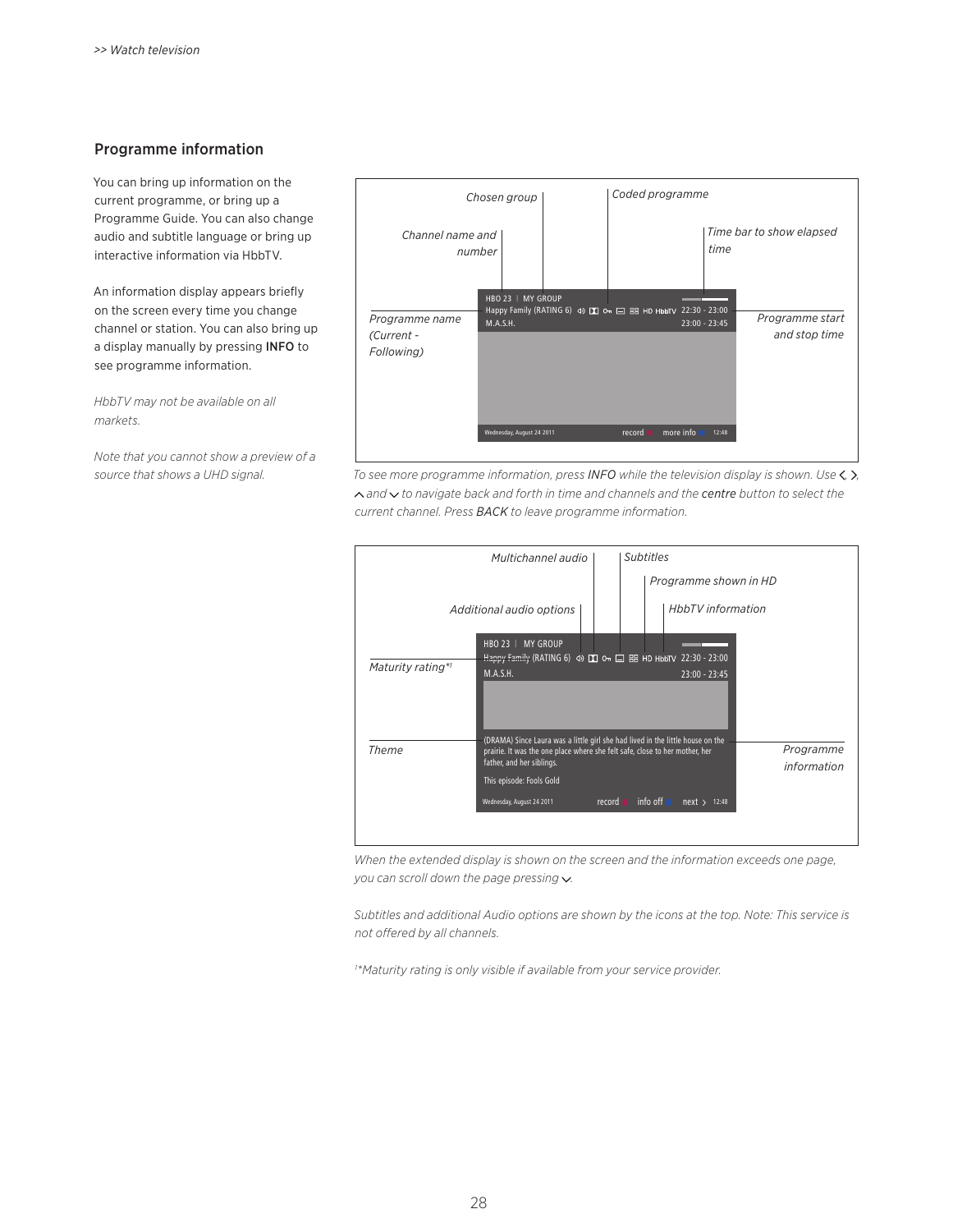## Programme information

You can bring up information on the current programme, or bring up a Programme Guide. You can also change audio and subtitle language or bring up interactive information via HbbTV.

An information display appears briefly on the screen every time you change channel or station. You can also bring up a display manually by pressing **INFO** to see programme information.

*HbbTV may not be available on all markets.*

*Note that you cannot show a preview of a source that shows a UHD signal.*

Chosen group | Coded programme | Channel name and number | Time bar to show elapsed time | Programme name (Current - Following) | Programme start and stop time

HBO 23 | MY GROUP
Happy Family (RATING 6) HD HbbTV 22:30 - 23:00
M.A.S.H. 23:00 - 23:45
Wednesday, August 24 2011 record more info 12:48

*To see more programme information, press INFO while the television display is shown. Use ‹, ›, ˄ and ˅ to navigate back and forth in time and channels and the centre button to select the current channel. Press BACK to leave programme information.*

Multichannel audio | Subtitles | Programme shown in HD | Additional audio options | HbbTV information | Maturity rating*[1] | Theme | Programme information

HBO 23 | MY GROUP
Happy Family (RATING 6) HD HbbTV 22:30 - 23:00
M.A.S.H. 23:00 - 23:45
(DRAMA) Since Laura was a little girl she had lived in the little house on the prairie. It was the one place where she felt safe, close to her mother, her father, and her siblings.
This episode: Fools Gold
Wednesday, August 24 2011 record info off next › 12:48

*When the extended display is shown on the screen and the information exceeds one page, you can scroll down the page pressing ˅.*

*Subtitles and additional Audio options are shown by the icons at the top. Note: This service is not offered by all channels.*

*[1]*Maturity rating is only visible if available from your service provider.*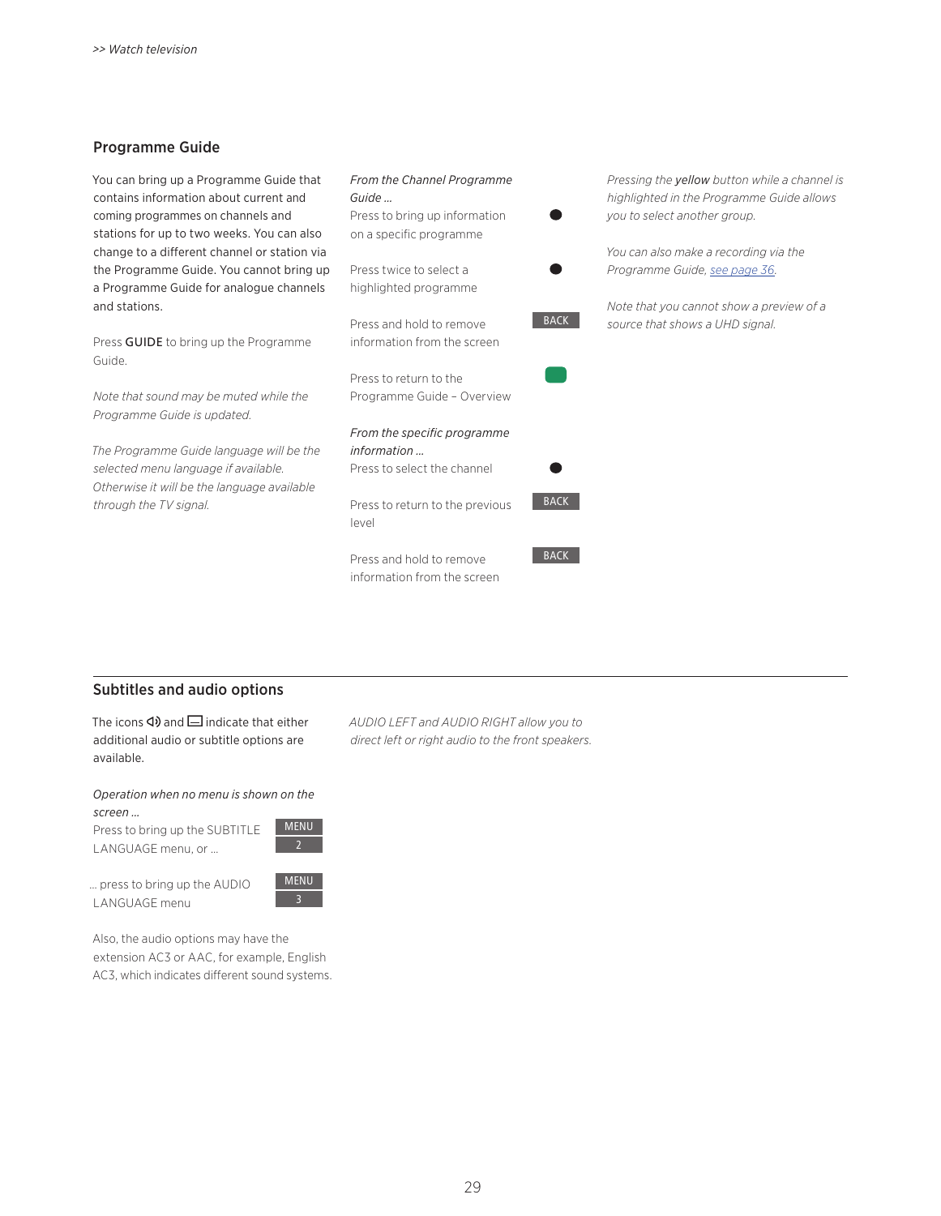## Programme Guide

You can bring up a Programme Guide that contains information about current and coming programmes on channels and stations for up to two weeks. You can also change to a different channel or station via the Programme Guide. You cannot bring up a Programme Guide for analogue channels and stations.

Press **GUIDE** to bring up the Programme Guide.

*Note that sound may be muted while the Programme Guide is updated.*

*The Programme Guide language will be the selected menu language if available. Otherwise it will be the language available through the TV signal.*

*From the Channel Programme Guide …*

| | |
|---|---|
| Press to bring up information on a specific programme | ● |
| Press twice to select a highlighted programme | ● |
| Press and hold to remove information from the screen | BACK |
| Press to return to the Programme Guide – Overview | (green button) |

*From the specific programme information …*

| | |
|---|---|
| Press to select the channel | ● |
| Press to return to the previous level | BACK |
| Press and hold to remove information from the screen | BACK |

*Pressing the **yellow** button while a channel is highlighted in the Programme Guide allows you to select another group.*

*You can also make a recording via the Programme Guide, see page 36.*

*Note that you cannot show a preview of a source that shows a UHD signal.*

## Subtitles and audio options

The icons 🔈 and ▭ indicate that either additional audio or subtitle options are available.

*Operation when no menu is shown on the screen …*

| | |
|---|---|
| Press to bring up the SUBTITLE LANGUAGE menu, or … | MENU 2 |
| … press to bring up the AUDIO LANGUAGE menu | MENU 3 |

Also, the audio options may have the extension AC3 or AAC, for example, English AC3, which indicates different sound systems.

*AUDIO LEFT and AUDIO RIGHT allow you to direct left or right audio to the front speakers.*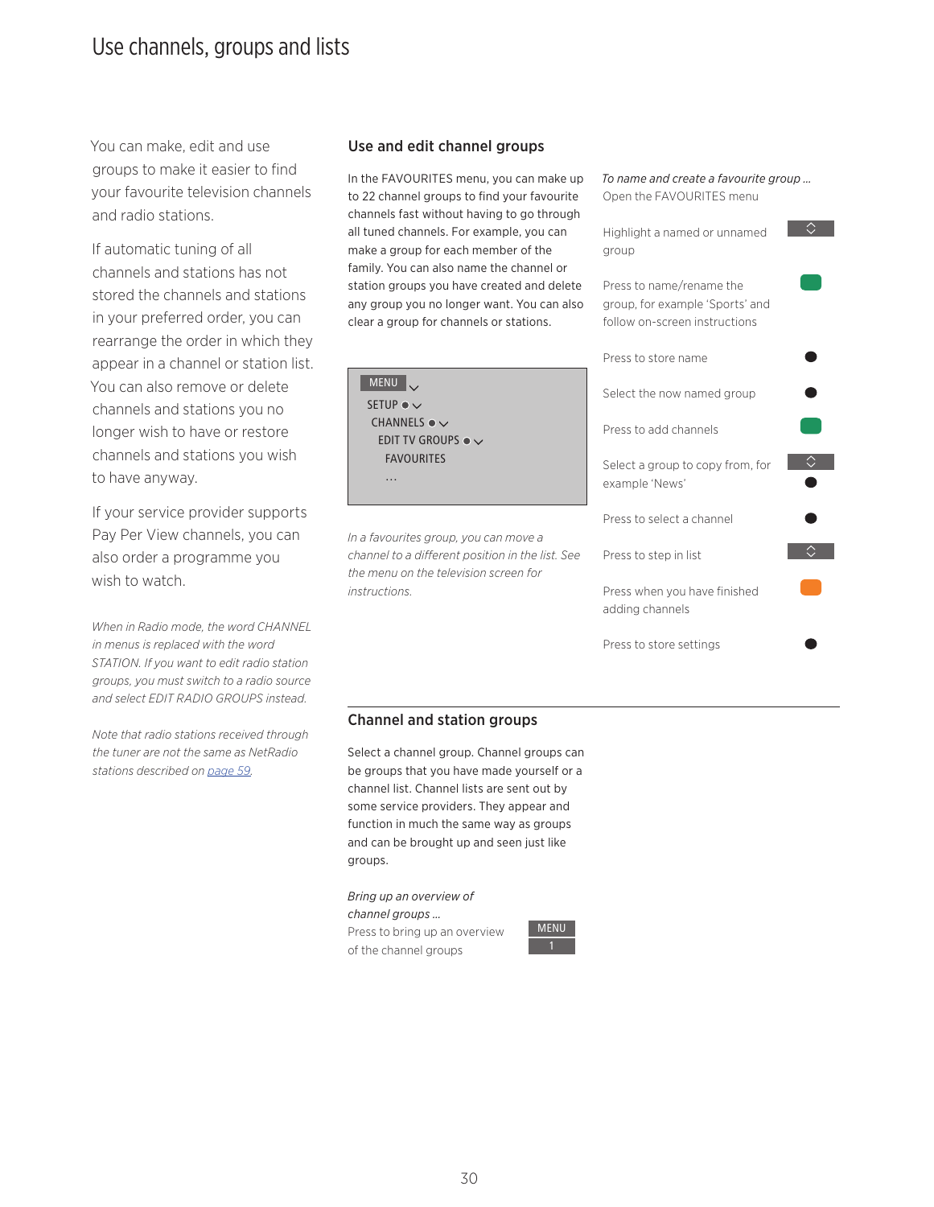# Use channels, groups and lists

You can make, edit and use groups to make it easier to find your favourite television channels and radio stations.

If automatic tuning of all channels and stations has not stored the channels and stations in your preferred order, you can rearrange the order in which they appear in a channel or station list. You can also remove or delete channels and stations you no longer wish to have or restore channels and stations you wish to have anyway.

If your service provider supports Pay Per View channels, you can also order a programme you wish to watch.

*When in Radio mode, the word CHANNEL in menus is replaced with the word STATION. If you want to edit radio station groups, you must switch to a radio source and select EDIT RADIO GROUPS instead.*

*Note that radio stations received through the tuner are not the same as NetRadio stations described on page 59.*

## Use and edit channel groups

In the FAVOURITES menu, you can make up to 22 channel groups to find your favourite channels fast without having to go through all tuned channels. For example, you can make a group for each member of the family. You can also name the channel or station groups you have created and delete any group you no longer want. You can also clear a group for channels or stations.

```
MENU
  SETUP
    CHANNELS
      EDIT TV GROUPS
        FAVOURITES
        ...
```

*In a favourites group, you can move a channel to a different position in the list. See the menu on the television screen for instructions.*

*To name and create a favourite group …*
Open the FAVOURITES menu

| | |
|---|---|
| Highlight a named or unnamed group | ⌃⌄ |
| Press to name/rename the group, for example 'Sports' and follow on-screen instructions | (green) |
| Press to store name | ● |
| Select the now named group | ● |
| Press to add channels | (green) |
| Select a group to copy from, for example 'News' | ⌃⌄ ● |
| Press to select a channel | ● |
| Press to step in list | ⌃⌄ |
| Press when you have finished adding channels | (yellow) |
| Press to store settings | ● |

## Channel and station groups

Select a channel group. Channel groups can be groups that you have made yourself or a channel list. Channel lists are sent out by some service providers. They appear and function in much the same way as groups and can be brought up and seen just like groups.

*Bring up an overview of channel groups …*

| | |
|---|---|
| Press to bring up an overview of the channel groups | MENU 1 |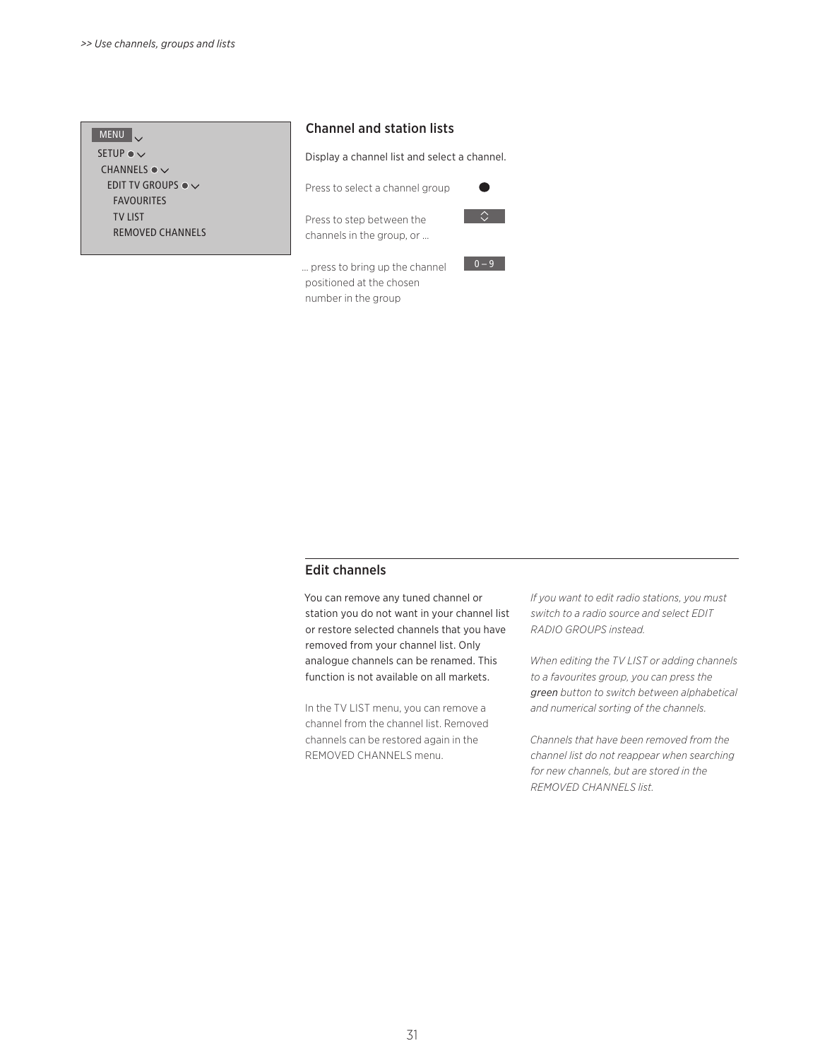MENU
SETUP
CHANNELS
EDIT TV GROUPS
FAVOURITES
TV LIST
REMOVED CHANNELS

## Channel and station lists

Display a channel list and select a channel.

Press to select a channel group ●

Press to step between the channels in the group, or …

… press to bring up the channel positioned at the chosen number in the group 0 – 9

## Edit channels

You can remove any tuned channel or station you do not want in your channel list or restore selected channels that you have removed from your channel list. Only analogue channels can be renamed. This function is not available on all markets.

In the TV LIST menu, you can remove a channel from the channel list. Removed channels can be restored again in the REMOVED CHANNELS menu.

*If you want to edit radio stations, you must switch to a radio source and select EDIT RADIO GROUPS instead.*

*When editing the TV LIST or adding channels to a favourites group, you can press the* ***green*** *button to switch between alphabetical and numerical sorting of the channels.*

*Channels that have been removed from the channel list do not reappear when searching for new channels, but are stored in the REMOVED CHANNELS list.*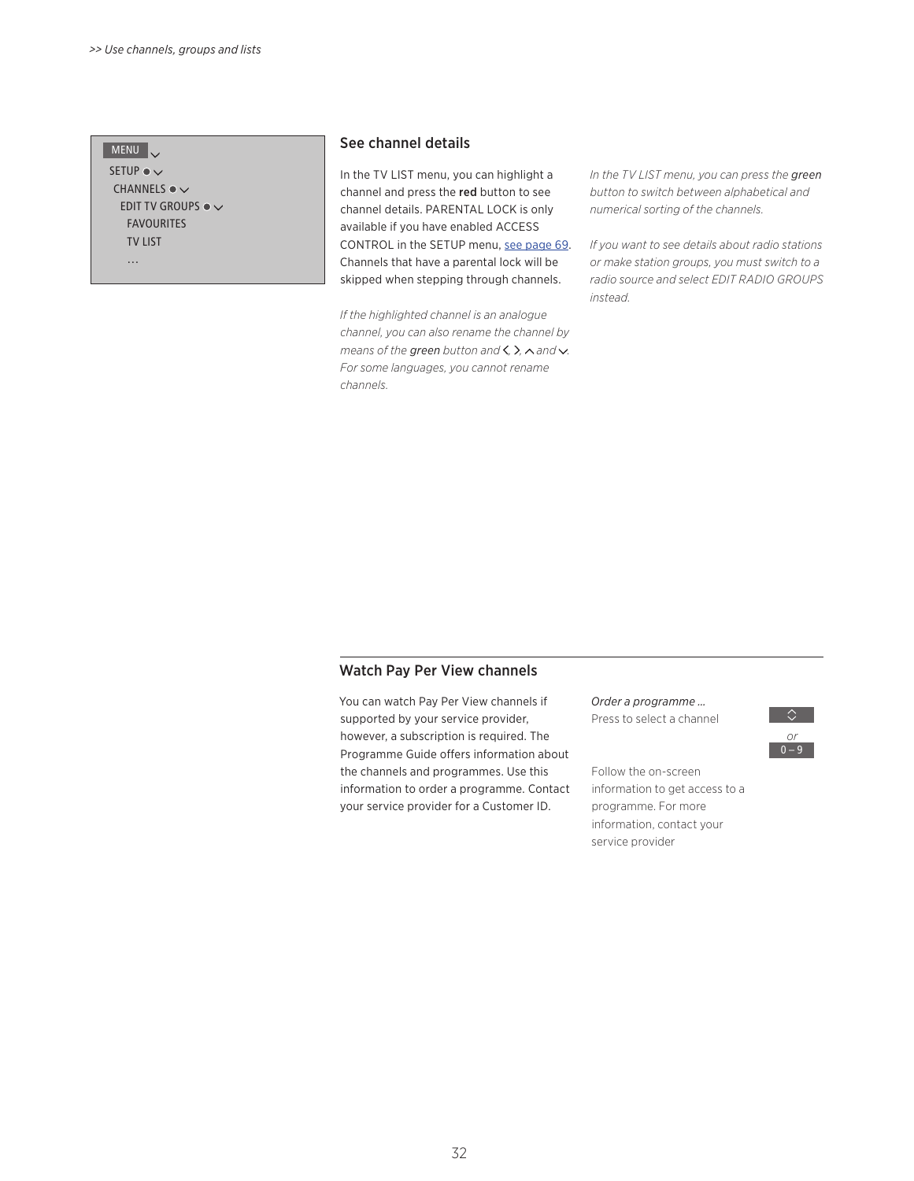MENU

SETUP

CHANNELS

EDIT TV GROUPS

FAVOURITES

TV LIST

...

## See channel details

In the TV LIST menu, you can highlight a channel and press the **red** button to see channel details. PARENTAL LOCK is only available if you have enabled ACCESS CONTROL in the SETUP menu, see page 69. Channels that have a parental lock will be skipped when stepping through channels.

*If the highlighted channel is an analogue channel, you can also rename the channel by means of the* **green** *button and* <, >, ^ *and* ⌄*. For some languages, you cannot rename channels.*

*In the TV LIST menu, you can press the* **green** *button to switch between alphabetical and numerical sorting of the channels.*

*If you want to see details about radio stations or make station groups, you must switch to a radio source and select EDIT RADIO GROUPS instead.*

## Watch Pay Per View channels

You can watch Pay Per View channels if supported by your service provider, however, a subscription is required. The Programme Guide offers information about the channels and programmes. Use this information to order a programme. Contact your service provider for a Customer ID.

*Order a programme …*

Press to select a channel — ⌃⌄ *or* 0 – 9

Follow the on-screen information to get access to a programme. For more information, contact your service provider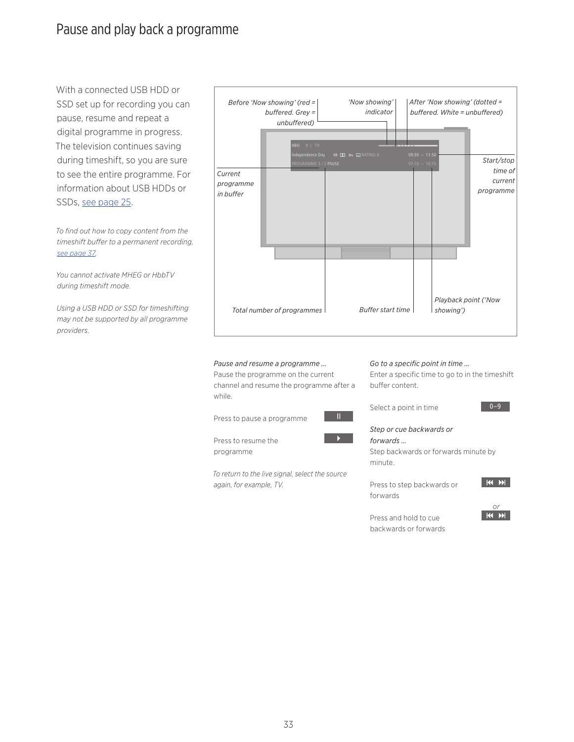# Pause and play back a programme

With a connected USB HDD or SSD set up for recording you can pause, resume and repeat a digital programme in progress. The television continues saving during timeshift, so you are sure to see the entire programme. For information about USB HDDs or SSDs, see page 25.

*To find out how to copy content from the timeshift buffer to a permanent recording, see page 37.*

*You cannot activate MHEG or HbbTV during timeshift mode.*

*Using a USB HDD or SSD for timeshifting may not be supported by all programme providers.*

*Before 'Now showing' (red = buffered. Grey = unbuffered)*

*'Now showing' indicator*

*After 'Now showing' (dotted = buffered. White = unbuffered)*

*Current programme in buffer*

*Start/stop time of current programme*

HBO 9 | TV
Independence Day RATING 6 09:30 – 11:50
PROGRAMME 3 / 3 PAUSE 07:10 – 10:15

*Total number of programmes*

*Buffer start time*

*Playback point ('Now showing')*

*Pause and resume a programme …*
Pause the programme on the current channel and resume the programme after a while.

| | |
|---|---|
| Press to pause a programme | ⏸ |
| Press to resume the programme | ▶ |

*To return to the live signal, select the source again, for example, TV.*

*Go to a specific point in time …*
Enter a specific time to go to in the timeshift buffer content.

| | |
|---|---|
| Select a point in time | 0–9 |

*Step or cue backwards or forwards …*
Step backwards or forwards minute by minute.

| | |
|---|---|
| Press to step backwards or forwards | ⏮ ⏭ |
| | *or* |
| Press and hold to cue backwards or forwards | ⏮ ⏭ |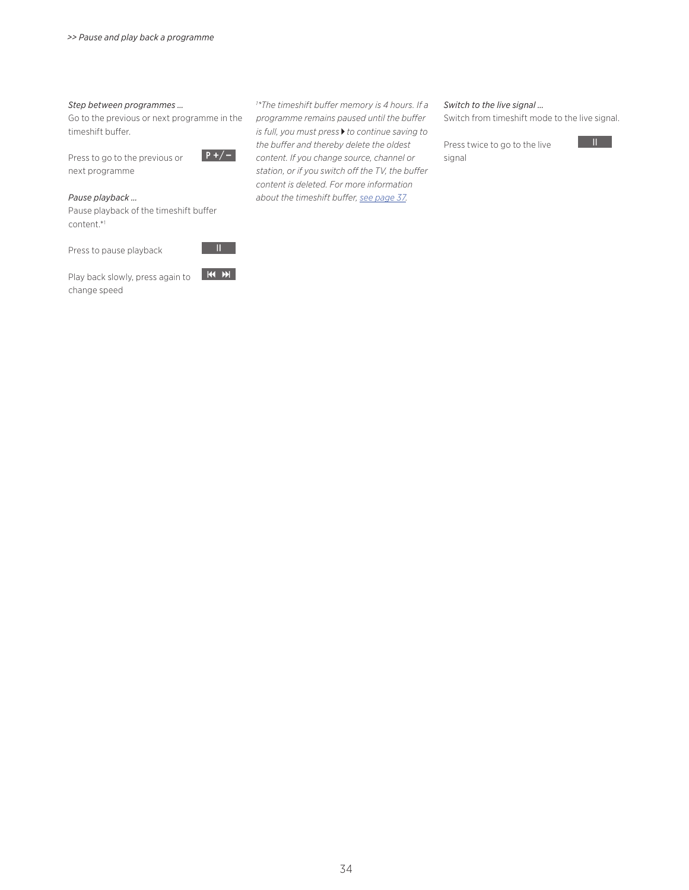*>> Pause and play back a programme*

*Step between programmes ...*

Go to the previous or next programme in the timeshift buffer.

Press to go to the previous or next programme — P +/−

*Pause playback ...*

Pause playback of the timeshift buffer content.*[1]

Press to pause playback — II

Play back slowly, press again to change speed — ⏮ ⏭

*[1]*The timeshift buffer memory is 4 hours. If a programme remains paused until the buffer is full, you must press ▶ to continue saving to the buffer and thereby delete the oldest content. If you change source, channel or station, or if you switch off the TV, the buffer content is deleted. For more information about the timeshift buffer, see page 37.*

*Switch to the live signal ...*

Switch from timeshift mode to the live signal.

Press twice to go to the live signal — II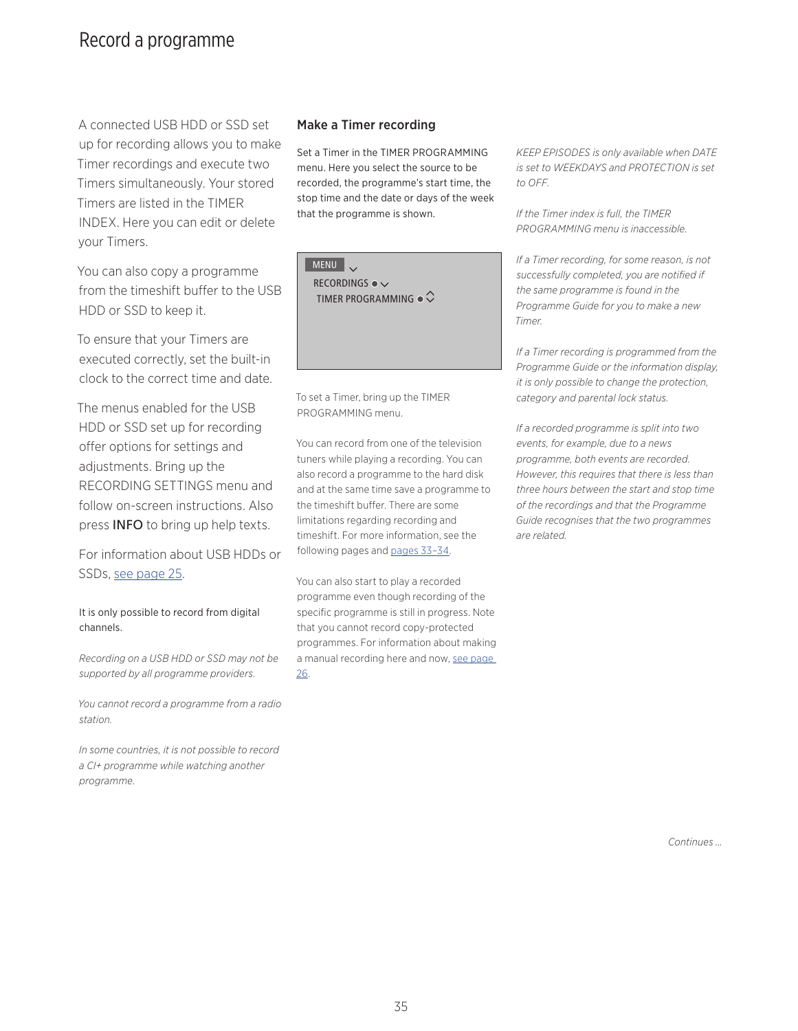# Record a programme

A connected USB HDD or SSD set up for recording allows you to make Timer recordings and execute two Timers simultaneously. Your stored Timers are listed in the TIMER INDEX. Here you can edit or delete your Timers.

You can also copy a programme from the timeshift buffer to the USB HDD or SSD to keep it.

To ensure that your Timers are executed correctly, set the built-in clock to the correct time and date.

The menus enabled for the USB HDD or SSD set up for recording offer options for settings and adjustments. Bring up the RECORDING SETTINGS menu and follow on-screen instructions. Also press **INFO** to bring up help texts.

For information about USB HDDs or SSDs, see page 25.

It is only possible to record from digital channels.

*Recording on a USB HDD or SSD may not be supported by all programme providers.*

*You cannot record a programme from a radio station.*

*In some countries, it is not possible to record a CI+ programme while watching another programme.*

## Make a Timer recording

Set a Timer in the TIMER PROGRAMMING menu. Here you select the source to be recorded, the programme's start time, the stop time and the date or days of the week that the programme is shown.

```
MENU
  RECORDINGS
    TIMER PROGRAMMING
```

To set a Timer, bring up the TIMER PROGRAMMING menu.

You can record from one of the television tuners while playing a recording. You can also record a programme to the hard disk and at the same time save a programme to the timeshift buffer. There are some limitations regarding recording and timeshift. For more information, see the following pages and pages 33–34.

You can also start to play a recorded programme even though recording of the specific programme is still in progress. Note that you cannot record copy-protected programmes. For information about making a manual recording here and now, see page 26.

*KEEP EPISODES is only available when DATE is set to WEEKDAYS and PROTECTION is set to OFF.*

*If the Timer index is full, the TIMER PROGRAMMING menu is inaccessible.*

*If a Timer recording, for some reason, is not successfully completed, you are notified if the same programme is found in the Programme Guide for you to make a new Timer.*

*If a Timer recording is programmed from the Programme Guide or the information display, it is only possible to change the protection, category and parental lock status.*

*If a recorded programme is split into two events, for example, due to a news programme, both events are recorded. However, this requires that there is less than three hours between the start and stop time of the recordings and that the Programme Guide recognises that the two programmes are related.*

*Continues …*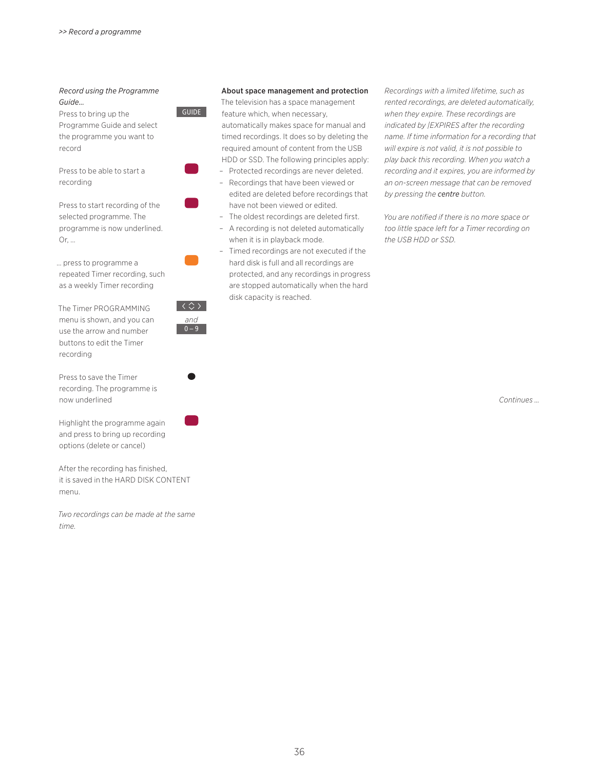*Record using the Programme Guide…*

Press to bring up the Programme Guide and select the programme you want to record — GUIDE

Press to be able to start a recording — (red button)

Press to start recording of the selected programme. The programme is now underlined. Or, … — (red button)

… press to programme a repeated Timer recording, such as a weekly Timer recording — (yellow button)

The Timer PROGRAMMING menu is shown, and you can use the arrow and number buttons to edit the Timer recording — ‹ ◇ › *and* 0 – 9

Press to save the Timer recording. The programme is now underlined — ●

Highlight the programme again and press to bring up recording options (delete or cancel) — (red button)

After the recording has finished, it is saved in the HARD DISK CONTENT menu.

*Two recordings can be made at the same time.*

**About space management and protection**

The television has a space management feature which, when necessary, automatically makes space for manual and timed recordings. It does so by deleting the required amount of content from the USB HDD or SSD. The following principles apply:

- Protected recordings are never deleted.
- Recordings that have been viewed or edited are deleted before recordings that have not been viewed or edited.
- The oldest recordings are deleted first.
- A recording is not deleted automatically when it is in playback mode.
- Timed recordings are not executed if the hard disk is full and all recordings are protected, and any recordings in progress are stopped automatically when the hard disk capacity is reached.

*Recordings with a limited lifetime, such as rented recordings, are deleted automatically, when they expire. These recordings are indicated by |EXPIRES after the recording name. If time information for a recording that will expire is not valid, it is not possible to play back this recording. When you watch a recording and it expires, you are informed by an on-screen message that can be removed by pressing the* centre *button.*

*You are notified if there is no more space or too little space left for a Timer recording on the USB HDD or SSD.*

*Continues …*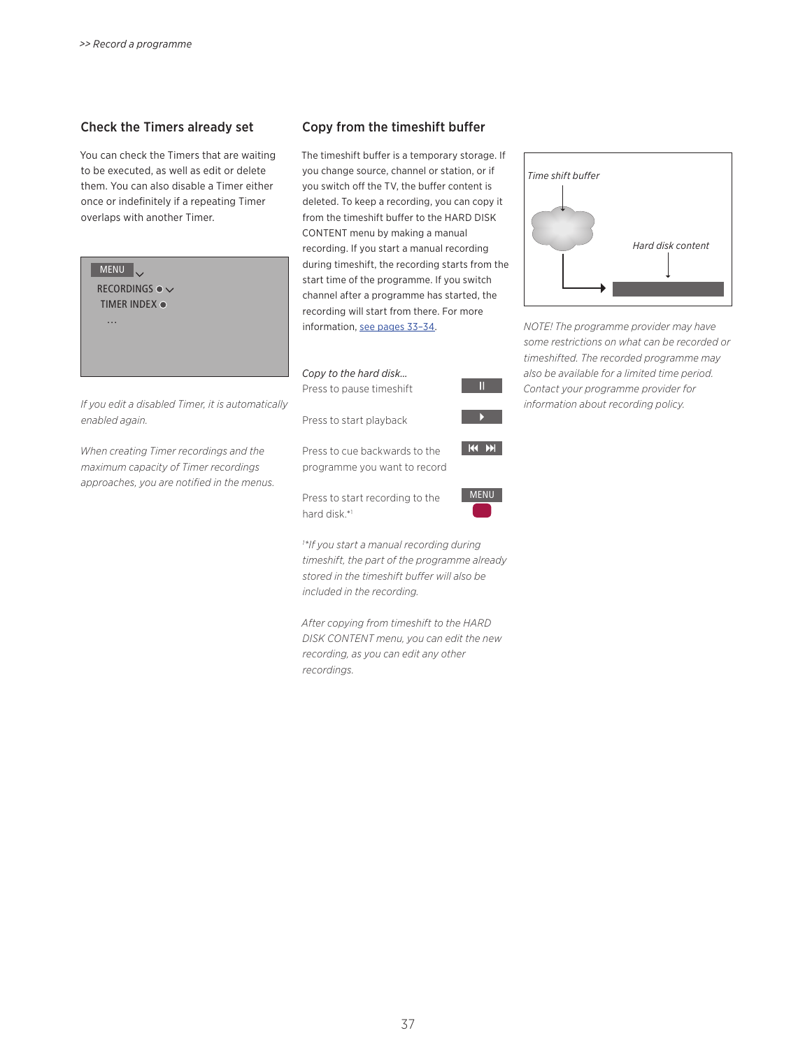## Check the Timers already set

You can check the Timers that are waiting to be executed, as well as edit or delete them. You can also disable a Timer either once or indefinitely if a repeating Timer overlaps with another Timer.

MENU
RECORDINGS
TIMER INDEX
...

*If you edit a disabled Timer, it is automatically enabled again.*

*When creating Timer recordings and the maximum capacity of Timer recordings approaches, you are notified in the menus.*

## Copy from the timeshift buffer

The timeshift buffer is a temporary storage. If you change source, channel or station, or if you switch off the TV, the buffer content is deleted. To keep a recording, you can copy it from the timeshift buffer to the HARD DISK CONTENT menu by making a manual recording. If you start a manual recording during timeshift, the recording starts from the start time of the programme. If you switch channel after a programme has started, the recording will start from there. For more information, see pages 33–34.

*Copy to the hard disk…*

Press to pause timeshift — II

Press to start playback — ▶

Press to cue backwards to the programme you want to record — ⏮ ⏭

Press to start recording to the hard disk.*[1] — MENU, red button

*[1]*If you start a manual recording during timeshift, the part of the programme already stored in the timeshift buffer will also be included in the recording.*

*After copying from timeshift to the HARD DISK CONTENT menu, you can edit the new recording, as you can edit any other recordings.*

*Time shift buffer*

*Hard disk content*

*NOTE! The programme provider may have some restrictions on what can be recorded or timeshifted. The recorded programme may also be available for a limited time period. Contact your programme provider for information about recording policy.*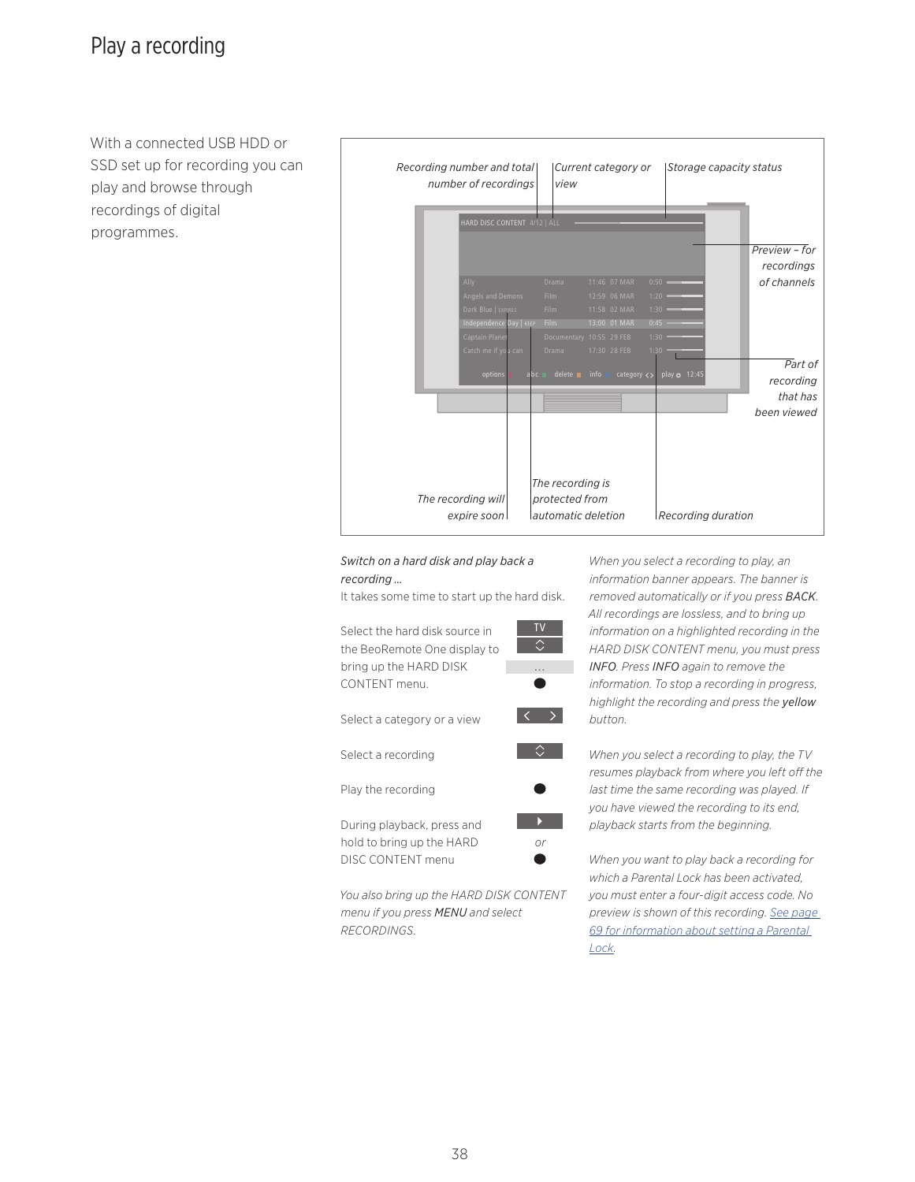# Play a recording

With a connected USB HDD or SSD set up for recording you can play and browse through recordings of digital programmes.

Recording number and total number of recordings

Current category or view

Storage capacity status

Preview – for recordings of channels

Part of recording that has been viewed

The recording will expire soon

The recording is protected from automatic deletion

Recording duration

*Switch on a hard disk and play back a recording …*

It takes some time to start up the hard disk.

| | |
|---|---|
| Select the hard disk source in the BeoRemote One display to bring up the HARD DISK CONTENT menu. | TV / ⌃⌄ / … / ● |
| Select a category or a view | ‹ › |
| Select a recording | ⌃⌄ |
| Play the recording | ● |
| During playback, press and hold to bring up the HARD DISC CONTENT menu | ▶ or ● |

*You also bring up the HARD DISK CONTENT menu if you press* MENU *and select RECORDINGS.*

*When you select a recording to play, an information banner appears. The banner is removed automatically or if you press* BACK. *All recordings are lossless, and to bring up information on a highlighted recording in the HARD DISK CONTENT menu, you must press* INFO. *Press* INFO *again to remove the information. To stop a recording in progress, highlight the recording and press the* yellow *button.*

*When you select a recording to play, the TV resumes playback from where you left off the last time the same recording was played. If you have viewed the recording to its end, playback starts from the beginning.*

*When you want to play back a recording for which a Parental Lock has been activated, you must enter a four-digit access code. No preview is shown of this recording. See page 69 for information about setting a Parental Lock.*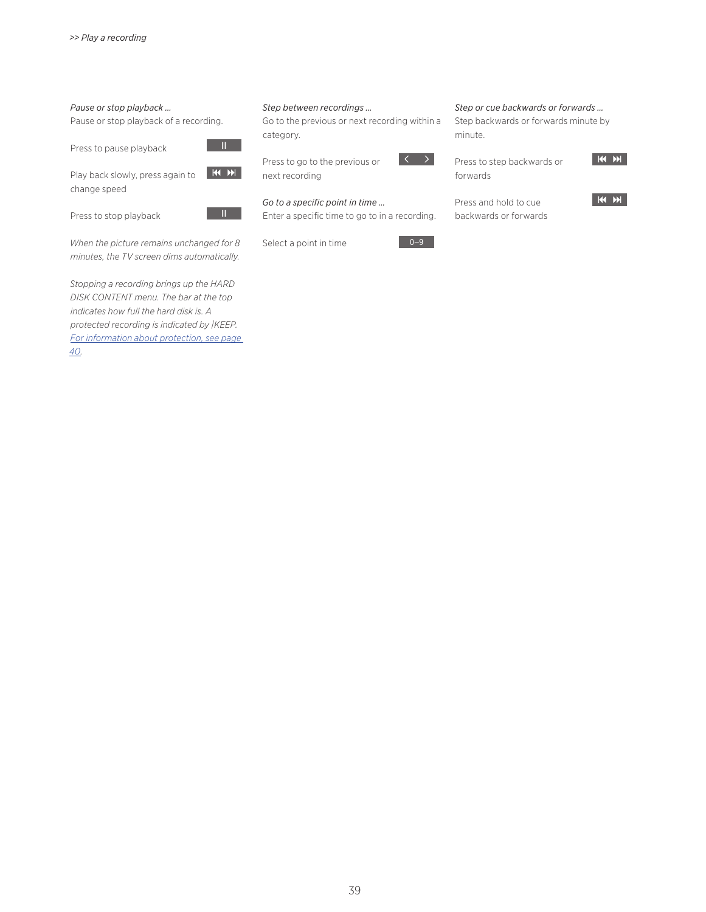*>> Play a recording*

*Pause or stop playback …*
Pause or stop playback of a recording.

Press to pause playback — II

Play back slowly, press again to change speed — ⏮ ⏭

Press to stop playback — II

*When the picture remains unchanged for 8 minutes, the TV screen dims automatically.*

*Stopping a recording brings up the HARD DISK CONTENT menu. The bar at the top indicates how full the hard disk is. A protected recording is indicated by |KEEP. For information about protection, see page 40.*

*Step between recordings …*
Go to the previous or next recording within a category.

Press to go to the previous or next recording — < >

*Go to a specific point in time …*
Enter a specific time to go to in a recording.

Select a point in time — 0–9

*Step or cue backwards or forwards …*
Step backwards or forwards minute by minute.

Press to step backwards or forwards — ⏮ ⏭

Press and hold to cue backwards or forwards — ⏮ ⏭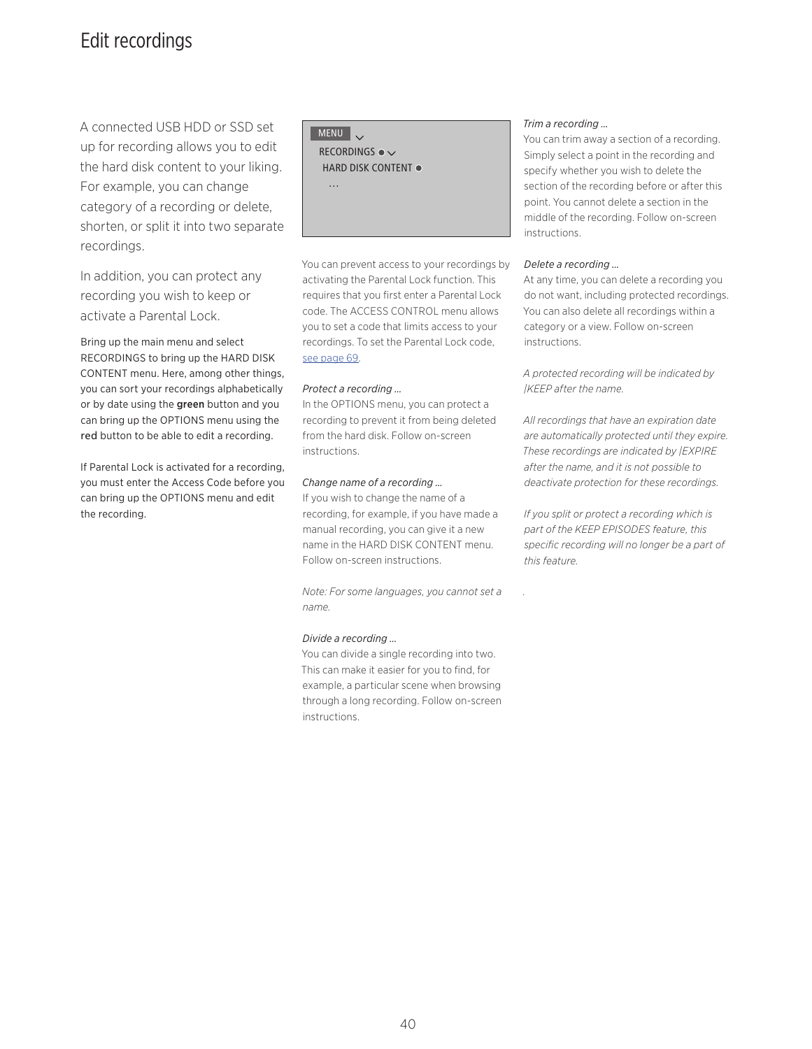# Edit recordings

A connected USB HDD or SSD set up for recording allows you to edit the hard disk content to your liking. For example, you can change category of a recording or delete, shorten, or split it into two separate recordings.

In addition, you can protect any recording you wish to keep or activate a Parental Lock.

Bring up the main menu and select RECORDINGS to bring up the HARD DISK CONTENT menu. Here, among other things, you can sort your recordings alphabetically or by date using the **green** button and you can bring up the OPTIONS menu using the red button to be able to edit a recording.

If Parental Lock is activated for a recording, you must enter the Access Code before you can bring up the OPTIONS menu and edit the recording.

```
MENU
  RECORDINGS
    HARD DISK CONTENT
      ...
```

You can prevent access to your recordings by activating the Parental Lock function. This requires that you first enter a Parental Lock code. The ACCESS CONTROL menu allows you to set a code that limits access to your recordings. To set the Parental Lock code, see page 69.

*Protect a recording …*
In the OPTIONS menu, you can protect a recording to prevent it from being deleted from the hard disk. Follow on-screen instructions.

*Change name of a recording …*
If you wish to change the name of a recording, for example, if you have made a manual recording, you can give it a new name in the HARD DISK CONTENT menu. Follow on-screen instructions.

*Note: For some languages, you cannot set a name.*

*Divide a recording …*
You can divide a single recording into two. This can make it easier for you to find, for example, a particular scene when browsing through a long recording. Follow on-screen instructions.

*Trim a recording …*
You can trim away a section of a recording. Simply select a point in the recording and specify whether you wish to delete the section of the recording before or after this point. You cannot delete a section in the middle of the recording. Follow on-screen instructions.

*Delete a recording …*
At any time, you can delete a recording you do not want, including protected recordings. You can also delete all recordings within a category or a view. Follow on-screen instructions.

*A protected recording will be indicated by |KEEP after the name.*

*All recordings that have an expiration date are automatically protected until they expire. These recordings are indicated by |EXPIRE after the name, and it is not possible to deactivate protection for these recordings.*

*If you split or protect a recording which is part of the KEEP EPISODES feature, this specific recording will no longer be a part of this feature.*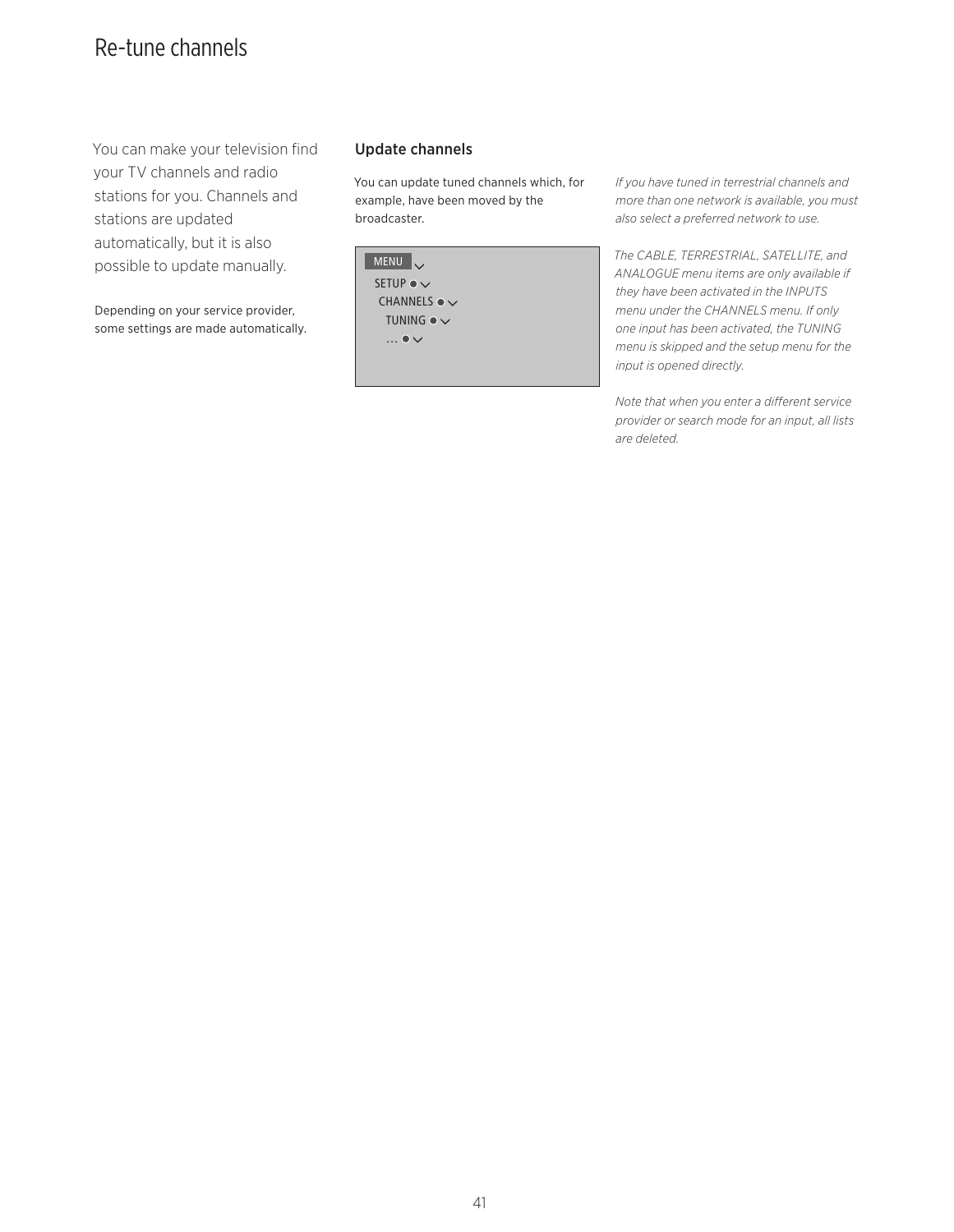# Re-tune channels

You can make your television find your TV channels and radio stations for you. Channels and stations are updated automatically, but it is also possible to update manually.

Depending on your service provider, some settings are made automatically.

## Update channels

You can update tuned channels which, for example, have been moved by the broadcaster.

```
MENU
  SETUP
    CHANNELS
      TUNING
        ...
```

*If you have tuned in terrestrial channels and more than one network is available, you must also select a preferred network to use.*

*The CABLE, TERRESTRIAL, SATELLITE, and ANALOGUE menu items are only available if they have been activated in the INPUTS menu under the CHANNELS menu. If only one input has been activated, the TUNING menu is skipped and the setup menu for the input is opened directly.*

*Note that when you enter a different service provider or search mode for an input, all lists are deleted.*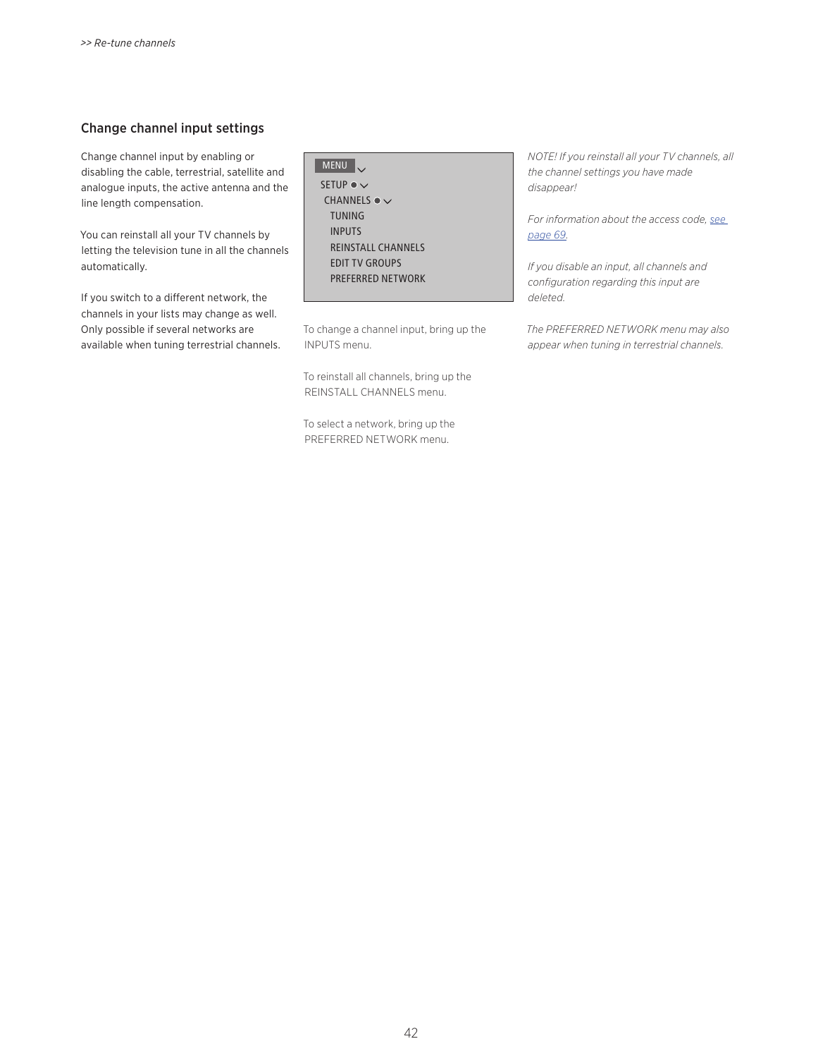## Change channel input settings

Change channel input by enabling or disabling the cable, terrestrial, satellite and analogue inputs, the active antenna and the line length compensation.

You can reinstall all your TV channels by letting the television tune in all the channels automatically.

If you switch to a different network, the channels in your lists may change as well. Only possible if several networks are available when tuning terrestrial channels.

```
MENU
 SETUP
  CHANNELS
   TUNING
   INPUTS
   REINSTALL CHANNELS
   EDIT TV GROUPS
   PREFERRED NETWORK
```

To change a channel input, bring up the INPUTS menu.

To reinstall all channels, bring up the REINSTALL CHANNELS menu.

To select a network, bring up the PREFERRED NETWORK menu.

*NOTE! If you reinstall all your TV channels, all the channel settings you have made disappear!*

*For information about the access code, see page 69.*

*If you disable an input, all channels and configuration regarding this input are deleted.*

*The PREFERRED NETWORK menu may also appear when tuning in terrestrial channels.*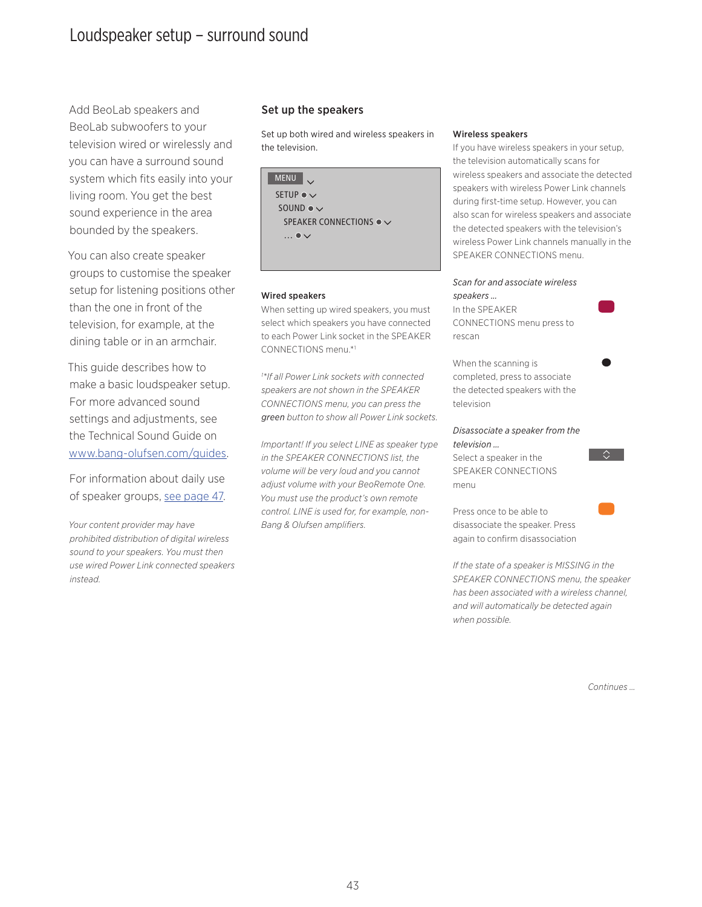# Loudspeaker setup – surround sound

Add BeoLab speakers and BeoLab subwoofers to your television wired or wirelessly and you can have a surround sound system which fits easily into your living room. You get the best sound experience in the area bounded by the speakers.

You can also create speaker groups to customise the speaker setup for listening positions other than the one in front of the television, for example, at the dining table or in an armchair.

This guide describes how to make a basic loudspeaker setup. For more advanced sound settings and adjustments, see the Technical Sound Guide on [www.bang-olufsen.com/guides](www.bang-olufsen.com/guides).

For information about daily use of speaker groups, see page 47.

*Your content provider may have prohibited distribution of digital wireless sound to your speakers. You must then use wired Power Link connected speakers instead.*

## Set up the speakers

Set up both wired and wireless speakers in the television.

```
MENU
  SETUP
   SOUND
    SPEAKER CONNECTIONS
     ...
```

### Wired speakers

When setting up wired speakers, you must select which speakers you have connected to each Power Link socket in the SPEAKER CONNECTIONS menu.*[1]

*[1]\*If all Power Link sockets with connected speakers are not shown in the SPEAKER CONNECTIONS menu, you can press the **green** button to show all Power Link sockets.*

*Important! If you select LINE as speaker type in the SPEAKER CONNECTIONS list, the volume will be very loud and you cannot adjust volume with your BeoRemote One. You must use the product's own remote control. LINE is used for, for example, non-Bang & Olufsen amplifiers.*

### Wireless speakers

If you have wireless speakers in your setup, the television automatically scans for wireless speakers and associate the detected speakers with wireless Power Link channels during first-time setup. However, you can also scan for wireless speakers and associate the detected speakers with the television's wireless Power Link channels manually in the SPEAKER CONNECTIONS menu.

*Scan for and associate wireless speakers ...*

In the SPEAKER CONNECTIONS menu press to rescan (red button)

When the scanning is completed, press to associate the detected speakers with the television (centre button)

*Disassociate a speaker from the television ...*

Select a speaker in the SPEAKER CONNECTIONS menu (up/down)

Press once to be able to disassociate the speaker. Press again to confirm disassociation (yellow button)

*If the state of a speaker is MISSING in the SPEAKER CONNECTIONS menu, the speaker has been associated with a wireless channel, and will automatically be detected again when possible.*

*Continues ...*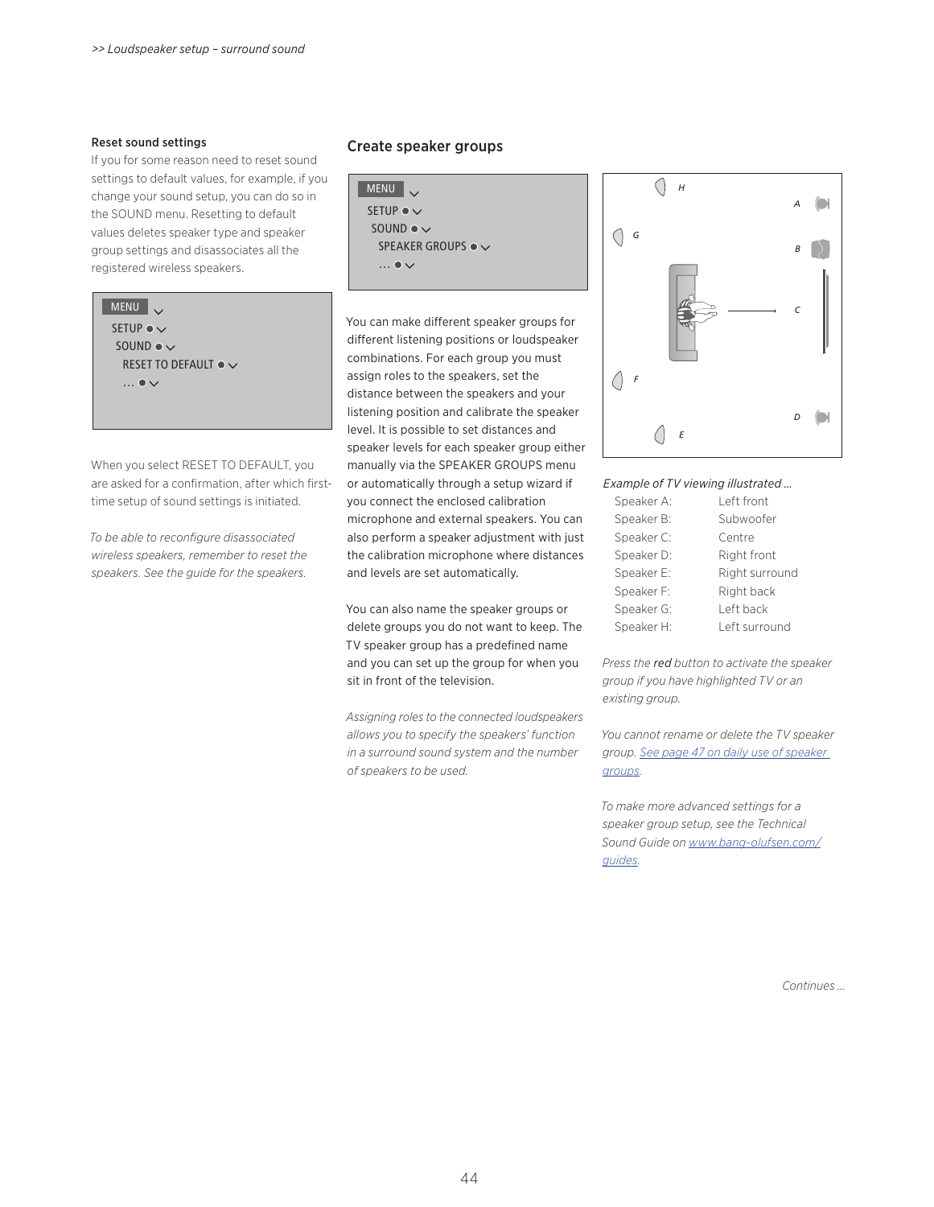### Reset sound settings

If you for some reason need to reset sound settings to default values, for example, if you change your sound setup, you can do so in the SOUND menu. Resetting to default values deletes speaker type and speaker group settings and disassociates all the registered wireless speakers.

```
MENU
  SETUP
    SOUND
      RESET TO DEFAULT
        ...
```

When you select RESET TO DEFAULT, you are asked for a confirmation, after which first-time setup of sound settings is initiated.

*To be able to reconfigure disassociated wireless speakers, remember to reset the speakers. See the guide for the speakers.*

## Create speaker groups

```
MENU
  SETUP
    SOUND
      SPEAKER GROUPS
        ...
```

You can make different speaker groups for different listening positions or loudspeaker combinations. For each group you must assign roles to the speakers, set the distance between the speakers and your listening position and calibrate the speaker level. It is possible to set distances and speaker levels for each speaker group either manually via the SPEAKER GROUPS menu or automatically through a setup wizard if you connect the enclosed calibration microphone and external speakers. You can also perform a speaker adjustment with just the calibration microphone where distances and levels are set automatically.

You can also name the speaker groups or delete groups you do not want to keep. The TV speaker group has a predefined name and you can set up the group for when you sit in front of the television.

*Assigning roles to the connected loudspeakers allows you to specify the speakers' function in a surround sound system and the number of speakers to be used.*

*Example of TV viewing illustrated …*

| | |
|---|---|
| Speaker A: | Left front |
| Speaker B: | Subwoofer |
| Speaker C: | Centre |
| Speaker D: | Right front |
| Speaker E: | Right surround |
| Speaker F: | Right back |
| Speaker G: | Left back |
| Speaker H: | Left surround |

*Press the* ***red*** *button to activate the speaker group if you have highlighted TV or an existing group.*

*You cannot rename or delete the TV speaker group. See page 47 on daily use of speaker groups.*

*To make more advanced settings for a speaker group setup, see the Technical Sound Guide on www.bang-olufsen.com/guides.*

*Continues …*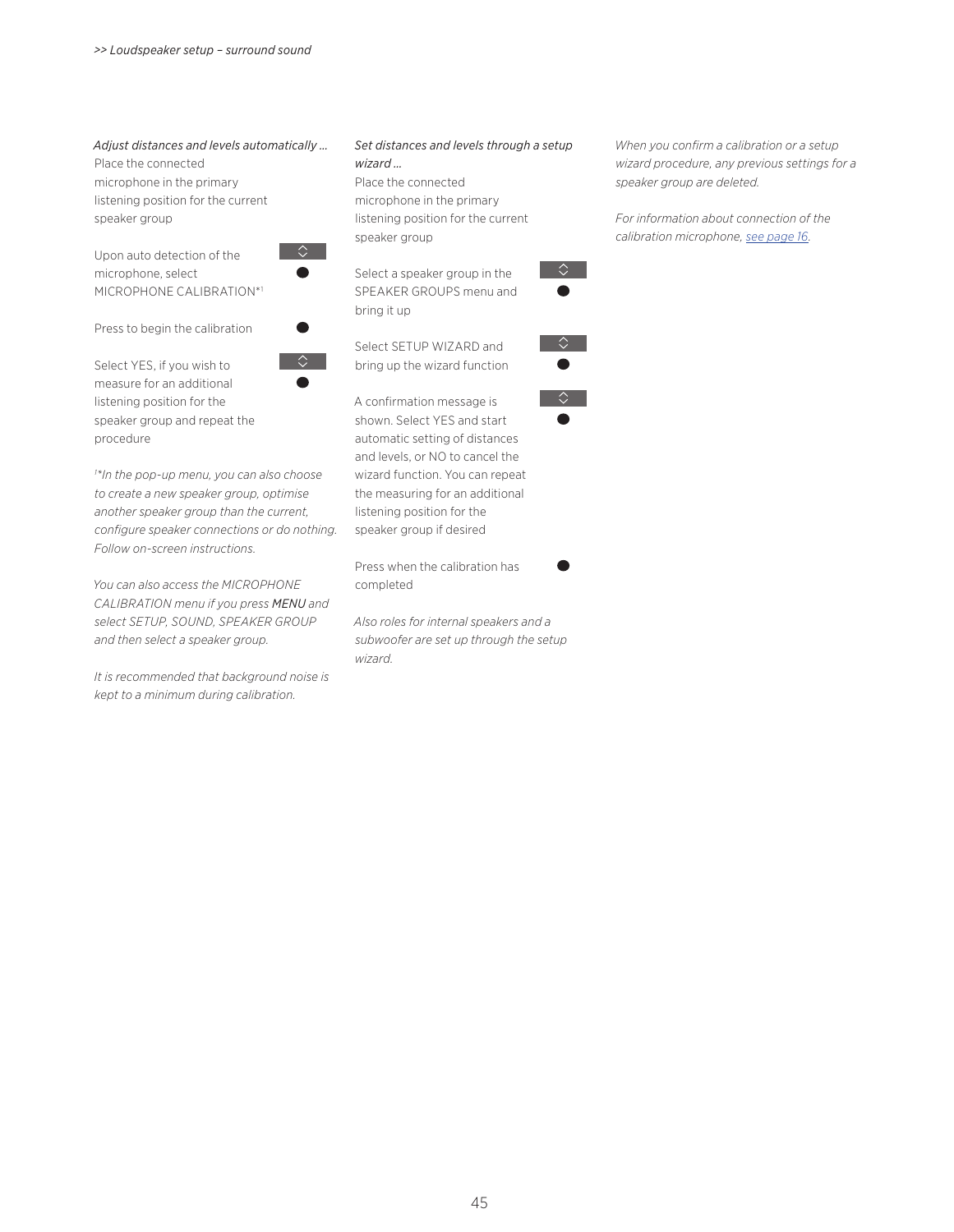*Adjust distances and levels automatically …*

Place the connected microphone in the primary listening position for the current speaker group

Upon auto detection of the microphone, select MICROPHONE CALIBRATION*[1]

Press to begin the calibration

Select YES, if you wish to measure for an additional listening position for the speaker group and repeat the procedure

*[1]\*In the pop-up menu, you can also choose to create a new speaker group, optimise another speaker group than the current, configure speaker connections or do nothing. Follow on-screen instructions.*

*You can also access the MICROPHONE CALIBRATION menu if you press* MENU *and select SETUP, SOUND, SPEAKER GROUP and then select a speaker group.*

*It is recommended that background noise is kept to a minimum during calibration.*

*Set distances and levels through a setup wizard …*

Place the connected microphone in the primary listening position for the current speaker group

Select a speaker group in the SPEAKER GROUPS menu and bring it up

Select SETUP WIZARD and bring up the wizard function

A confirmation message is shown. Select YES and start automatic setting of distances and levels, or NO to cancel the wizard function. You can repeat the measuring for an additional listening position for the speaker group if desired

Press when the calibration has completed

*Also roles for internal speakers and a subwoofer are set up through the setup wizard.*

*When you confirm a calibration or a setup wizard procedure, any previous settings for a speaker group are deleted.*

*For information about connection of the calibration microphone, see page 16.*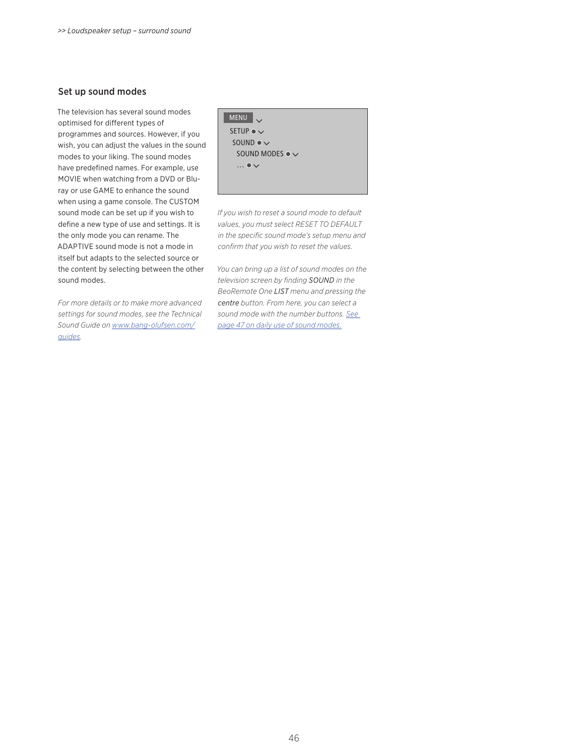## Set up sound modes

The television has several sound modes optimised for different types of programmes and sources. However, if you wish, you can adjust the values in the sound modes to your liking. The sound modes have predefined names. For example, use MOVIE when watching from a DVD or Blu-ray or use GAME to enhance the sound when using a game console. The CUSTOM sound mode can be set up if you wish to define a new type of use and settings. It is the only mode you can rename. The ADAPTIVE sound mode is not a mode in itself but adapts to the selected source or the content by selecting between the other sound modes.

*For more details or to make more advanced settings for sound modes, see the Technical Sound Guide on [www.bang-olufsen.com/guides](www.bang-olufsen.com/guides).*

```
MENU
  SETUP
    SOUND
      SOUND MODES
        ...
```

*If you wish to reset a sound mode to default values, you must select RESET TO DEFAULT in the specific sound mode's setup menu and confirm that you wish to reset the values.*

*You can bring up a list of sound modes on the television screen by finding* ***SOUND*** *in the BeoRemote One* ***LIST*** *menu and pressing the* ***centre*** *button. From here, you can select a sound mode with the number buttons. See page 47 on daily use of sound modes.*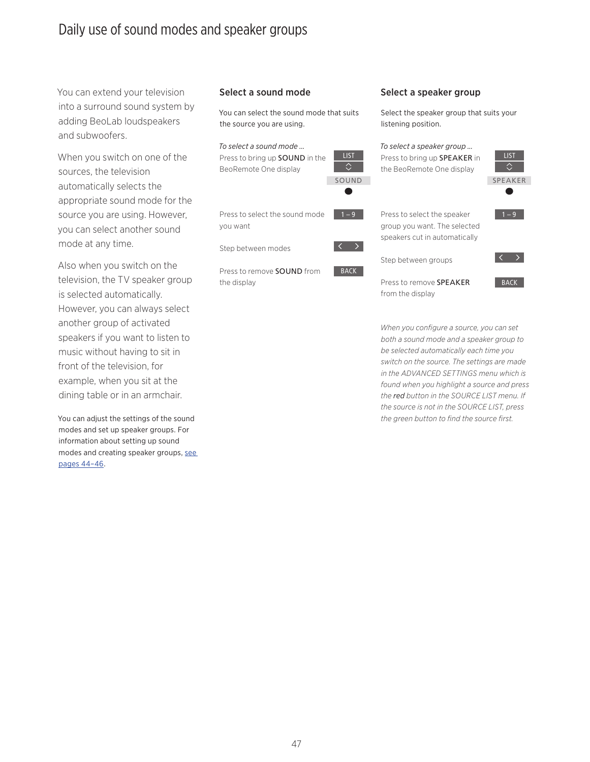# Daily use of sound modes and speaker groups

You can extend your television into a surround sound system by adding BeoLab loudspeakers and subwoofers.

When you switch on one of the sources, the television automatically selects the appropriate sound mode for the source you are using. However, you can select another sound mode at any time.

Also when you switch on the television, the TV speaker group is selected automatically. However, you can always select another group of activated speakers if you want to listen to music without having to sit in front of the television, for example, when you sit at the dining table or in an armchair.

You can adjust the settings of the sound modes and set up speaker groups. For information about setting up sound modes and creating speaker groups, see pages 44–46.

## Select a sound mode

You can select the sound mode that suits the source you are using.

*To select a sound mode …*

| | |
|---|---|
| Press to bring up SOUND in the BeoRemote One display | LIST<br>⌃⌄<br>SOUND<br>● |
| Press to select the sound mode you want | 1 – 9 |
| Step between modes | < > |
| Press to remove SOUND from the display | BACK |

## Select a speaker group

Select the speaker group that suits your listening position.

*To select a speaker group …*

| | |
|---|---|
| Press to bring up SPEAKER in the BeoRemote One display | LIST<br>⌃⌄<br>SPEAKER<br>● |
| Press to select the speaker group you want. The selected speakers cut in automatically | 1 – 9 |
| Step between groups | < > |
| Press to remove SPEAKER from the display | BACK |

*When you configure a source, you can set both a sound mode and a speaker group to be selected automatically each time you switch on the source. The settings are made in the ADVANCED SETTINGS menu which is found when you highlight a source and press the* **red** *button in the SOURCE LIST menu. If the source is not in the SOURCE LIST, press the green button to find the source first.*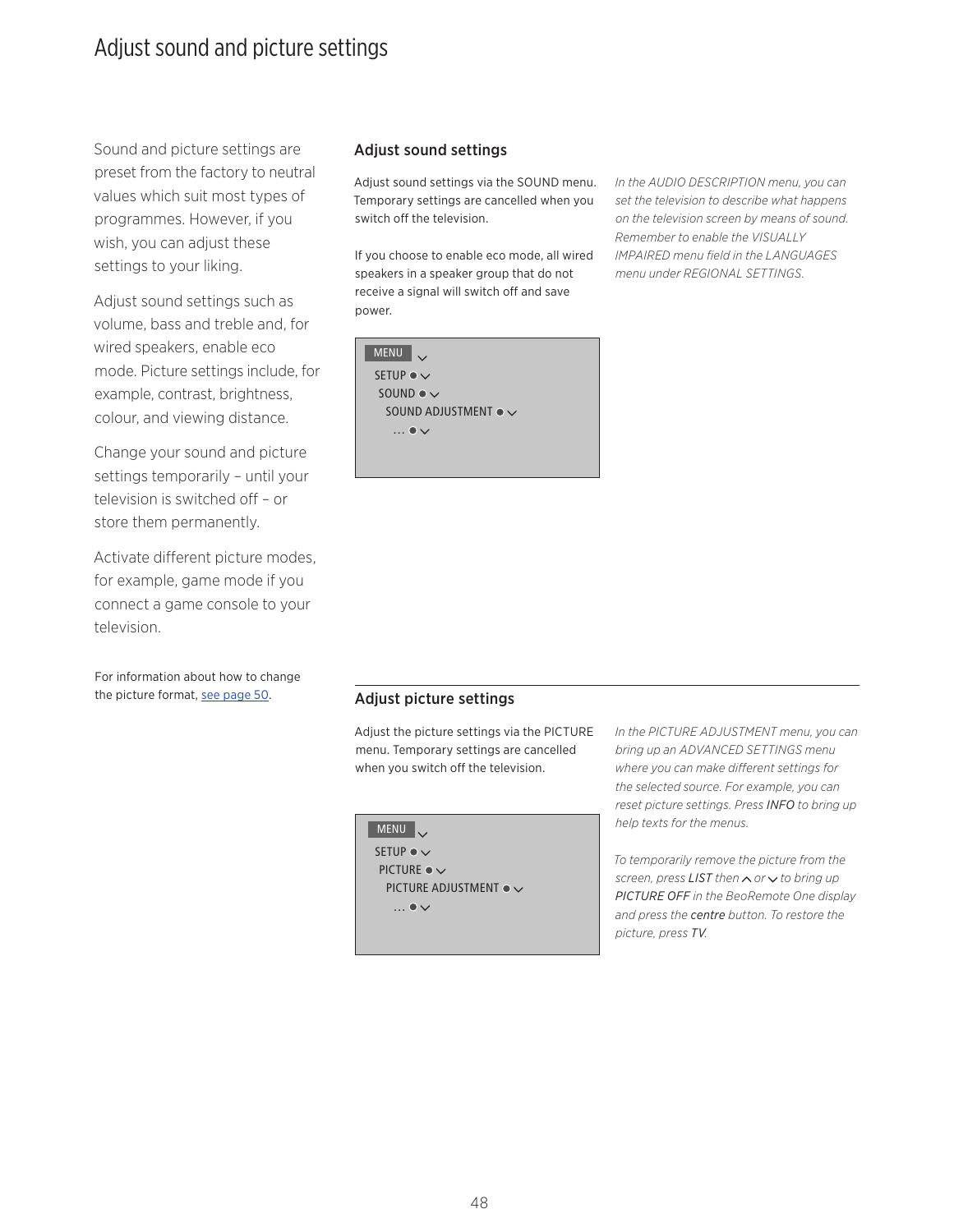# Adjust sound and picture settings

Sound and picture settings are preset from the factory to neutral values which suit most types of programmes. However, if you wish, you can adjust these settings to your liking.

Adjust sound settings such as volume, bass and treble and, for wired speakers, enable eco mode. Picture settings include, for example, contrast, brightness, colour, and viewing distance.

Change your sound and picture settings temporarily – until your television is switched off – or store them permanently.

Activate different picture modes, for example, game mode if you connect a game console to your television.

For information about how to change the picture format, see page 50.

## Adjust sound settings

Adjust sound settings via the SOUND menu. Temporary settings are cancelled when you switch off the television.

If you choose to enable eco mode, all wired speakers in a speaker group that do not receive a signal will switch off and save power.

```
MENU
  SETUP
    SOUND
      SOUND ADJUSTMENT
        ...
```

*In the AUDIO DESCRIPTION menu, you can set the television to describe what happens on the television screen by means of sound. Remember to enable the VISUALLY IMPAIRED menu field in the LANGUAGES menu under REGIONAL SETTINGS.*

## Adjust picture settings

Adjust the picture settings via the PICTURE menu. Temporary settings are cancelled when you switch off the television.

```
MENU
  SETUP
    PICTURE
      PICTURE ADJUSTMENT
        ...
```

*In the PICTURE ADJUSTMENT menu, you can bring up an ADVANCED SETTINGS menu where you can make different settings for the selected source. For example, you can reset picture settings. Press INFO to bring up help texts for the menus.*

*To temporarily remove the picture from the screen, press LIST then ⌃ or ⌄ to bring up PICTURE OFF in the BeoRemote One display and press the centre button. To restore the picture, press TV.*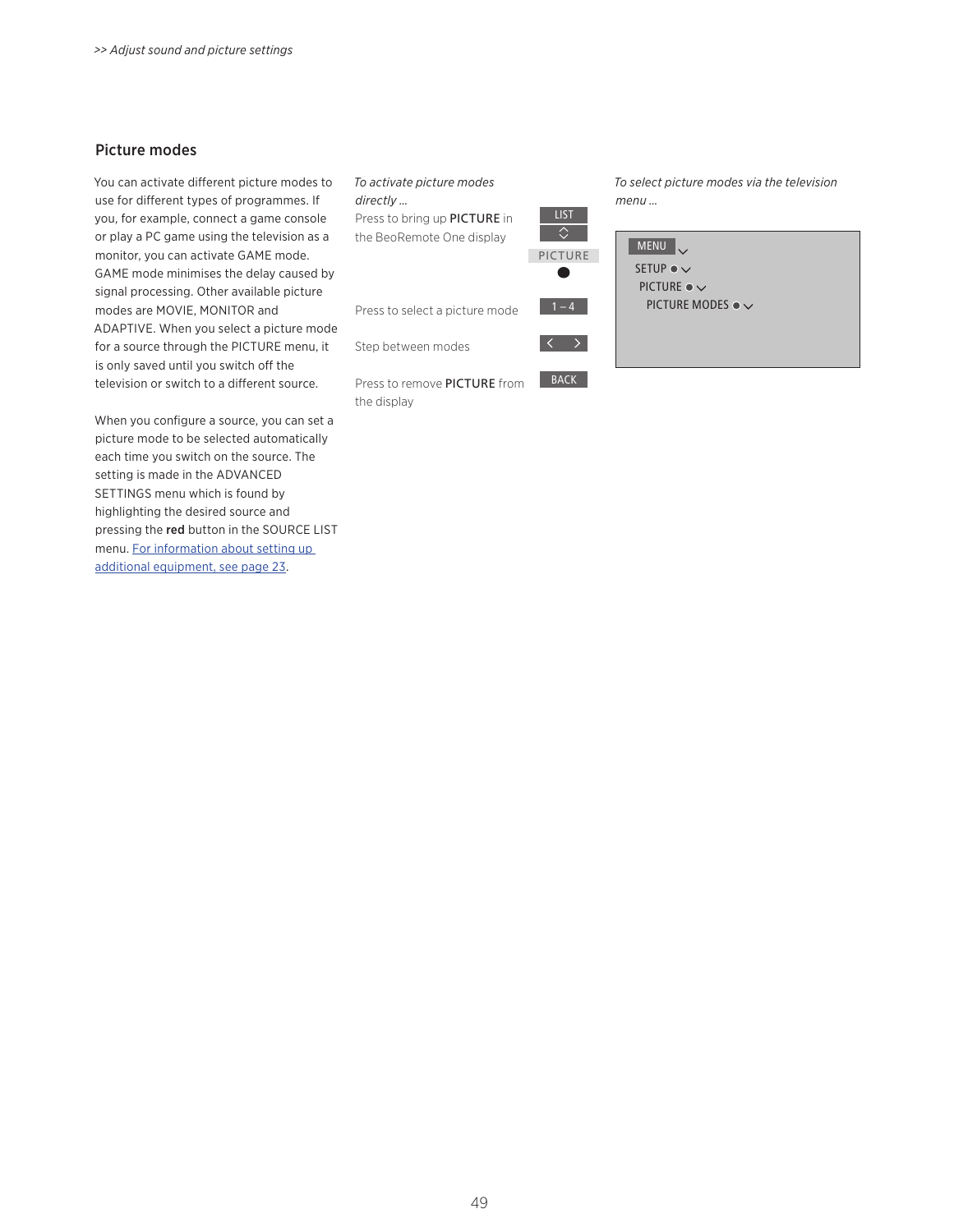## Picture modes

You can activate different picture modes to use for different types of programmes. If you, for example, connect a game console or play a PC game using the television as a monitor, you can activate GAME mode. GAME mode minimises the delay caused by signal processing. Other available picture modes are MOVIE, MONITOR and ADAPTIVE. When you select a picture mode for a source through the PICTURE menu, it is only saved until you switch off the television or switch to a different source.

When you configure a source, you can set a picture mode to be selected automatically each time you switch on the source. The setting is made in the ADVANCED SETTINGS menu which is found by highlighting the desired source and pressing the **red** button in the SOURCE LIST menu. For information about setting up additional equipment, see page 23.

*To activate picture modes directly …*

Press to bring up PICTURE in the BeoRemote One display — LIST, PICTURE

Press to select a picture mode — 1 – 4

Step between modes — < >

Press to remove PICTURE from the display — BACK

*To select picture modes via the television menu …*

MENU
SETUP
PICTURE
PICTURE MODES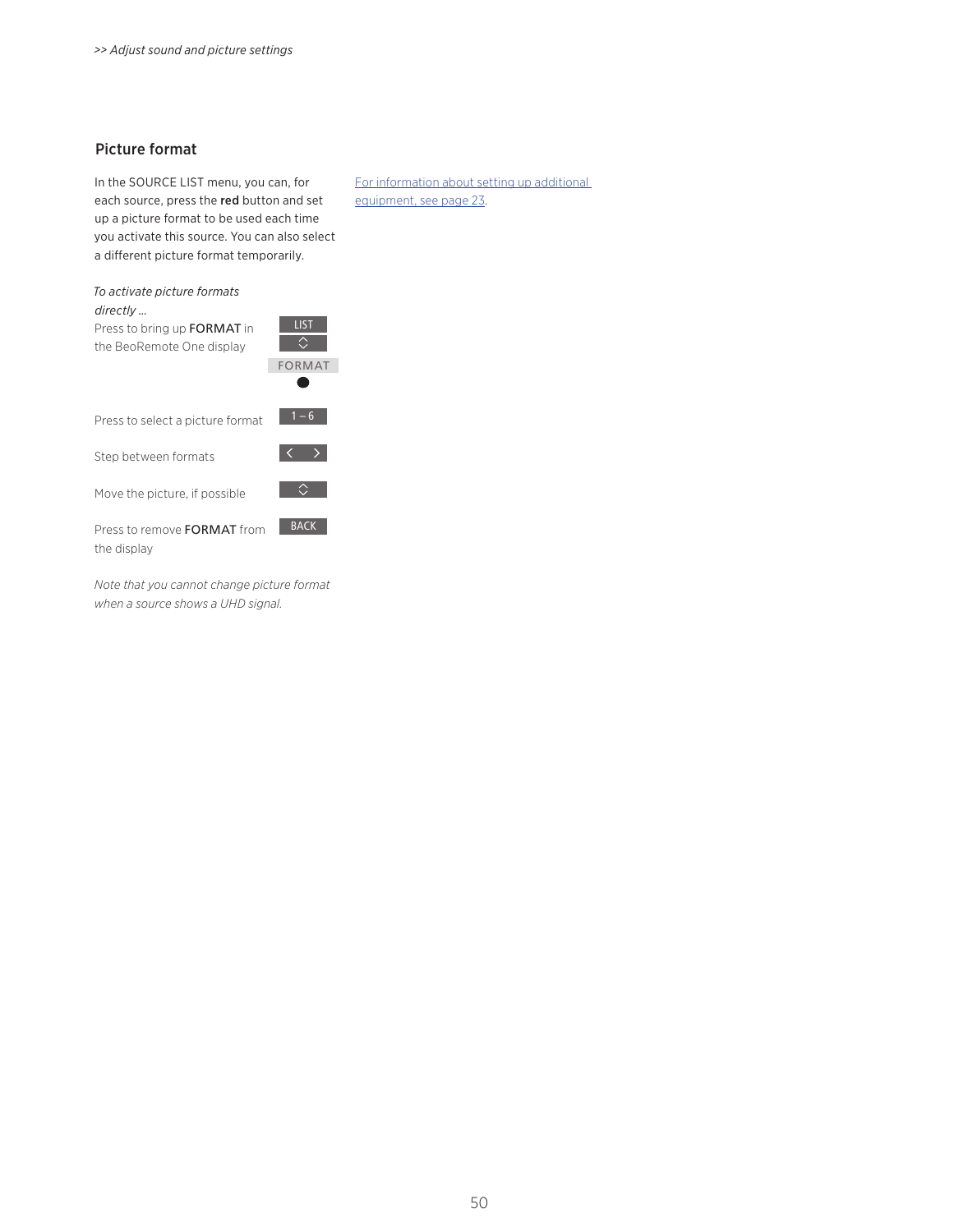## Picture format

In the SOURCE LIST menu, you can, for each source, press the **red** button and set up a picture format to be used each time you activate this source. You can also select a different picture format temporarily.

For information about setting up additional equipment, see page 23.

*To activate picture formats directly …*

| | |
|---|---|
| Press to bring up FORMAT in the BeoRemote One display | LIST<br>⌃⌄<br>FORMAT<br>● |
| Press to select a picture format | 1 – 6 |
| Step between formats | < > |
| Move the picture, if possible | ⌃⌄ |
| Press to remove FORMAT from the display | BACK |

*Note that you cannot change picture format when a source shows a UHD signal.*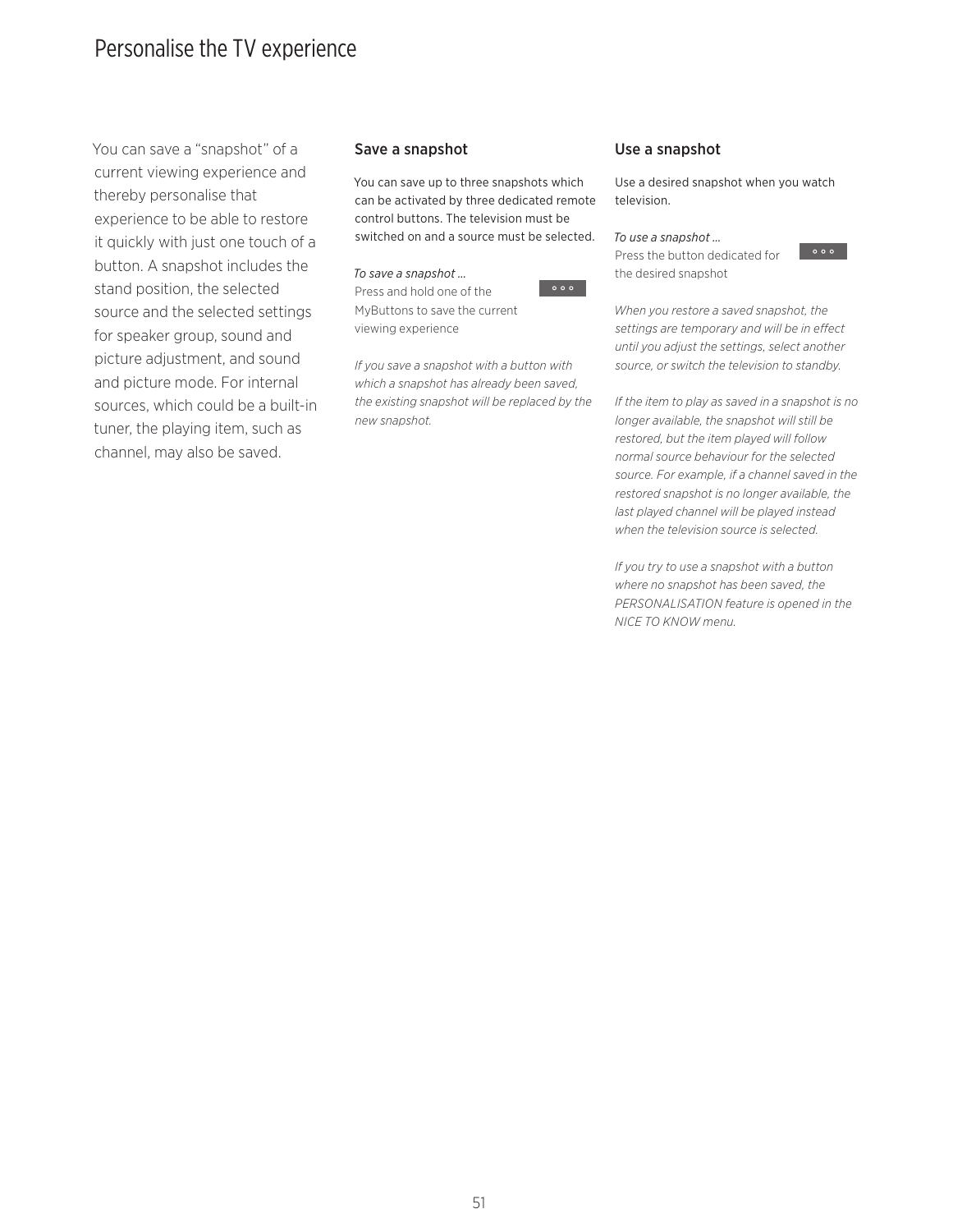# Personalise the TV experience

You can save a "snapshot" of a current viewing experience and thereby personalise that experience to be able to restore it quickly with just one touch of a button. A snapshot includes the stand position, the selected source and the selected settings for speaker group, sound and picture adjustment, and sound and picture mode. For internal sources, which could be a built-in tuner, the playing item, such as channel, may also be saved.

## Save a snapshot

You can save up to three snapshots which can be activated by three dedicated remote control buttons. The television must be switched on and a source must be selected.

*To save a snapshot …*
Press and hold one of the MyButtons to save the current viewing experience

*If you save a snapshot with a button with which a snapshot has already been saved, the existing snapshot will be replaced by the new snapshot.*

## Use a snapshot

Use a desired snapshot when you watch television.

*To use a snapshot …*
Press the button dedicated for the desired snapshot

*When you restore a saved snapshot, the settings are temporary and will be in effect until you adjust the settings, select another source, or switch the television to standby.*

*If the item to play as saved in a snapshot is no longer available, the snapshot will still be restored, but the item played will follow normal source behaviour for the selected source. For example, if a channel saved in the restored snapshot is no longer available, the last played channel will be played instead when the television source is selected.*

*If you try to use a snapshot with a button where no snapshot has been saved, the PERSONALISATION feature is opened in the NICE TO KNOW menu.*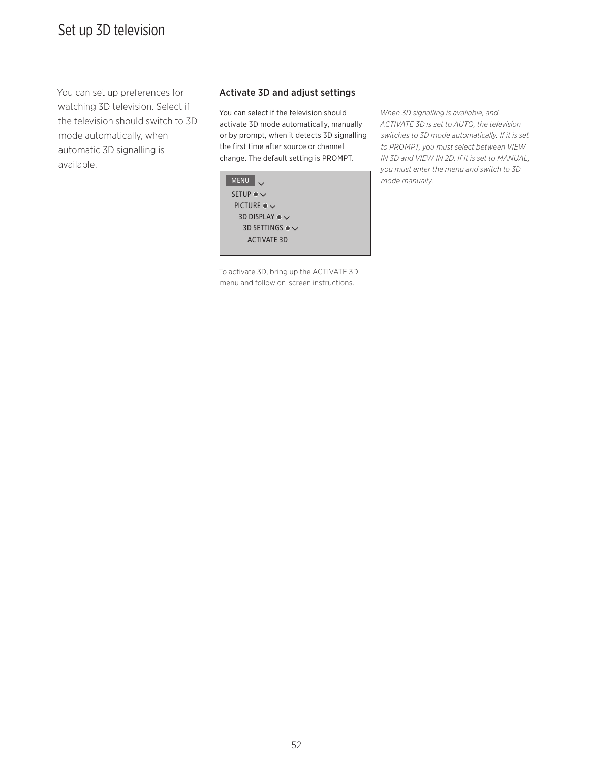# Set up 3D television

You can set up preferences for watching 3D television. Select if the television should switch to 3D mode automatically, when automatic 3D signalling is available.

## Activate 3D and adjust settings

You can select if the television should activate 3D mode automatically, manually or by prompt, when it detects 3D signalling the first time after source or channel change. The default setting is PROMPT.

```
MENU
  SETUP
    PICTURE
      3D DISPLAY
        3D SETTINGS
          ACTIVATE 3D
```

To activate 3D, bring up the ACTIVATE 3D menu and follow on-screen instructions.

*When 3D signalling is available, and ACTIVATE 3D is set to AUTO, the television switches to 3D mode automatically. If it is set to PROMPT, you must select between VIEW IN 3D and VIEW IN 2D. If it is set to MANUAL, you must enter the menu and switch to 3D mode manually.*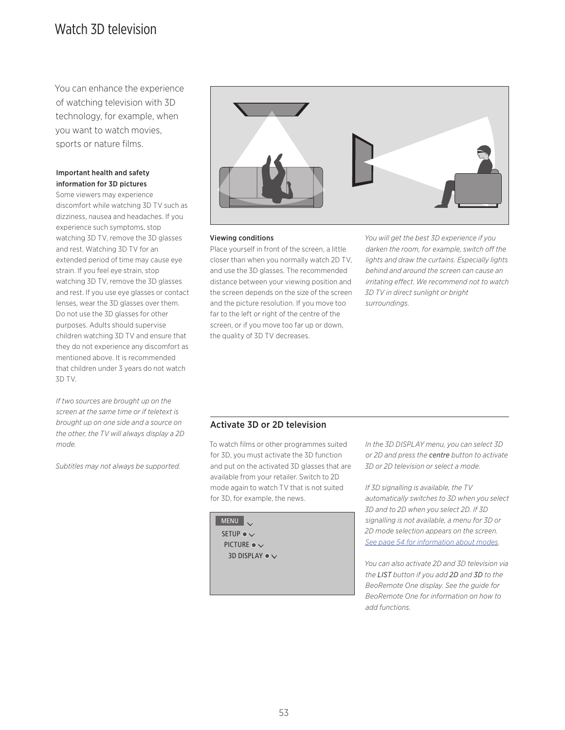# Watch 3D television

You can enhance the experience of watching television with 3D technology, for example, when you want to watch movies, sports or nature films.

**Important health and safety information for 3D pictures**

Some viewers may experience discomfort while watching 3D TV such as dizziness, nausea and headaches. If you experience such symptoms, stop watching 3D TV, remove the 3D glasses and rest. Watching 3D TV for an extended period of time may cause eye strain. If you feel eye strain, stop watching 3D TV, remove the 3D glasses and rest. If you use eye glasses or contact lenses, wear the 3D glasses over them. Do not use the 3D glasses for other purposes. Adults should supervise children watching 3D TV and ensure that they do not experience any discomfort as mentioned above. It is recommended that children under 3 years do not watch 3D TV.

*If two sources are brought up on the screen at the same time or if teletext is brought up on one side and a source on the other, the TV will always display a 2D mode.*

*Subtitles may not always be supported.*

**Viewing conditions**

Place yourself in front of the screen, a little closer than when you normally watch 2D TV, and use the 3D glasses. The recommended distance between your viewing position and the screen depends on the size of the screen and the picture resolution. If you move too far to the left or right of the centre of the screen, or if you move too far up or down, the quality of 3D TV decreases.

*You will get the best 3D experience if you darken the room, for example, switch off the lights and draw the curtains. Especially lights behind and around the screen can cause an irritating effect. We recommend not to watch 3D TV in direct sunlight or bright surroundings.*

## Activate 3D or 2D television

To watch films or other programmes suited for 3D, you must activate the 3D function and put on the activated 3D glasses that are available from your retailer. Switch to 2D mode again to watch TV that is not suited for 3D, for example, the news.

```
MENU
  SETUP
    PICTURE
      3D DISPLAY
```

*In the 3D DISPLAY menu, you can select 3D or 2D and press the* centre *button to activate 3D or 2D television or select a mode.*

*If 3D signalling is available, the TV automatically switches to 3D when you select 3D and to 2D when you select 2D. If 3D signalling is not available, a menu for 3D or 2D mode selection appears on the screen. See page 54 for information about modes.*

*You can also activate 2D and 3D television via the* LIST *button if you add* 2D *and* 3D *to the BeoRemote One display. See the guide for BeoRemote One for information on how to add functions.*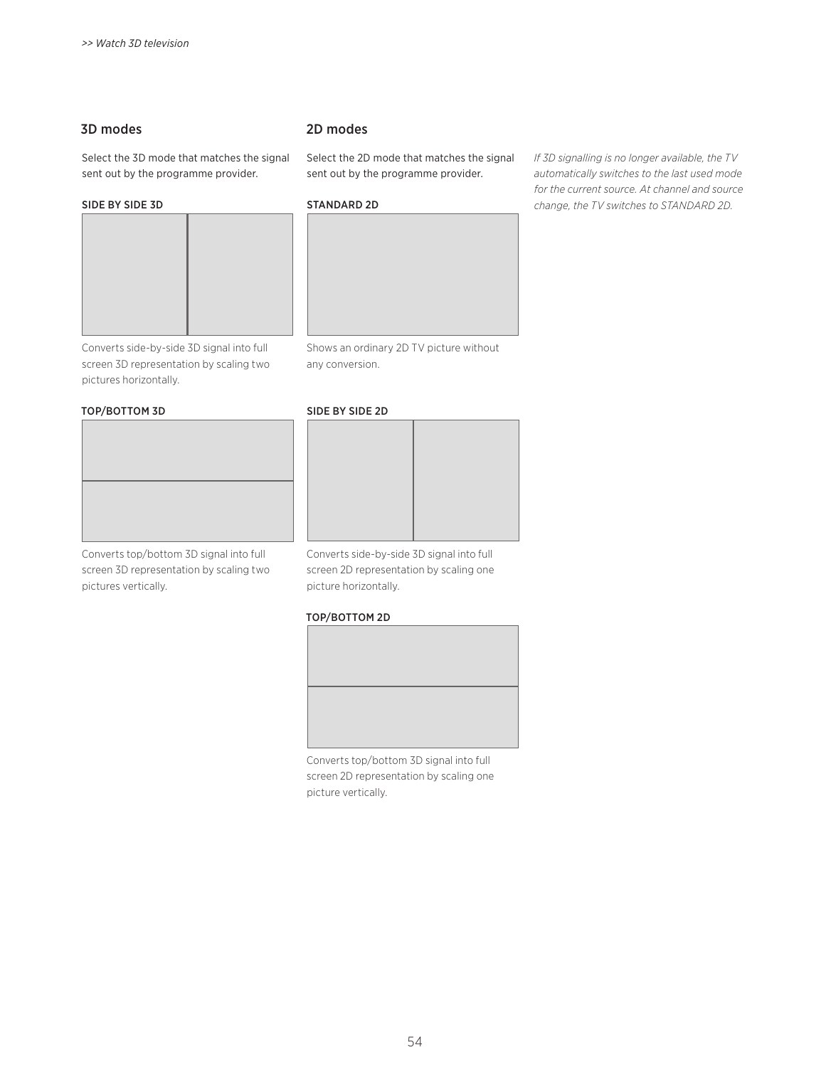## 3D modes

Select the 3D mode that matches the signal sent out by the programme provider.

#### SIDE BY SIDE 3D

Converts side-by-side 3D signal into full screen 3D representation by scaling two pictures horizontally.

#### TOP/BOTTOM 3D

Converts top/bottom 3D signal into full screen 3D representation by scaling two pictures vertically.

## 2D modes

Select the 2D mode that matches the signal sent out by the programme provider.

#### STANDARD 2D

Shows an ordinary 2D TV picture without any conversion.

#### SIDE BY SIDE 2D

Converts side-by-side 3D signal into full screen 2D representation by scaling one picture horizontally.

#### TOP/BOTTOM 2D

Converts top/bottom 3D signal into full screen 2D representation by scaling one picture vertically.

*If 3D signalling is no longer available, the TV automatically switches to the last used mode for the current source. At channel and source change, the TV switches to STANDARD 2D.*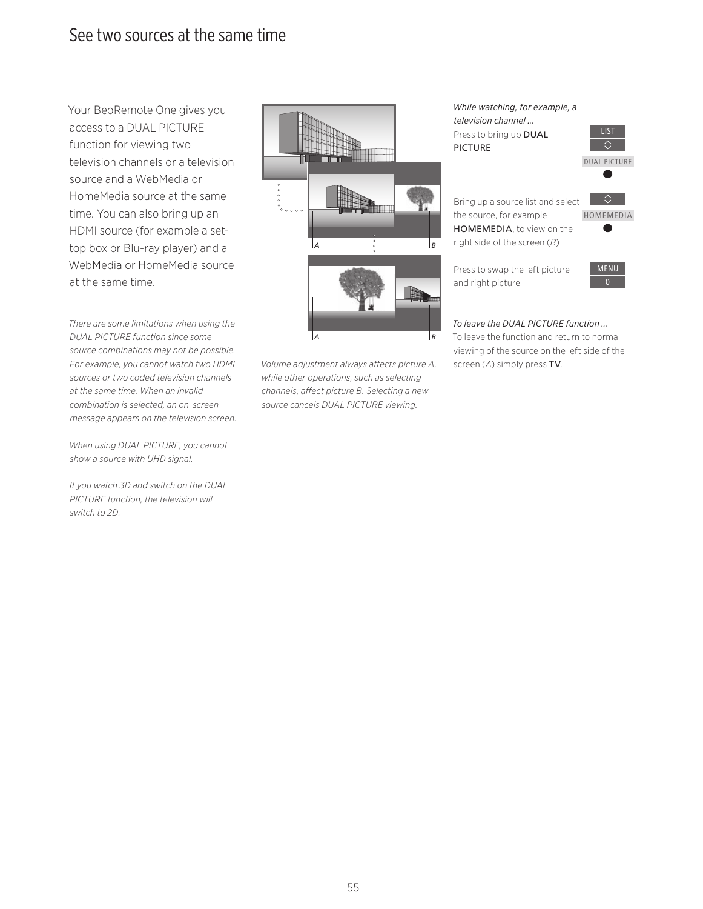# See two sources at the same time

Your BeoRemote One gives you access to a DUAL PICTURE function for viewing two television channels or a television source and a WebMedia or HomeMedia source at the same time. You can also bring up an HDMI source (for example a set-top box or Blu-ray player) and a WebMedia or HomeMedia source at the same time.

*There are some limitations when using the DUAL PICTURE function since some source combinations may not be possible. For example, you cannot watch two HDMI sources or two coded television channels at the same time. When an invalid combination is selected, an on-screen message appears on the television screen.*

*When using DUAL PICTURE, you cannot show a source with UHD signal.*

*If you watch 3D and switch on the DUAL PICTURE function, the television will switch to 2D.*

*Volume adjustment always affects picture A, while other operations, such as selecting channels, affect picture B. Selecting a new source cancels DUAL PICTURE viewing.*

*While watching, for example, a television channel …*

Press to bring up DUAL PICTURE — LIST, ◇, DUAL PICTURE, ●

Bring up a source list and select the source, for example HOMEMEDIA, to view on the right side of the screen (*B*) — ◇, HOMEMEDIA, ●

Press to swap the left picture and right picture — MENU, 0

*To leave the DUAL PICTURE function …*

To leave the function and return to normal viewing of the source on the left side of the screen (*A*) simply press TV.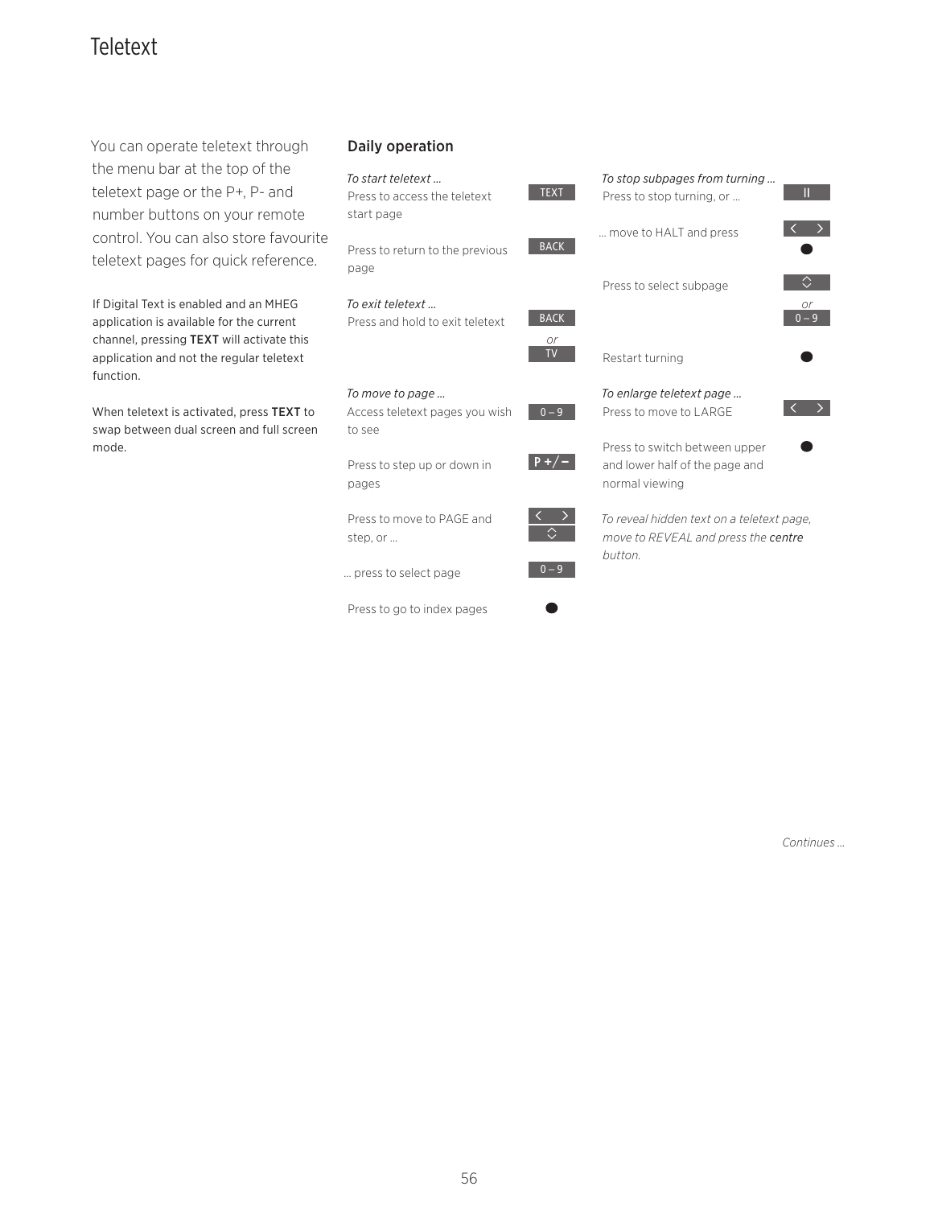# Teletext

You can operate teletext through the menu bar at the top of the teletext page or the P+, P- and number buttons on your remote control. You can also store favourite teletext pages for quick reference.

If Digital Text is enabled and an MHEG application is available for the current channel, pressing **TEXT** will activate this application and not the regular teletext function.

When teletext is activated, press **TEXT** to swap between dual screen and full screen mode.

## Daily operation

*To start teletext …*

Press to access the teletext start page — TEXT

Press to return to the previous page — BACK

*To exit teletext …*

Press and hold to exit teletext — BACK *or* TV

*To move to page …*

Access teletext pages you wish to see — 0 – 9

Press to step up or down in pages — P +/−

Press to move to PAGE and step, or … — ‹ › / ◇

… press to select page — 0 – 9

Press to go to index pages — ●

*To stop subpages from turning …*

Press to stop turning, or … — II

… move to HALT and press — ‹ › / ●

Press to select subpage — ◇ *or* 0 – 9

Restart turning — ●

*To enlarge teletext page …*

Press to move to LARGE — ‹ ›

Press to switch between upper and lower half of the page and normal viewing — ●

*To reveal hidden text on a teletext page, move to REVEAL and press the* centre *button.*

*Continues …*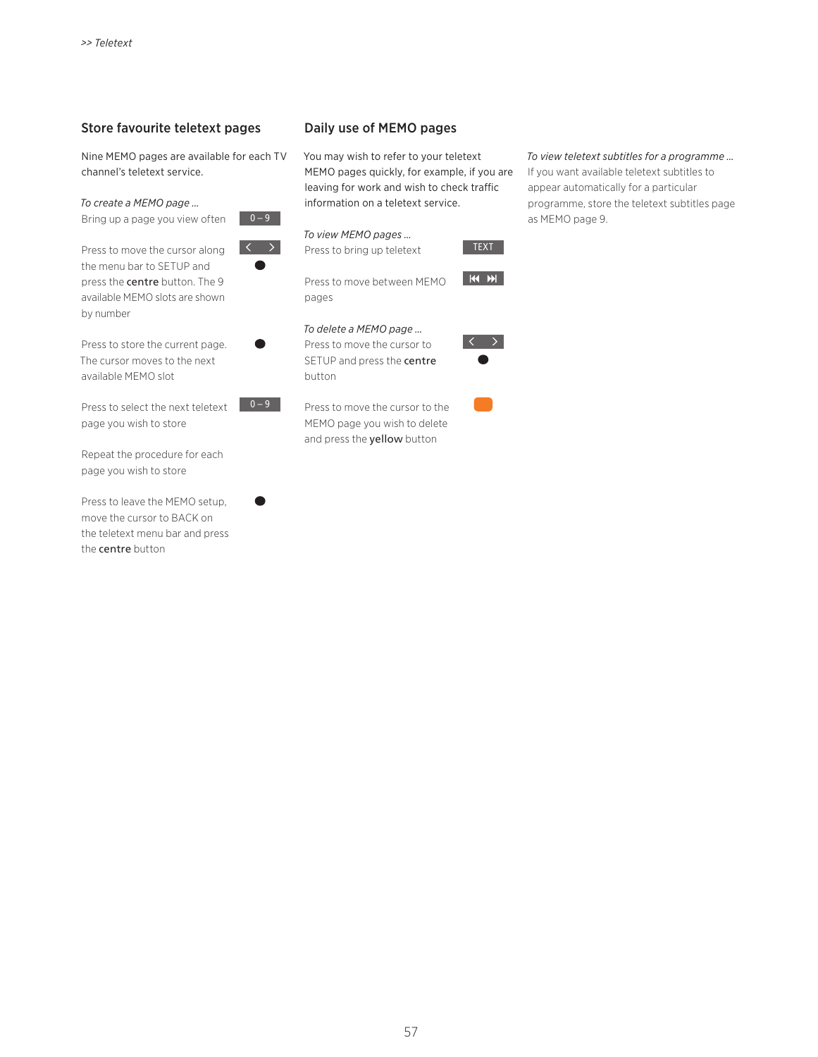## Store favourite teletext pages

Nine MEMO pages are available for each TV channel's teletext service.

*To create a MEMO page …*

Bring up a page you view often — 0 – 9

Press to move the cursor along the menu bar to SETUP and press the **centre** button. The 9 available MEMO slots are shown by number — < > ●

Press to store the current page. The cursor moves to the next available MEMO slot — ●

Press to select the next teletext page you wish to store — 0 – 9

Repeat the procedure for each page you wish to store

Press to leave the MEMO setup, move the cursor to BACK on the teletext menu bar and press the **centre** button — ●

## Daily use of MEMO pages

You may wish to refer to your teletext MEMO pages quickly, for example, if you are leaving for work and wish to check traffic information on a teletext service.

*To view MEMO pages …*

Press to bring up teletext — TEXT

Press to move between MEMO pages — ⏮ ⏭

*To delete a MEMO page …*

Press to move the cursor to SETUP and press the **centre** button — < > ●

Press to move the cursor to the MEMO page you wish to delete and press the **yellow** button

*To view teletext subtitles for a programme …*

If you want available teletext subtitles to appear automatically for a particular programme, store the teletext subtitles page as MEMO page 9.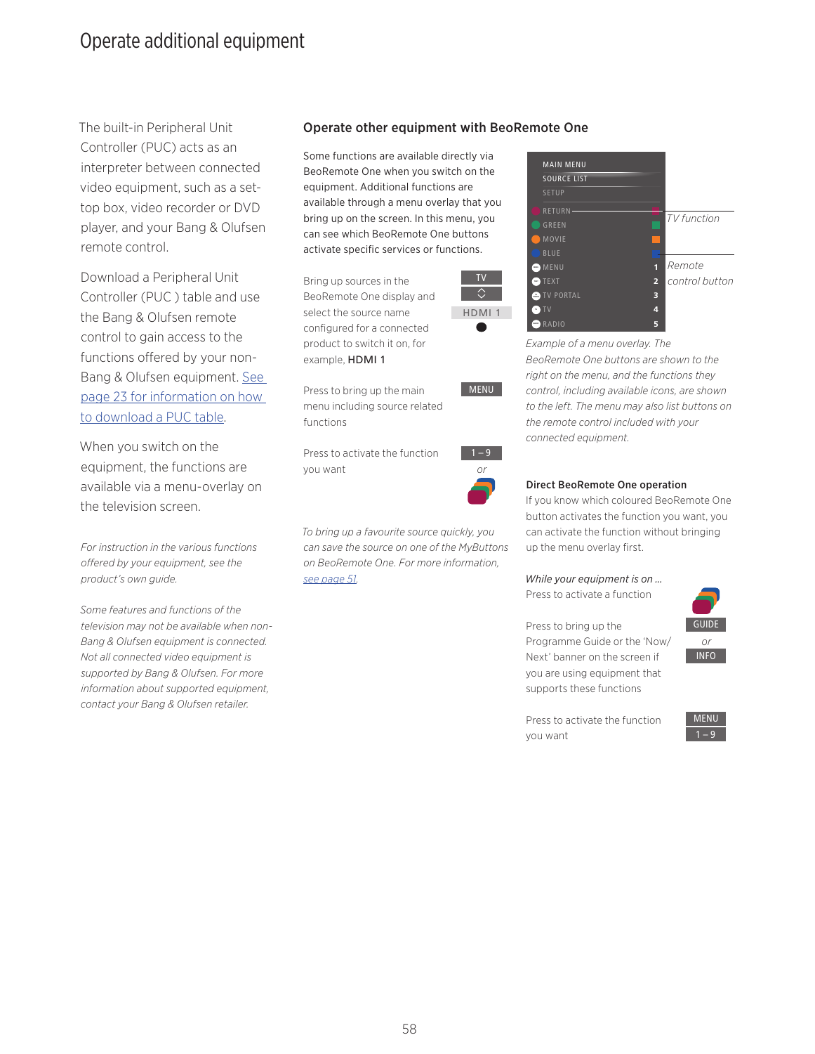# Operate additional equipment

The built-in Peripheral Unit Controller (PUC) acts as an interpreter between connected video equipment, such as a set-top box, video recorder or DVD player, and your Bang & Olufsen remote control.

Download a Peripheral Unit Controller (PUC ) table and use the Bang & Olufsen remote control to gain access to the functions offered by your non-Bang & Olufsen equipment. See page 23 for information on how to download a PUC table.

When you switch on the equipment, the functions are available via a menu-overlay on the television screen.

*For instruction in the various functions offered by your equipment, see the product's own guide.*

*Some features and functions of the television may not be available when non-Bang & Olufsen equipment is connected. Not all connected video equipment is supported by Bang & Olufsen. For more information about supported equipment, contact your Bang & Olufsen retailer.*

## Operate other equipment with BeoRemote One

Some functions are available directly via BeoRemote One when you switch on the equipment. Additional functions are available through a menu overlay that you bring up on the screen. In this menu, you can see which BeoRemote One buttons activate specific services or functions.

Bring up sources in the BeoRemote One display and select the source name configured for a connected product to switch it on, for example, **HDMI 1** — TV / ⌃⌄ / HDMI 1 / ●

Press to bring up the main menu including source related functions — MENU

Press to activate the function you want — 1 – 9 *or* coloured buttons

*To bring up a favourite source quickly, you can save the source on one of the MyButtons on BeoRemote One. For more information, see page 51.*

MAIN MENU
SOURCE LIST
SETUP
RETURN
GREEN
MOVIE
BLUE
MENU 1
TEXT 2
TV PORTAL 3
TV 4
RADIO 5

*TV function*

*Remote control button*

*Example of a menu overlay. The BeoRemote One buttons are shown to the right on the menu, and the functions they control, including available icons, are shown to the left. The menu may also list buttons on the remote control included with your connected equipment.*

**Direct BeoRemote One operation**

If you know which coloured BeoRemote One button activates the function you want, you can activate the function without bringing up the menu overlay first.

*While your equipment is on …*

Press to activate a function — coloured buttons

Press to bring up the Programme Guide or the 'Now/Next' banner on the screen if you are using equipment that supports these functions — GUIDE *or* INFO

Press to activate the function you want — MENU / 1 – 9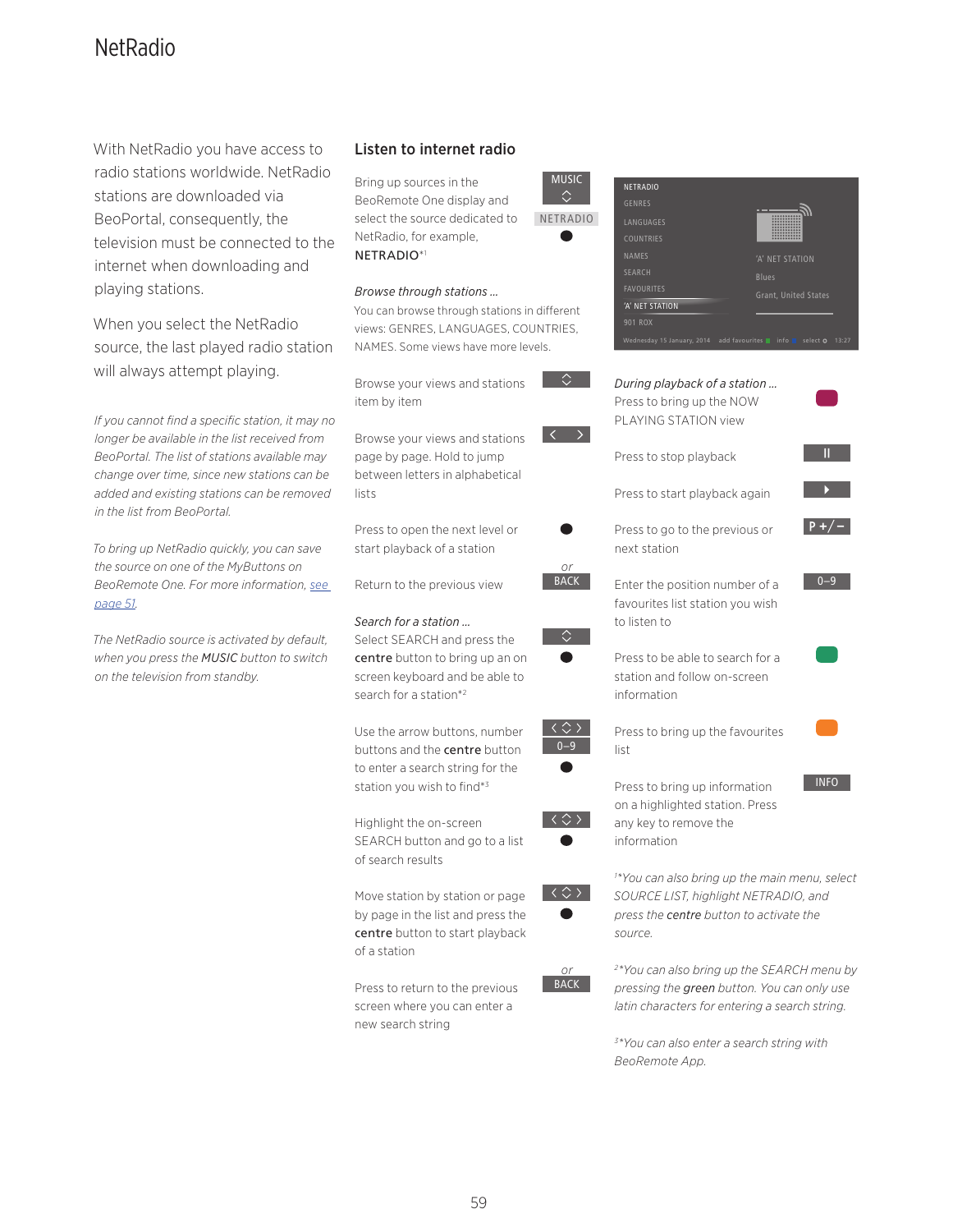# NetRadio

With NetRadio you have access to radio stations worldwide. NetRadio stations are downloaded via BeoPortal, consequently, the television must be connected to the internet when downloading and playing stations.

When you select the NetRadio source, the last played radio station will always attempt playing.

*If you cannot find a specific station, it may no longer be available in the list received from BeoPortal. The list of stations available may change over time, since new stations can be added and existing stations can be removed in the list from BeoPortal.*

*To bring up NetRadio quickly, you can save the source on one of the MyButtons on BeoRemote One. For more information, see page 51.*

*The NetRadio source is activated by default, when you press the **MUSIC** button to switch on the television from standby.*

## Listen to internet radio

Bring up sources in the BeoRemote One display and select the source dedicated to NetRadio, for example, NETRADIO*[1] — MUSIC, ⌃⌄, NETRADIO, ●

*Browse through stations …*
You can browse through stations in different views: GENRES, LANGUAGES, COUNTRIES, NAMES. Some views have more levels.

Browse your views and stations item by item — ⌃⌄

Browse your views and stations page by page. Hold to jump between letters in alphabetical lists — ‹ ›

Press to open the next level or start playback of a station — ●

Return to the previous view — or BACK

*Search for a station …*
Select SEARCH and press the **centre** button to bring up an on screen keyboard and be able to search for a station*[2] — ⌃⌄, ●

Use the arrow buttons, number buttons and the **centre** button to enter a search string for the station you wish to find*[3] — ‹ ⌃⌄ ›, 0–9, ●

Highlight the on-screen SEARCH button and go to a list of search results — ‹ ⌃⌄ ›, ●

Move station by station or page by page in the list and press the **centre** button to start playback of a station — ‹ ⌃⌄ ›, ●

Press to return to the previous screen where you can enter a new search string — or BACK

*During playback of a station …*
Press to bring up the NOW PLAYING STATION view — (red button)

Press to stop playback — II

Press to start playback again — ▶

Press to go to the previous or next station — P +/−

Enter the position number of a favourites list station you wish to listen to — 0–9

Press to be able to search for a station and follow on-screen information — (green button)

Press to bring up the favourites list — (yellow button)

Press to bring up information on a highlighted station. Press any key to remove the information — INFO

*[1]*You can also bring up the main menu, select SOURCE LIST, highlight NETRADIO, and press the **centre** button to activate the source.*

*[2]*You can also bring up the SEARCH menu by pressing the **green** button. You can only use latin characters for entering a search string.*

*[3]*You can also enter a search string with BeoRemote App.*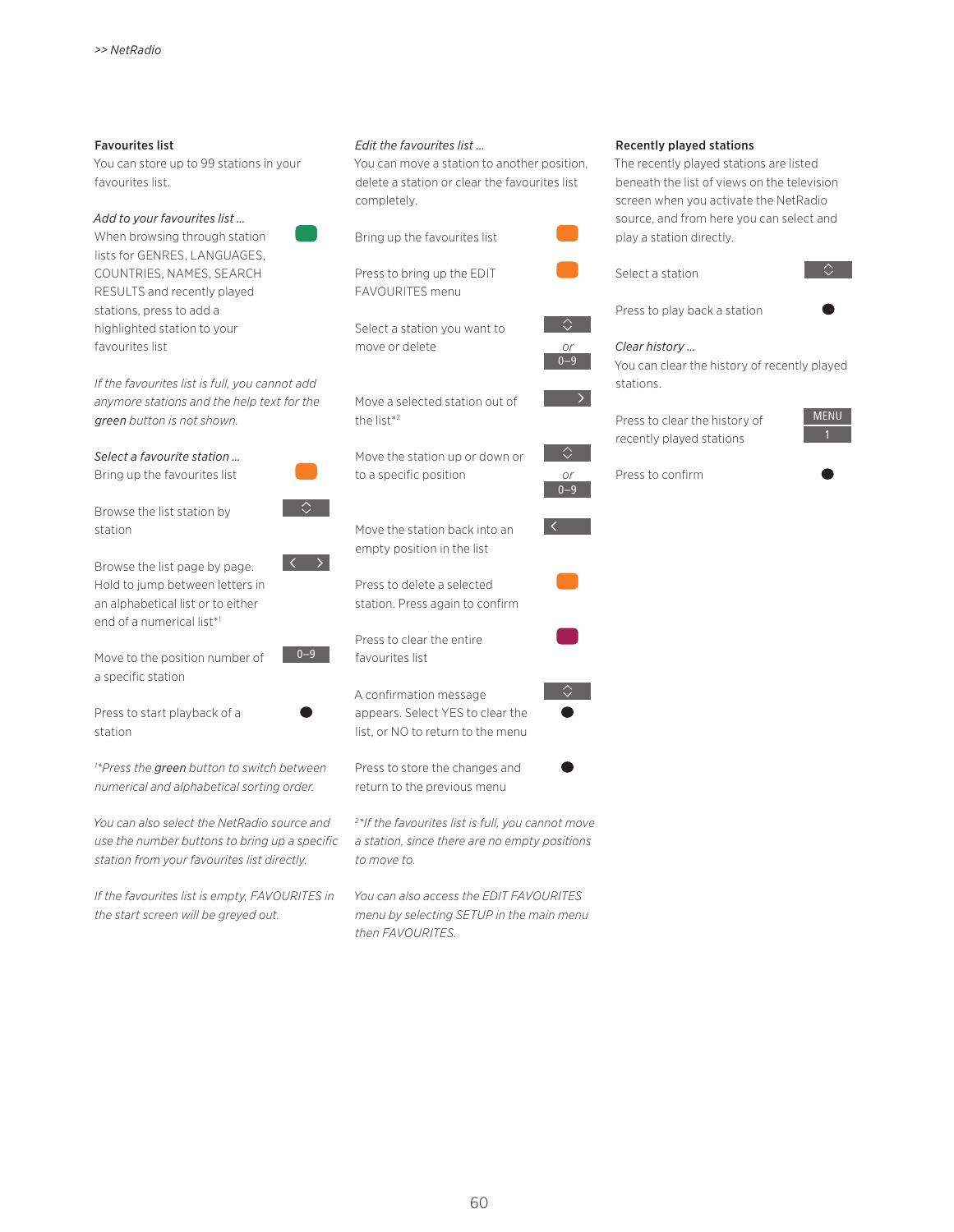## Favourites list

You can store up to 99 stations in your favourites list.

*Add to your favourites list ...*

When browsing through station lists for GENRES, LANGUAGES, COUNTRIES, NAMES, SEARCH RESULTS and recently played stations, press to add a highlighted station to your favourites list

*If the favourites list is full, you cannot add anymore stations and the help text for the **green** button is not shown.*

*Select a favourite station ...*

Bring up the favourites list

Browse the list station by station

Browse the list page by page. Hold to jump between letters in an alphabetical list or to either end of a numerical list*[1]

Move to the position number of a specific station — 0–9

Press to start playback of a station

*[1]*Press the **green** button to switch between numerical and alphabetical sorting order.*

*You can also select the NetRadio source and use the number buttons to bring up a specific station from your favourites list directly.*

*If the favourites list is empty, FAVOURITES in the start screen will be greyed out.*

*Edit the favourites list ...*

You can move a station to another position, delete a station or clear the favourites list completely.

Bring up the favourites list

Press to bring up the EDIT FAVOURITES menu

Select a station you want to move or delete — *or* 0–9

Move a selected station out of the list*[2]

Move the station up or down or to a specific position — *or* 0–9

Move the station back into an empty position in the list

Press to delete a selected station. Press again to confirm

Press to clear the entire favourites list

A confirmation message appears. Select YES to clear the list, or NO to return to the menu

Press to store the changes and return to the previous menu

*[2]*If the favourites list is full, you cannot move a station, since there are no empty positions to move to.*

*You can also access the EDIT FAVOURITES menu by selecting SETUP in the main menu then FAVOURITES.*

## Recently played stations

The recently played stations are listed beneath the list of views on the television screen when you activate the NetRadio source, and from here you can select and play a station directly.

Select a station

Press to play back a station

*Clear history ...*

You can clear the history of recently played stations.

Press to clear the history of recently played stations — MENU 1

Press to confirm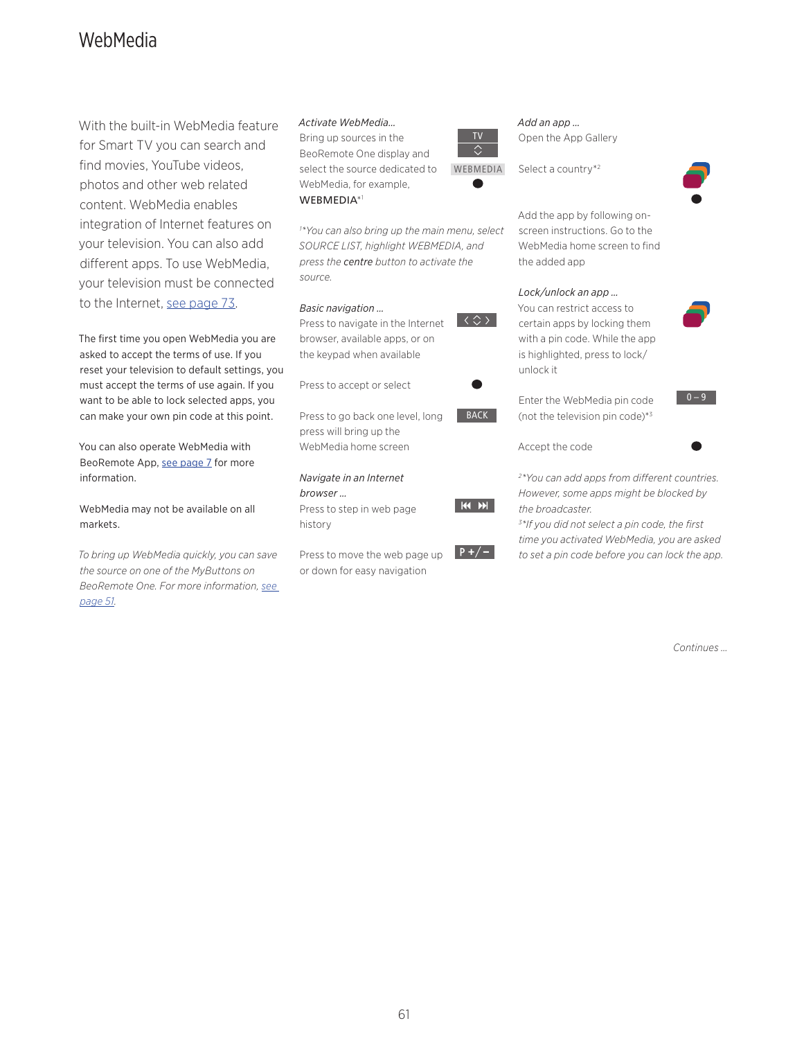# WebMedia

With the built-in WebMedia feature for Smart TV you can search and find movies, YouTube videos, photos and other web related content. WebMedia enables integration of Internet features on your television. You can also add different apps. To use WebMedia, your television must be connected to the Internet, see page 73.

The first time you open WebMedia you are asked to accept the terms of use. If you reset your television to default settings, you must accept the terms of use again. If you want to be able to lock selected apps, you can make your own pin code at this point.

You can also operate WebMedia with BeoRemote App, see page 7 for more information.

WebMedia may not be available on all markets.

*To bring up WebMedia quickly, you can save the source on one of the MyButtons on BeoRemote One. For more information, see page 51.*

*Activate WebMedia…*

Bring up sources in the BeoRemote One display and select the source dedicated to WebMedia, for example, WEBMEDIA*[1] — TV, ◇, WEBMEDIA, ●

*[1]*You can also bring up the main menu, select SOURCE LIST, highlight WEBMEDIA, and press the **centre** button to activate the source.*

*Basic navigation …*

Press to navigate in the Internet browser, available apps, or on the keypad when available — ‹ ◇ ›

Press to accept or select — ●

Press to go back one level, long press will bring up the WebMedia home screen — BACK

*Navigate in an Internet browser …*

Press to step in web page history — ⏮ ⏭

Press to move the web page up or down for easy navigation — P +/–

*Add an app …*

Open the App Gallery

Select a country*[2] — ●

Add the app by following on-screen instructions. Go to the WebMedia home screen to find the added app

*Lock/unlock an app …*

You can restrict access to certain apps by locking them with a pin code. While the app is highlighted, press to lock/unlock it

Enter the WebMedia pin code (not the television pin code)*[3] — 0 – 9

Accept the code — ●

*[2]*You can add apps from different countries. However, some apps might be blocked by the broadcaster.*

*[3]*If you did not select a pin code, the first time you activated WebMedia, you are asked to set a pin code before you can lock the app.*

*Continues …*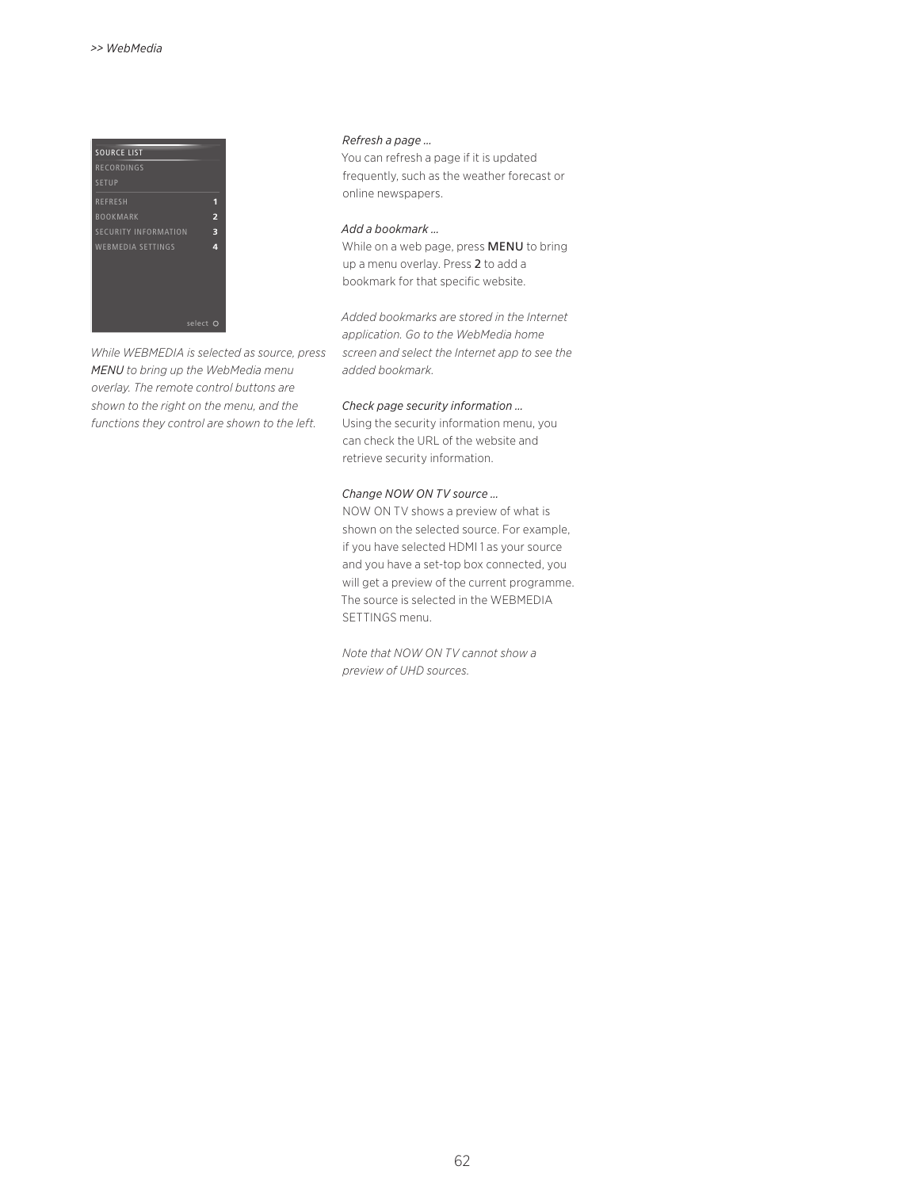SOURCE LIST
RECORDINGS
SETUP

| | |
|---|---|
| REFRESH | 1 |
| BOOKMARK | 2 |
| SECURITY INFORMATION | 3 |
| WEBMEDIA SETTINGS | 4 |

select

*While WEBMEDIA is selected as source, press MENU to bring up the WebMedia menu overlay. The remote control buttons are shown to the right on the menu, and the functions they control are shown to the left.*

*Refresh a page …*

You can refresh a page if it is updated frequently, such as the weather forecast or online newspapers.

*Add a bookmark …*

While on a web page, press MENU to bring up a menu overlay. Press 2 to add a bookmark for that specific website.

*Added bookmarks are stored in the Internet application. Go to the WebMedia home screen and select the Internet app to see the added bookmark.*

*Check page security information …*

Using the security information menu, you can check the URL of the website and retrieve security information.

*Change NOW ON TV source …*

NOW ON TV shows a preview of what is shown on the selected source. For example, if you have selected HDMI 1 as your source and you have a set-top box connected, you will get a preview of the current programme. The source is selected in the WEBMEDIA SETTINGS menu.

*Note that NOW ON TV cannot show a preview of UHD sources.*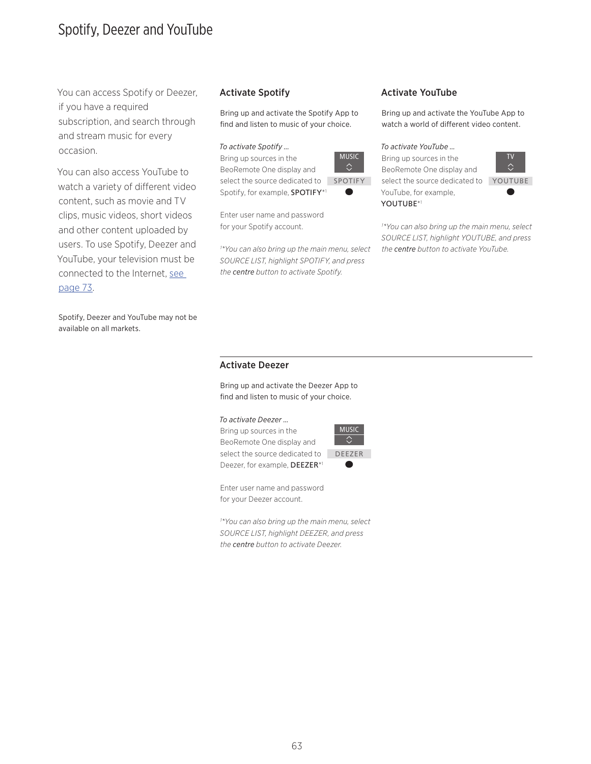# Spotify, Deezer and YouTube

You can access Spotify or Deezer, if you have a required subscription, and search through and stream music for every occasion.

You can also access YouTube to watch a variety of different video content, such as movie and TV clips, music videos, short videos and other content uploaded by users. To use Spotify, Deezer and YouTube, your television must be connected to the Internet, see page 73.

Spotify, Deezer and YouTube may not be available on all markets.

## Activate Spotify

Bring up and activate the Spotify App to find and listen to music of your choice.

*To activate Spotify …*

Bring up sources in the BeoRemote One display and select the source dedicated to Spotify, for example, SPOTIFY*[1]

MUSIC
SPOTIFY

Enter user name and password for your Spotify account.

*[1]\*You can also bring up the main menu, select SOURCE LIST, highlight SPOTIFY, and press the **centre** button to activate Spotify.*

## Activate YouTube

Bring up and activate the YouTube App to watch a world of different video content.

*To activate YouTube …*

Bring up sources in the BeoRemote One display and select the source dedicated to YouTube, for example, YOUTUBE*[1]

TV
YOUTUBE

*[1]\*You can also bring up the main menu, select SOURCE LIST, highlight YOUTUBE, and press the **centre** button to activate YouTube.*

## Activate Deezer

Bring up and activate the Deezer App to find and listen to music of your choice.

*To activate Deezer …*

Bring up sources in the BeoRemote One display and select the source dedicated to Deezer, for example, DEEZER*[1]

MUSIC
DEEZER

Enter user name and password for your Deezer account.

*[1]\*You can also bring up the main menu, select SOURCE LIST, highlight DEEZER, and press the **centre** button to activate Deezer.*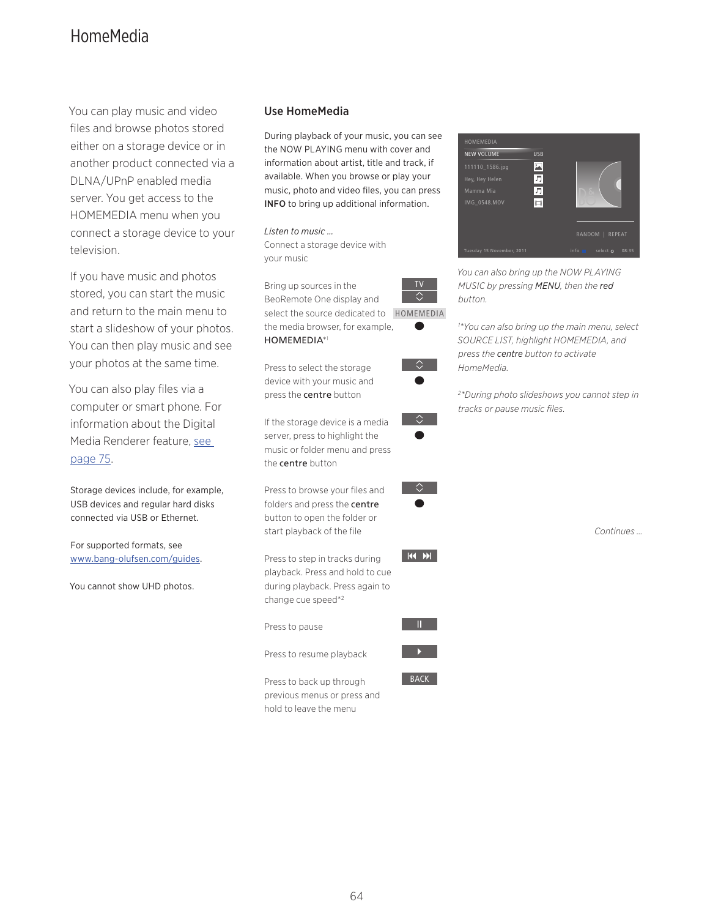# HomeMedia

You can play music and video files and browse photos stored either on a storage device or in another product connected via a DLNA/UPnP enabled media server. You get access to the HOMEMEDIA menu when you connect a storage device to your television.

If you have music and photos stored, you can start the music and return to the main menu to start a slideshow of your photos. You can then play music and see your photos at the same time.

You can also play files via a computer or smart phone. For information about the Digital Media Renderer feature, see page 75.

Storage devices include, for example, USB devices and regular hard disks connected via USB or Ethernet.

For supported formats, see www.bang-olufsen.com/guides.

You cannot show UHD photos.

## Use HomeMedia

During playback of your music, you can see the NOW PLAYING menu with cover and information about artist, title and track, if available. When you browse or play your music, photo and video files, you can press **INFO** to bring up additional information.

*Listen to music …*
Connect a storage device with your music

Bring up sources in the BeoRemote One display and select the source dedicated to the media browser, for example, **HOMEMEDIA**[*1] — TV, ◇, HOMEMEDIA, ●

Press to select the storage device with your music and press the **centre** button — ◇, ●

If the storage device is a media server, press to highlight the music or folder menu and press the **centre** button — ◇, ●

Press to browse your files and folders and press the **centre** button to open the folder or start playback of the file — ◇, ●

Press to step in tracks during playback. Press and hold to cue during playback. Press again to change cue speed[*2] — ⏮ ⏭

Press to pause — ⏸

Press to resume playback — ▶

Press to back up through previous menus or press and hold to leave the menu — BACK

HOMEMEDIA
NEW VOLUME — USB
111110_1586.jpg
Hey, Hey Helen
Mamma Mia
IMG_0548.MOV
RANDOM | REPEAT
Tuesday 15 November, 2011 — info — select — 08:35

*You can also bring up the NOW PLAYING MUSIC by pressing* MENU*, then the* red *button.*

[1]**You can also bring up the main menu, select SOURCE LIST, highlight HOMEMEDIA, and press the* centre *button to activate HomeMedia.*

[2]**During photo slideshows you cannot step in tracks or pause music files.*

*Continues …*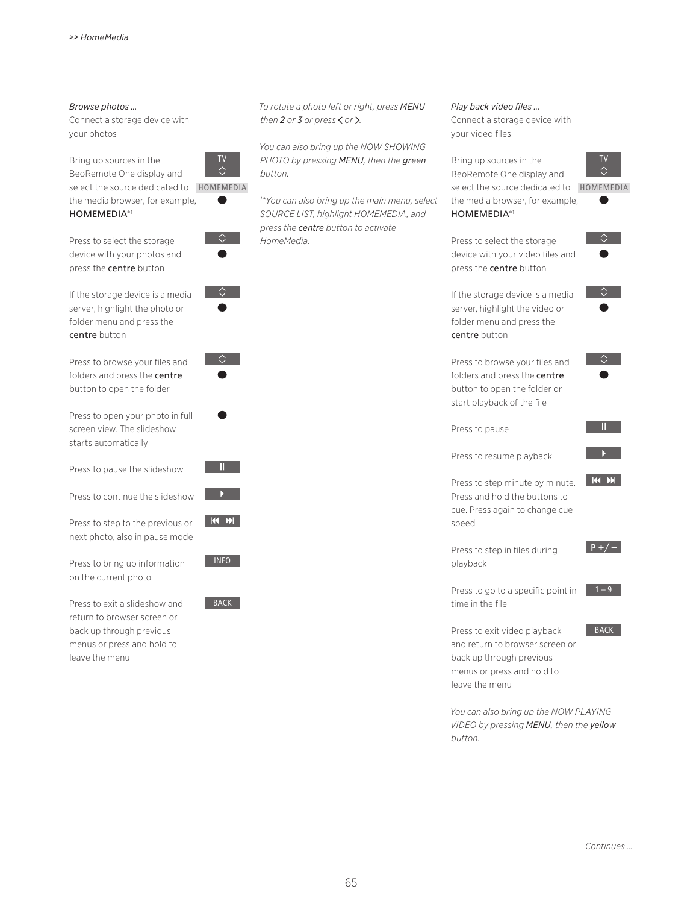*Browse photos …*

Connect a storage device with your photos

| | |
|---|---|
| Bring up sources in the BeoRemote One display and select the source dedicated to the media browser, for example, **HOMEMEDIA**[*1] | TV<br>⌃⌄<br>HOMEMEDIA<br>● |
| Press to select the storage device with your photos and press the **centre** button | ⌃⌄<br>● |
| If the storage device is a media server, highlight the photo or folder menu and press the **centre** button | ⌃⌄<br>● |
| Press to browse your files and folders and press the **centre** button to open the folder | ⌃⌄<br>● |
| Press to open your photo in full screen view. The slideshow starts automatically | ● |
| Press to pause the slideshow | II |
| Press to continue the slideshow | ▶ |
| Press to step to the previous or next photo, also in pause mode | ⏮ ⏭ |
| Press to bring up information on the current photo | INFO |
| Press to exit a slideshow and return to browser screen or back up through previous menus or press and hold to leave the menu | BACK |

*To rotate a photo left or right, press MENU then 2 or 3 or press < or >.*

*You can also bring up the NOW SHOWING PHOTO by pressing MENU, then the **green** button.*

*[1]*You can also bring up the main menu, select SOURCE LIST, highlight HOMEMEDIA, and press the **centre** button to activate HomeMedia.*

*Play back video files …*

Connect a storage device with your video files

| | |
|---|---|
| Bring up sources in the BeoRemote One display and select the source dedicated to the media browser, for example, **HOMEMEDIA**[*1] | TV<br>⌃⌄<br>HOMEMEDIA<br>● |
| Press to select the storage device with your video files and press the **centre** button | ⌃⌄<br>● |
| If the storage device is a media server, highlight the video or folder menu and press the **centre** button | ⌃⌄<br>● |
| Press to browse your files and folders and press the **centre** button to open the folder or start playback of the file | ⌃⌄<br>● |
| Press to pause | II |
| Press to resume playback | ▶ |
| Press to step minute by minute. Press and hold the buttons to cue. Press again to change cue speed | ⏮ ⏭ |
| Press to step in files during playback | P +/– |
| Press to go to a specific point in time in the file | 1 – 9 |
| Press to exit video playback and return to browser screen or back up through previous menus or press and hold to leave the menu | BACK |

*You can also bring up the NOW PLAYING VIDEO by pressing MENU, then the **yellow** button.*

*Continues …*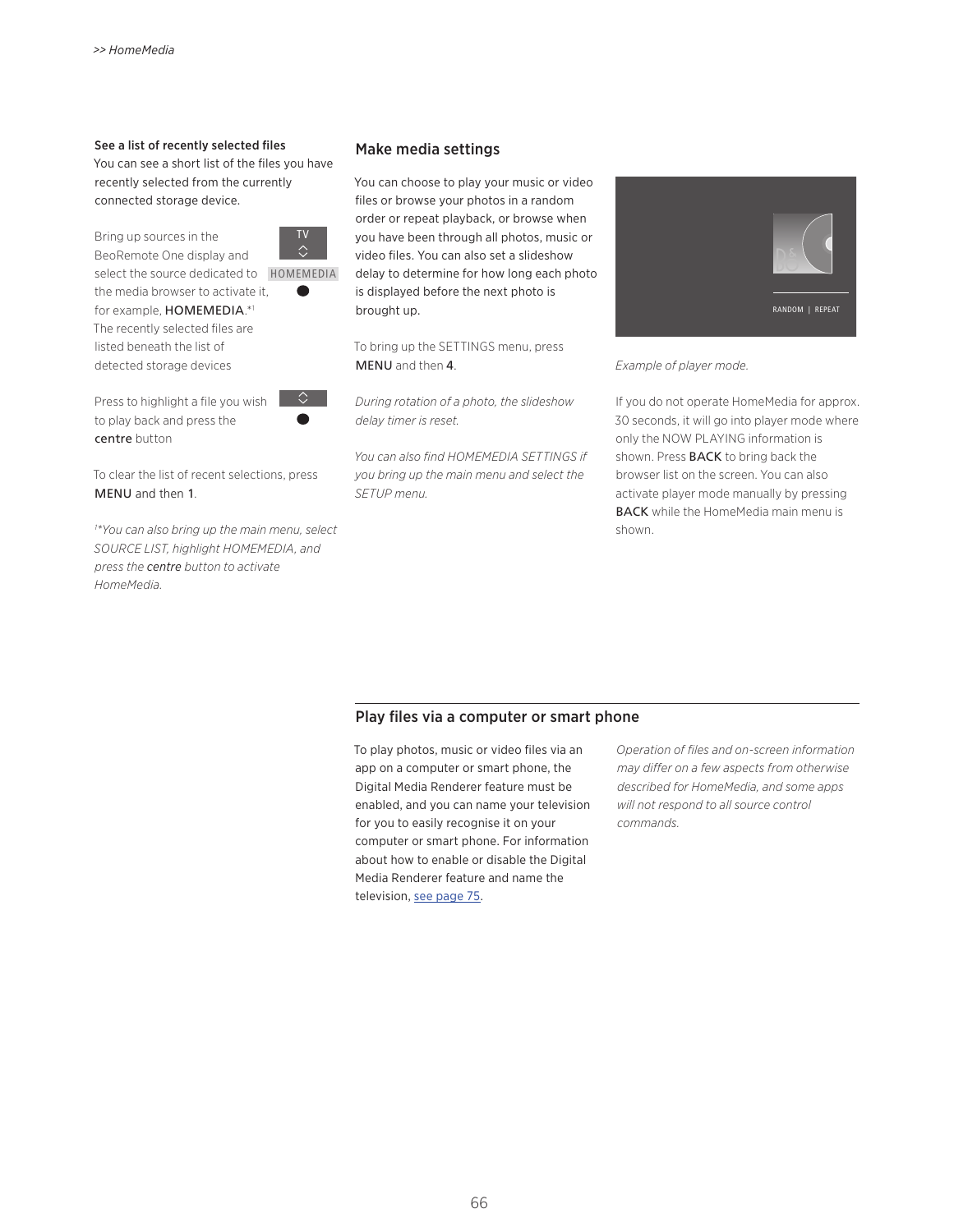**See a list of recently selected files**
You can see a short list of the files you have recently selected from the currently connected storage device.

Bring up sources in the BeoRemote One display and select the source dedicated to the media browser to activate it, for example, HOMEMEDIA.*[1]
The recently selected files are listed beneath the list of detected storage devices

TV
HOMEMEDIA

Press to highlight a file you wish to play back and press the **centre** button

To clear the list of recent selections, press MENU and then 1.

*[1]\*You can also bring up the main menu, select SOURCE LIST, highlight HOMEMEDIA, and press the centre button to activate HomeMedia.*

## Make media settings

You can choose to play your music or video files or browse your photos in a random order or repeat playback, or browse when you have been through all photos, music or video files. You can also set a slideshow delay to determine for how long each photo is displayed before the next photo is brought up.

To bring up the SETTINGS menu, press MENU and then 4.

*During rotation of a photo, the slideshow delay timer is reset.*

*You can also find HOMEMEDIA SETTINGS if you bring up the main menu and select the SETUP menu.*

RANDOM | REPEAT

*Example of player mode.*

If you do not operate HomeMedia for approx. 30 seconds, it will go into player mode where only the NOW PLAYING information is shown. Press BACK to bring back the browser list on the screen. You can also activate player mode manually by pressing BACK while the HomeMedia main menu is shown.

## Play files via a computer or smart phone

To play photos, music or video files via an app on a computer or smart phone, the Digital Media Renderer feature must be enabled, and you can name your television for you to easily recognise it on your computer or smart phone. For information about how to enable or disable the Digital Media Renderer feature and name the television, see page 75.

*Operation of files and on-screen information may differ on a few aspects from otherwise described for HomeMedia, and some apps will not respond to all source control commands.*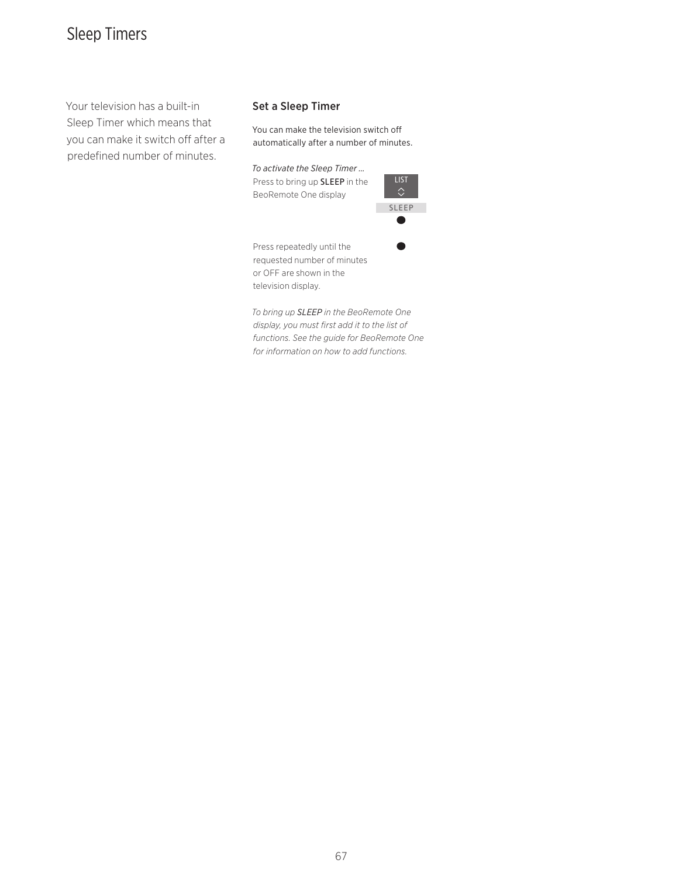# Sleep Timers

Your television has a built-in Sleep Timer which means that you can make it switch off after a predefined number of minutes.

## Set a Sleep Timer

You can make the television switch off automatically after a number of minutes.

*To activate the Sleep Timer …*

Press to bring up SLEEP in the BeoRemote One display — LIST, SLEEP, ●

Press repeatedly until the requested number of minutes or OFF are shown in the television display. — ●

*To bring up SLEEP in the BeoRemote One display, you must first add it to the list of functions. See the guide for BeoRemote One for information on how to add functions.*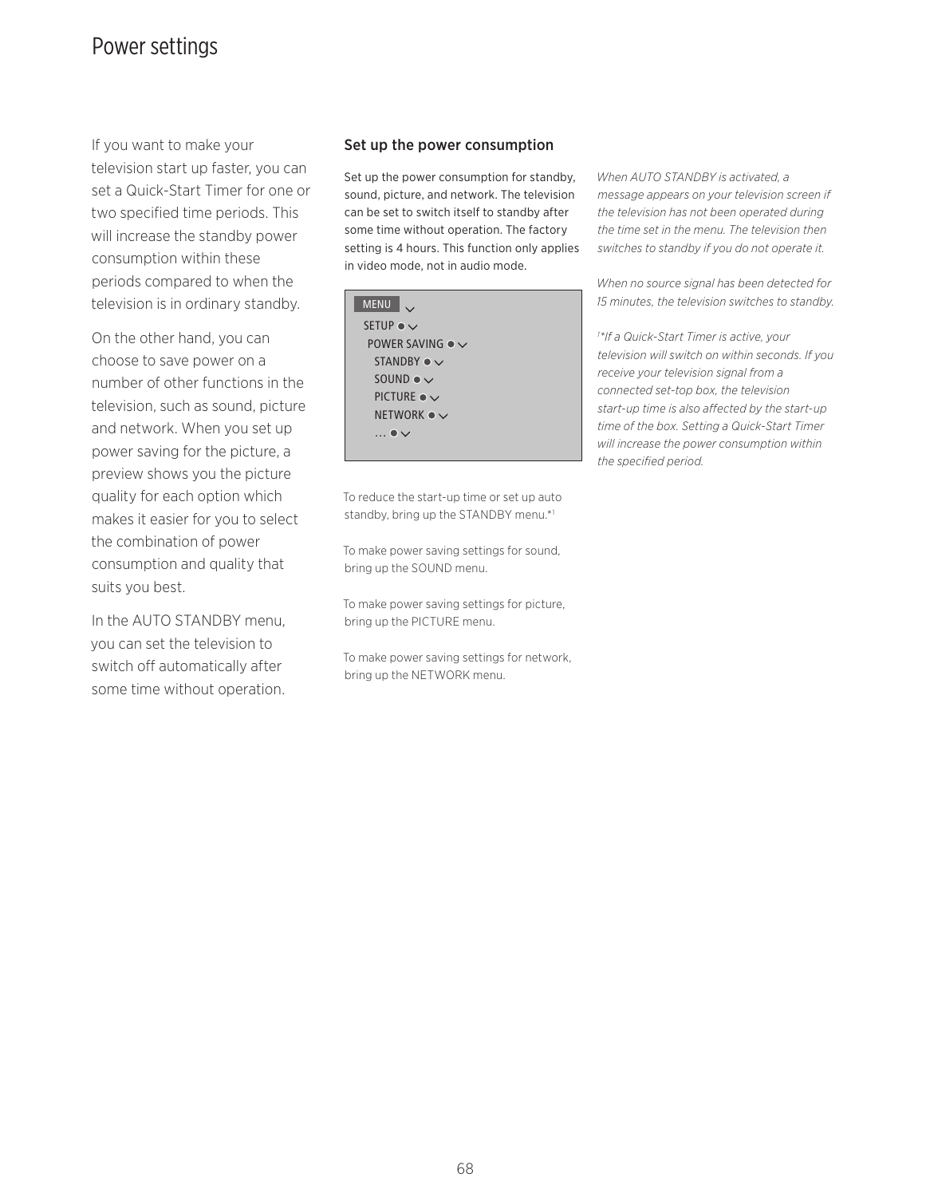# Power settings

If you want to make your television start up faster, you can set a Quick-Start Timer for one or two specified time periods. This will increase the standby power consumption within these periods compared to when the television is in ordinary standby.

On the other hand, you can choose to save power on a number of other functions in the television, such as sound, picture and network. When you set up power saving for the picture, a preview shows you the picture quality for each option which makes it easier for you to select the combination of power consumption and quality that suits you best.

In the AUTO STANDBY menu, you can set the television to switch off automatically after some time without operation.

## Set up the power consumption

Set up the power consumption for standby, sound, picture, and network. The television can be set to switch itself to standby after some time without operation. The factory setting is 4 hours. This function only applies in video mode, not in audio mode.

```
MENU
  SETUP
    POWER SAVING
      STANDBY
      SOUND
      PICTURE
      NETWORK
      ...
```

To reduce the start-up time or set up auto standby, bring up the STANDBY menu.*[1]

To make power saving settings for sound, bring up the SOUND menu.

To make power saving settings for picture, bring up the PICTURE menu.

To make power saving settings for network, bring up the NETWORK menu.

*When AUTO STANDBY is activated, a message appears on your television screen if the television has not been operated during the time set in the menu. The television then switches to standby if you do not operate it.*

*When no source signal has been detected for 15 minutes, the television switches to standby.*

[1]*If a Quick-Start Timer is active, your television will switch on within seconds. If you receive your television signal from a connected set-top box, the television start-up time is also affected by the start-up time of the box. Setting a Quick-Start Timer will increase the power consumption within the specified period.*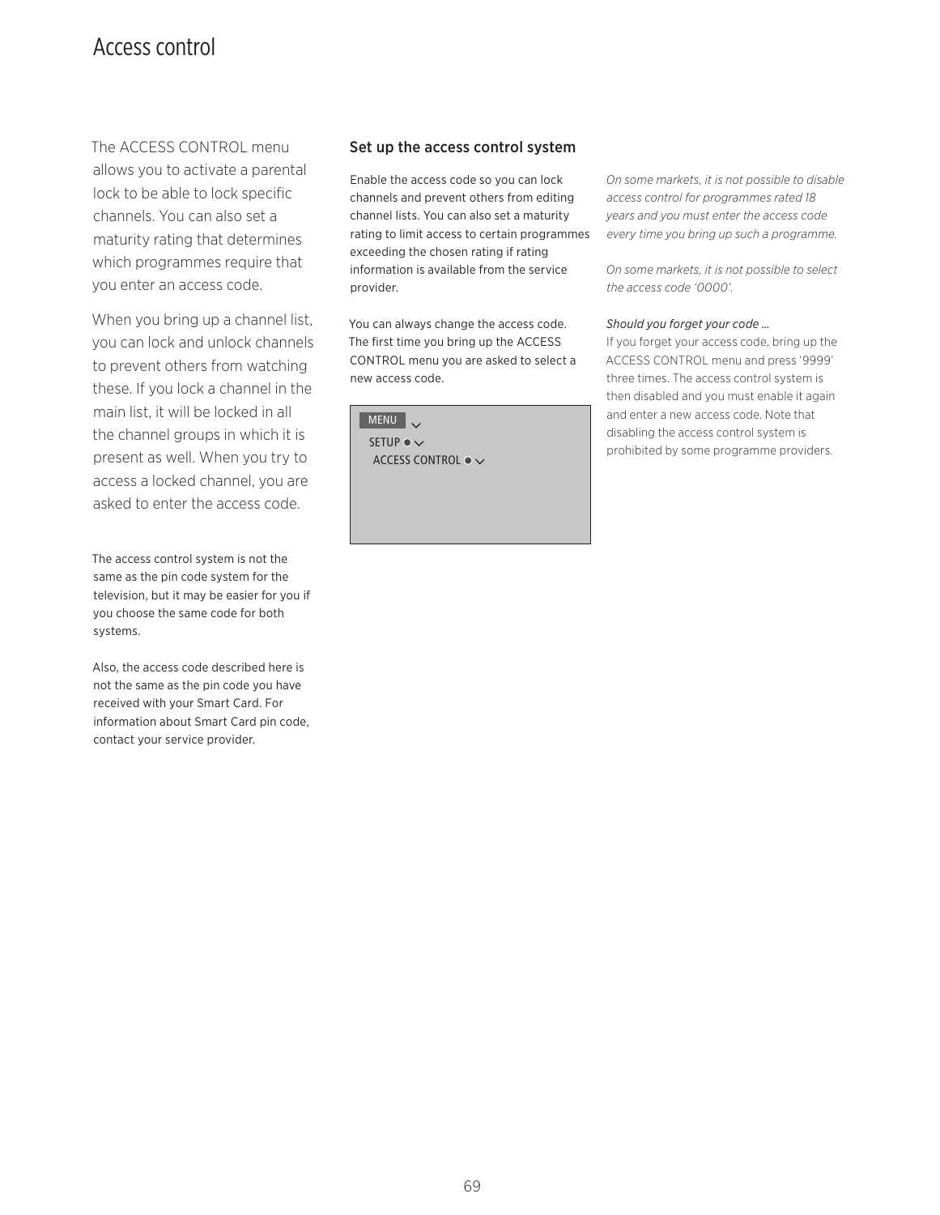# Access control

The ACCESS CONTROL menu allows you to activate a parental lock to be able to lock specific channels. You can also set a maturity rating that determines which programmes require that you enter an access code.

When you bring up a channel list, you can lock and unlock channels to prevent others from watching these. If you lock a channel in the main list, it will be locked in all the channel groups in which it is present as well. When you try to access a locked channel, you are asked to enter the access code.

The access control system is not the same as the pin code system for the television, but it may be easier for you if you choose the same code for both systems.

Also, the access code described here is not the same as the pin code you have received with your Smart Card. For information about Smart Card pin code, contact your service provider.

## Set up the access control system

Enable the access code so you can lock channels and prevent others from editing channel lists. You can also set a maturity rating to limit access to certain programmes exceeding the chosen rating if rating information is available from the service provider.

You can always change the access code. The first time you bring up the ACCESS CONTROL menu you are asked to select a new access code.

MENU
SETUP
ACCESS CONTROL

*On some markets, it is not possible to disable access control for programmes rated 18 years and you must enter the access code every time you bring up such a programme.*

*On some markets, it is not possible to select the access code '0000'.*

*Should you forget your code …*
If you forget your access code, bring up the ACCESS CONTROL menu and press '9999' three times. The access control system is then disabled and you must enable it again and enter a new access code. Note that disabling the access control system is prohibited by some programme providers.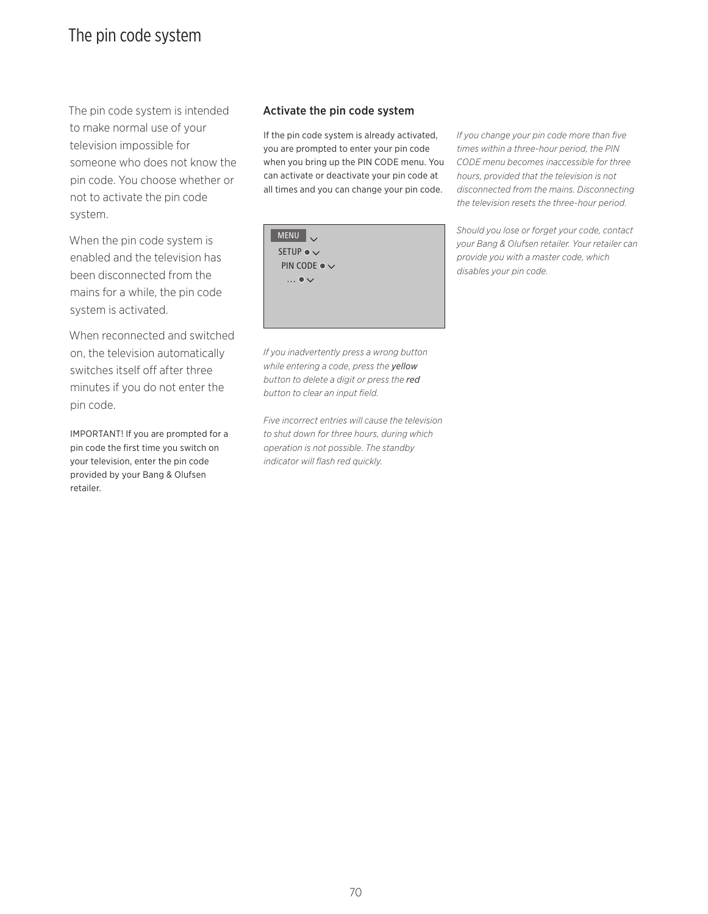# The pin code system

The pin code system is intended to make normal use of your television impossible for someone who does not know the pin code. You choose whether or not to activate the pin code system.

When the pin code system is enabled and the television has been disconnected from the mains for a while, the pin code system is activated.

When reconnected and switched on, the television automatically switches itself off after three minutes if you do not enter the pin code.

IMPORTANT! If you are prompted for a pin code the first time you switch on your television, enter the pin code provided by your Bang & Olufsen retailer.

## Activate the pin code system

If the pin code system is already activated, you are prompted to enter your pin code when you bring up the PIN CODE menu. You can activate or deactivate your pin code at all times and you can change your pin code.

MENU
SETUP
PIN CODE
...

*If you inadvertently press a wrong button while entering a code, press the* yellow *button to delete a digit or press the* red *button to clear an input field.*

*Five incorrect entries will cause the television to shut down for three hours, during which operation is not possible. The standby indicator will flash red quickly.*

*If you change your pin code more than five times within a three-hour period, the PIN CODE menu becomes inaccessible for three hours, provided that the television is not disconnected from the mains. Disconnecting the television resets the three-hour period.*

*Should you lose or forget your code, contact your Bang & Olufsen retailer. Your retailer can provide you with a master code, which disables your pin code.*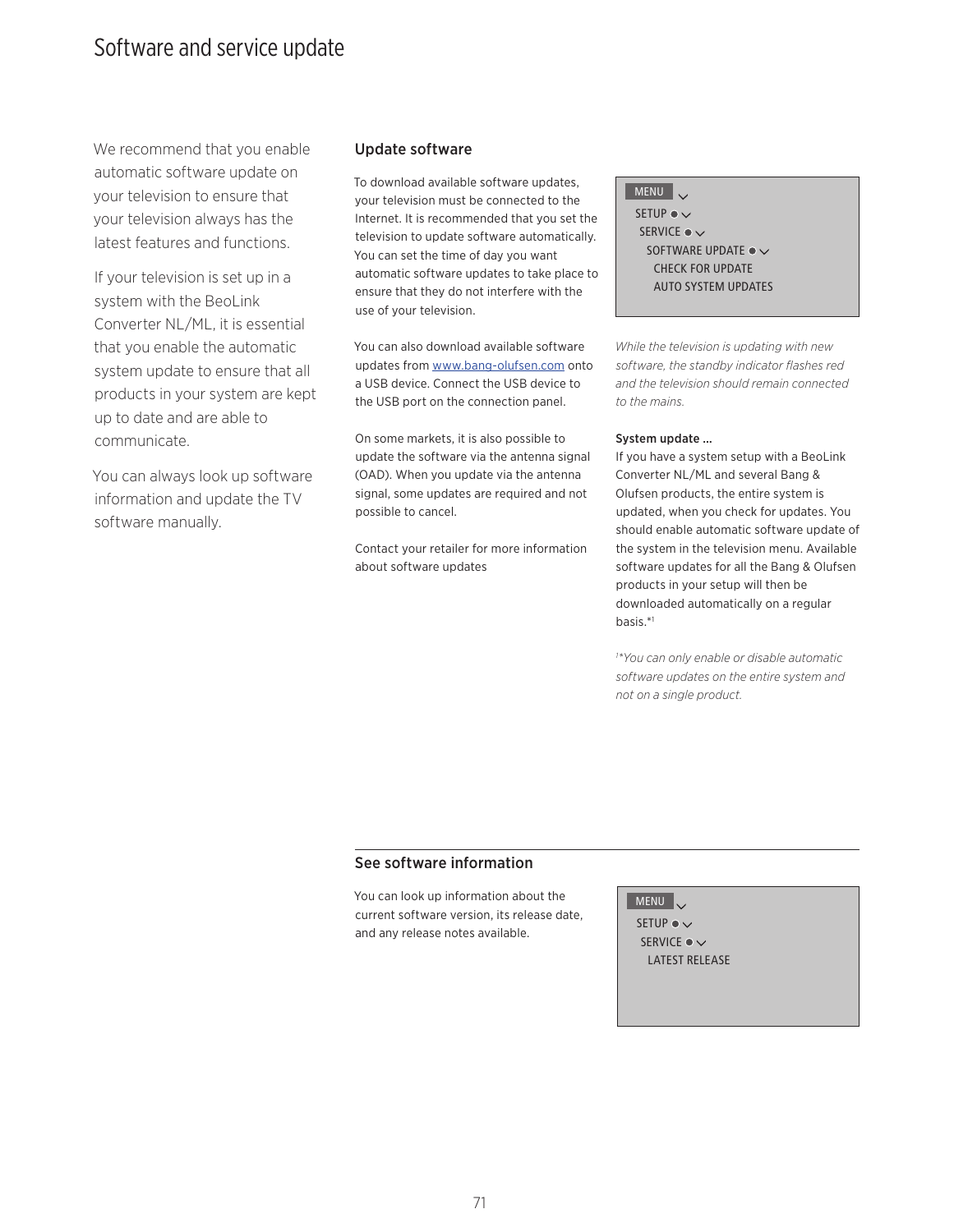# Software and service update

We recommend that you enable automatic software update on your television to ensure that your television always has the latest features and functions.

If your television is set up in a system with the BeoLink Converter NL/ML, it is essential that you enable the automatic system update to ensure that all products in your system are kept up to date and are able to communicate.

You can always look up software information and update the TV software manually.

## Update software

To download available software updates, your television must be connected to the Internet. It is recommended that you set the television to update software automatically. You can set the time of day you want automatic software updates to take place to ensure that they do not interfere with the use of your television.

You can also download available software updates from www.bang-olufsen.com onto a USB device. Connect the USB device to the USB port on the connection panel.

On some markets, it is also possible to update the software via the antenna signal (OAD). When you update via the antenna signal, some updates are required and not possible to cancel.

Contact your retailer for more information about software updates

```
MENU
  SETUP
    SERVICE
      SOFTWARE UPDATE
        CHECK FOR UPDATE
        AUTO SYSTEM UPDATES
```

*While the television is updating with new software, the standby indicator flashes red and the television should remain connected to the mains.*

**System update …**
If you have a system setup with a BeoLink Converter NL/ML and several Bang & Olufsen products, the entire system is updated, when you check for updates. You should enable automatic software update of the system in the television menu. Available software updates for all the Bang & Olufsen products in your setup will then be downloaded automatically on a regular basis.*[1]

[1]*You can only enable or disable automatic software updates on the entire system and not on a single product.*

## See software information

You can look up information about the current software version, its release date, and any release notes available.

```
MENU
  SETUP
    SERVICE
      LATEST RELEASE
```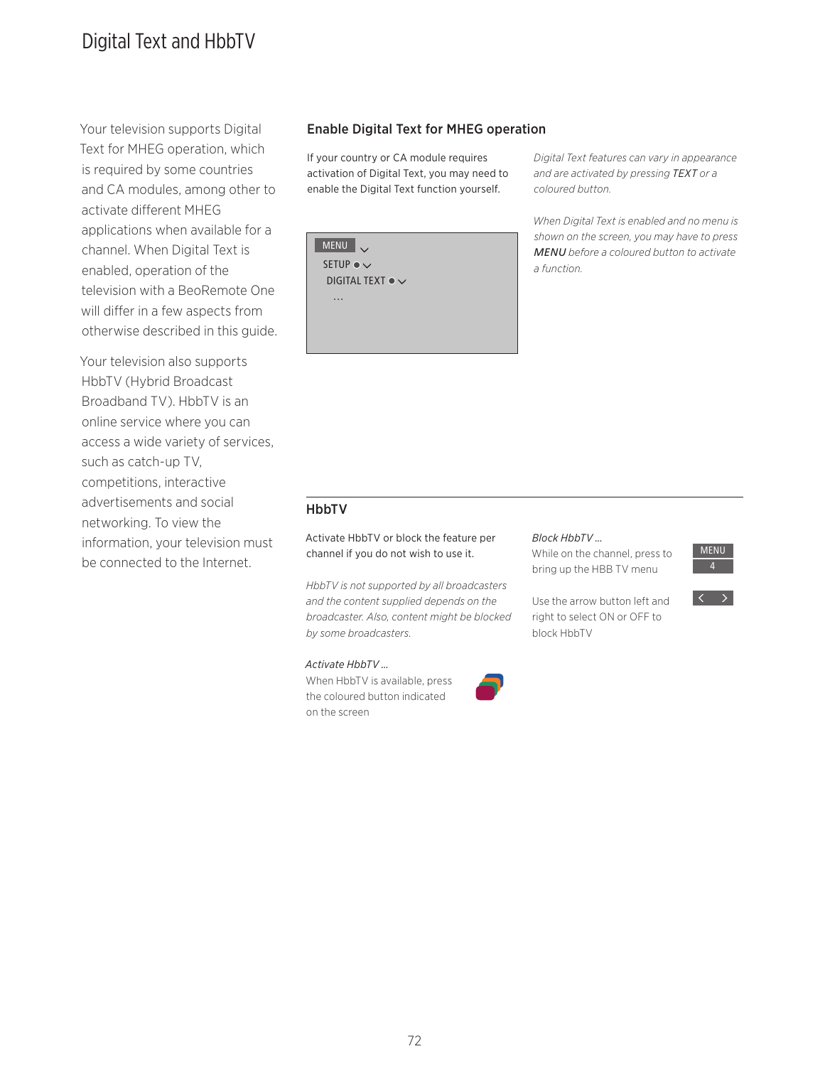# Digital Text and HbbTV

Your television supports Digital Text for MHEG operation, which is required by some countries and CA modules, among other to activate different MHEG applications when available for a channel. When Digital Text is enabled, operation of the television with a BeoRemote One will differ in a few aspects from otherwise described in this guide.

Your television also supports HbbTV (Hybrid Broadcast Broadband TV). HbbTV is an online service where you can access a wide variety of services, such as catch-up TV, competitions, interactive advertisements and social networking. To view the information, your television must be connected to the Internet.

## Enable Digital Text for MHEG operation

If your country or CA module requires activation of Digital Text, you may need to enable the Digital Text function yourself.

```
MENU
  SETUP
    DIGITAL TEXT
      ...
```

*Digital Text features can vary in appearance and are activated by pressing TEXT or a coloured button.*

*When Digital Text is enabled and no menu is shown on the screen, you may have to press **MENU** before a coloured button to activate a function.*

## HbbTV

Activate HbbTV or block the feature per channel if you do not wish to use it.

*HbbTV is not supported by all broadcasters and the content supplied depends on the broadcaster. Also, content might be blocked by some broadcasters.*

*Activate HbbTV …*

When HbbTV is available, press the coloured button indicated on the screen

*Block HbbTV …*

While on the channel, press to bring up the HBB TV menu — MENU 4

Use the arrow button left and right to select ON or OFF to block HbbTV — < >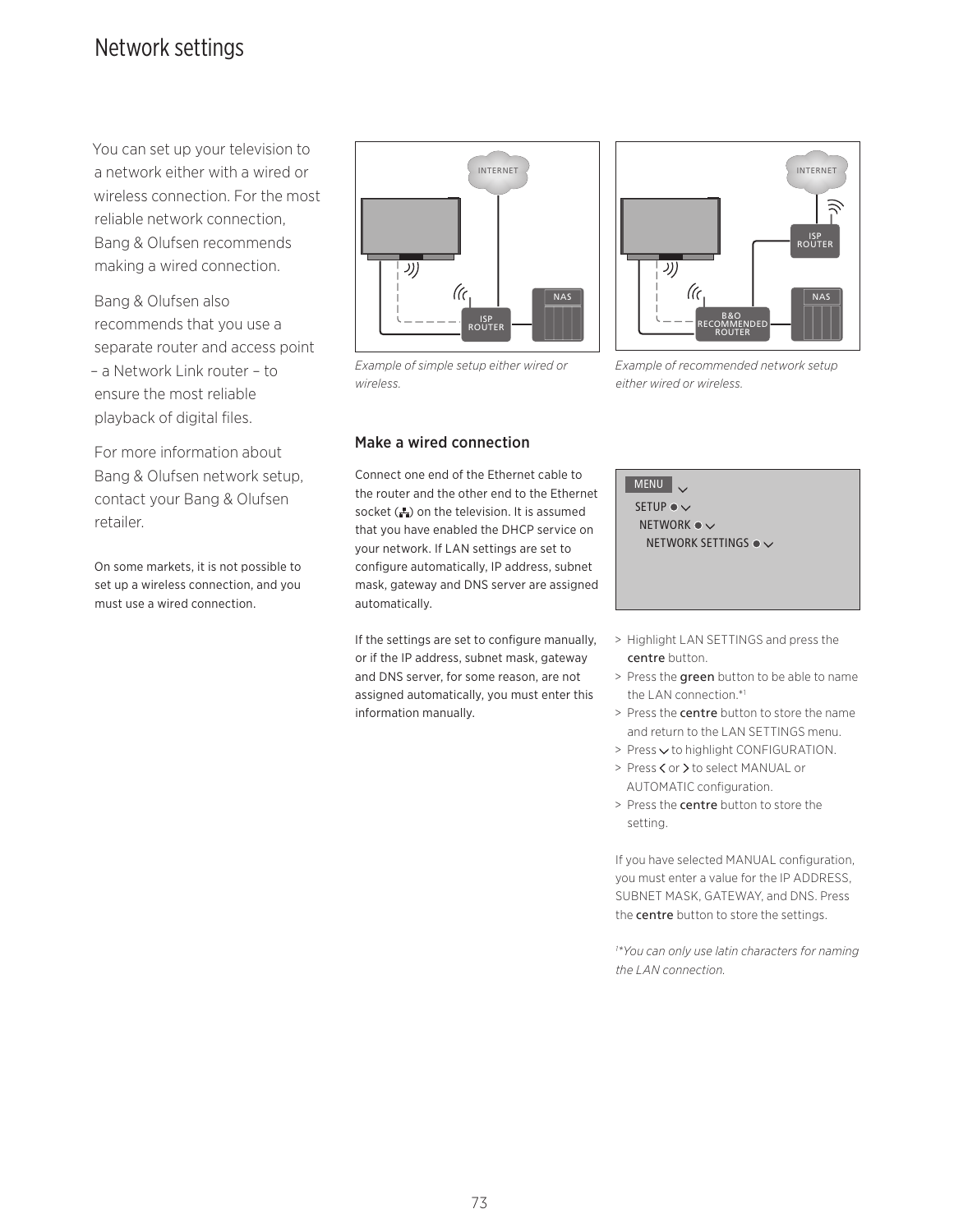# Network settings

You can set up your television to a network either with a wired or wireless connection. For the most reliable network connection, Bang & Olufsen recommends making a wired connection.

Bang & Olufsen also recommends that you use a separate router and access point – a Network Link router – to ensure the most reliable playback of digital files.

For more information about Bang & Olufsen network setup, contact your Bang & Olufsen retailer.

On some markets, it is not possible to set up a wireless connection, and you must use a wired connection.

*Example of simple setup either wired or wireless.*

*Example of recommended network setup either wired or wireless.*

## Make a wired connection

Connect one end of the Ethernet cable to the router and the other end to the Ethernet socket on the television. It is assumed that you have enabled the DHCP service on your network. If LAN settings are set to configure automatically, IP address, subnet mask, gateway and DNS server are assigned automatically.

If the settings are set to configure manually, or if the IP address, subnet mask, gateway and DNS server, for some reason, are not assigned automatically, you must enter this information manually.

MENU
SETUP
NETWORK
NETWORK SETTINGS

> Highlight LAN SETTINGS and press the **centre** button.
> Press the **green** button to be able to name the LAN connection.*[1]
> Press the **centre** button to store the name and return to the LAN SETTINGS menu.
> Press ∨ to highlight CONFIGURATION.
> Press < or > to select MANUAL or AUTOMATIC configuration.
> Press the **centre** button to store the setting.

If you have selected MANUAL configuration, you must enter a value for the IP ADDRESS, SUBNET MASK, GATEWAY, and DNS. Press the **centre** button to store the settings.

*[1]*You can only use latin characters for naming the LAN connection.*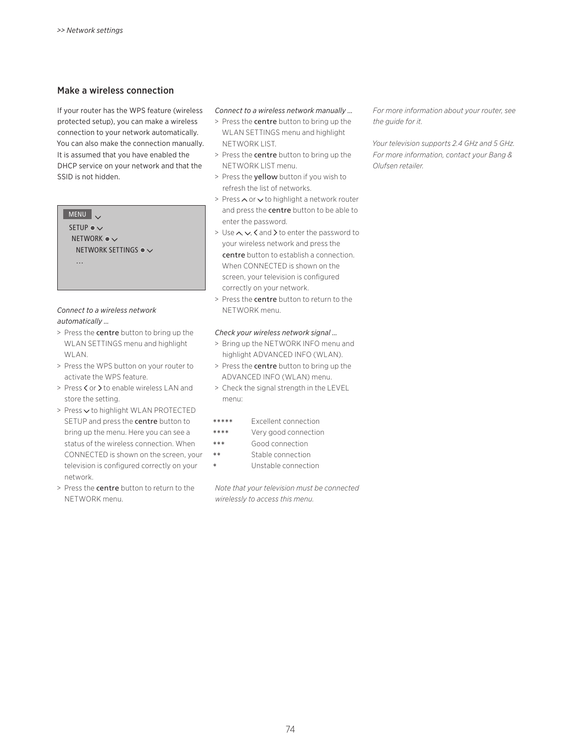## Make a wireless connection

If your router has the WPS feature (wireless protected setup), you can make a wireless connection to your network automatically. You can also make the connection manually. It is assumed that you have enabled the DHCP service on your network and that the SSID is not hidden.

```
MENU ˅
  SETUP ● ˅
    NETWORK ● ˅
      NETWORK SETTINGS ● ˅
      ...
```

*Connect to a wireless network automatically …*

> Press the **centre** button to bring up the WLAN SETTINGS menu and highlight WLAN.
> Press the WPS button on your router to activate the WPS feature.
> Press ‹ or › to enable wireless LAN and store the setting.
> Press ˅ to highlight WLAN PROTECTED SETUP and press the **centre** button to bring up the menu. Here you can see a status of the wireless connection. When CONNECTED is shown on the screen, your television is configured correctly on your network.
> Press the **centre** button to return to the NETWORK menu.

*Connect to a wireless network manually …*

> Press the **centre** button to bring up the WLAN SETTINGS menu and highlight NETWORK LIST.
> Press the **centre** button to bring up the NETWORK LIST menu.
> Press the **yellow** button if you wish to refresh the list of networks.
> Press ˄ or ˅ to highlight a network router and press the **centre** button to be able to enter the password.
> Use ˄, ˅, ‹ and › to enter the password to your wireless network and press the **centre** button to establish a connection. When CONNECTED is shown on the screen, your television is configured correctly on your network.
> Press the **centre** button to return to the NETWORK menu.

*Check your wireless network signal …*

> Bring up the NETWORK INFO menu and highlight ADVANCED INFO (WLAN).
> Press the **centre** button to bring up the ADVANCED INFO (WLAN) menu.
> Check the signal strength in the LEVEL menu:

| | |
|---|---|
| ***** | Excellent connection |
| **** | Very good connection |
| *** | Good connection |
| ** | Stable connection |
| * | Unstable connection |

*Note that your television must be connected wirelessly to access this menu.*

*For more information about your router, see the guide for it.*

*Your television supports 2.4 GHz and 5 GHz. For more information, contact your Bang & Olufsen retailer.*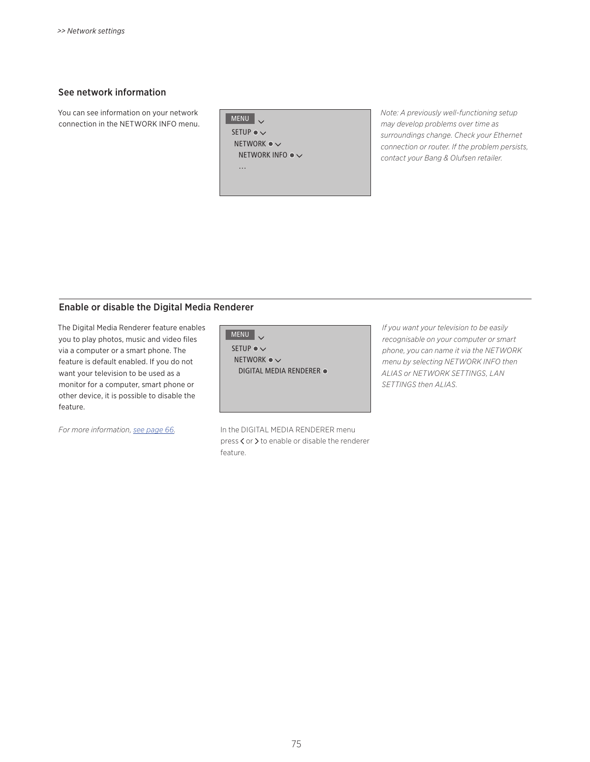## See network information

You can see information on your network connection in the NETWORK INFO menu.

```
MENU
 SETUP
  NETWORK
   NETWORK INFO
   ...
```

*Note: A previously well-functioning setup may develop problems over time as surroundings change. Check your Ethernet connection or router. If the problem persists, contact your Bang & Olufsen retailer.*

## Enable or disable the Digital Media Renderer

The Digital Media Renderer feature enables you to play photos, music and video files via a computer or a smart phone. The feature is default enabled. If you do not want your television to be used as a monitor for a computer, smart phone or other device, it is possible to disable the feature.

*For more information, see page 66.*

```
MENU
 SETUP
  NETWORK
   DIGITAL MEDIA RENDERER
```

In the DIGITAL MEDIA RENDERER menu press < or > to enable or disable the renderer feature.

*If you want your television to be easily recognisable on your computer or smart phone, you can name it via the NETWORK menu by selecting NETWORK INFO then ALIAS or NETWORK SETTINGS, LAN SETTINGS then ALIAS.*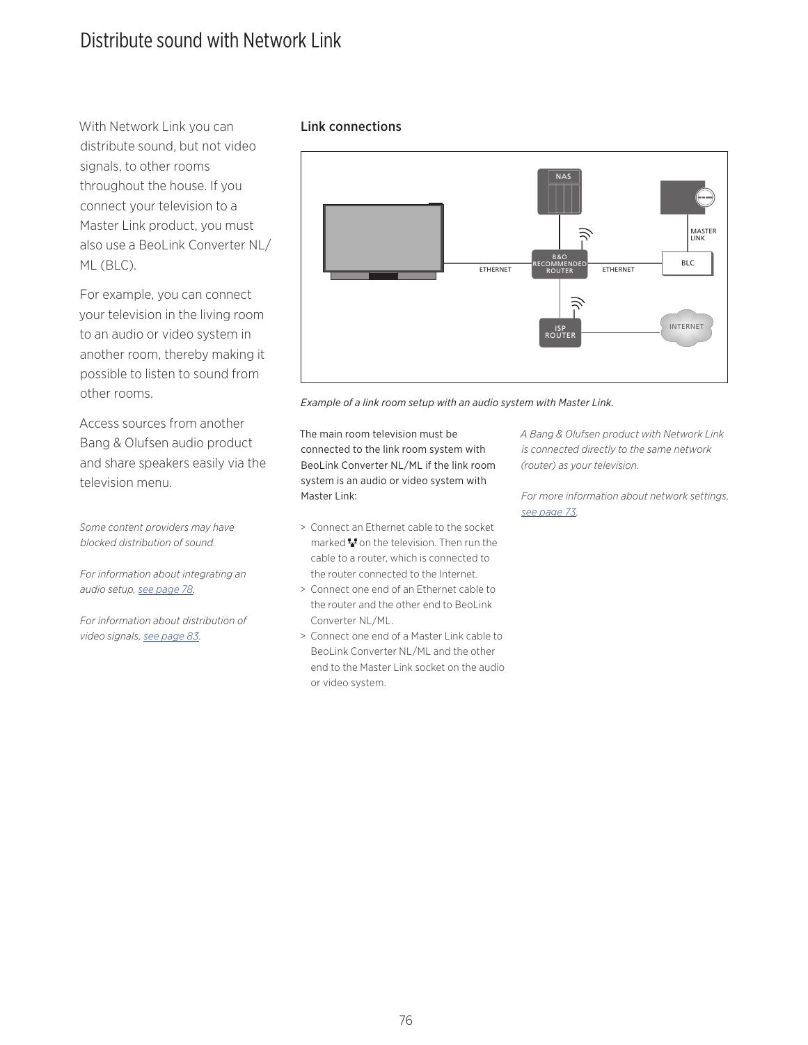# Distribute sound with Network Link

With Network Link you can distribute sound, but not video signals, to other rooms throughout the house. If you connect your television to a Master Link product, you must also use a BeoLink Converter NL/ML (BLC).

For example, you can connect your television in the living room to an audio or video system in another room, thereby making it possible to listen to sound from other rooms.

Access sources from another Bang & Olufsen audio product and share speakers easily via the television menu.

*Some content providers may have blocked distribution of sound.*

*For information about integrating an audio setup, see page 78.*

*For information about distribution of video signals, see page 83.*

## Link connections

*Example of a link room setup with an audio system with Master Link.*

The main room television must be connected to the link room system with BeoLink Converter NL/ML if the link room system is an audio or video system with Master Link:

> Connect an Ethernet cable to the socket marked on the television. Then run the cable to a router, which is connected to the router connected to the Internet.
> Connect one end of an Ethernet cable to the router and the other end to BeoLink Converter NL/ML.
> Connect one end of a Master Link cable to BeoLink Converter NL/ML and the other end to the Master Link socket on the audio or video system.

*A Bang & Olufsen product with Network Link is connected directly to the same network (router) as your television.*

*For more information about network settings, see page 73.*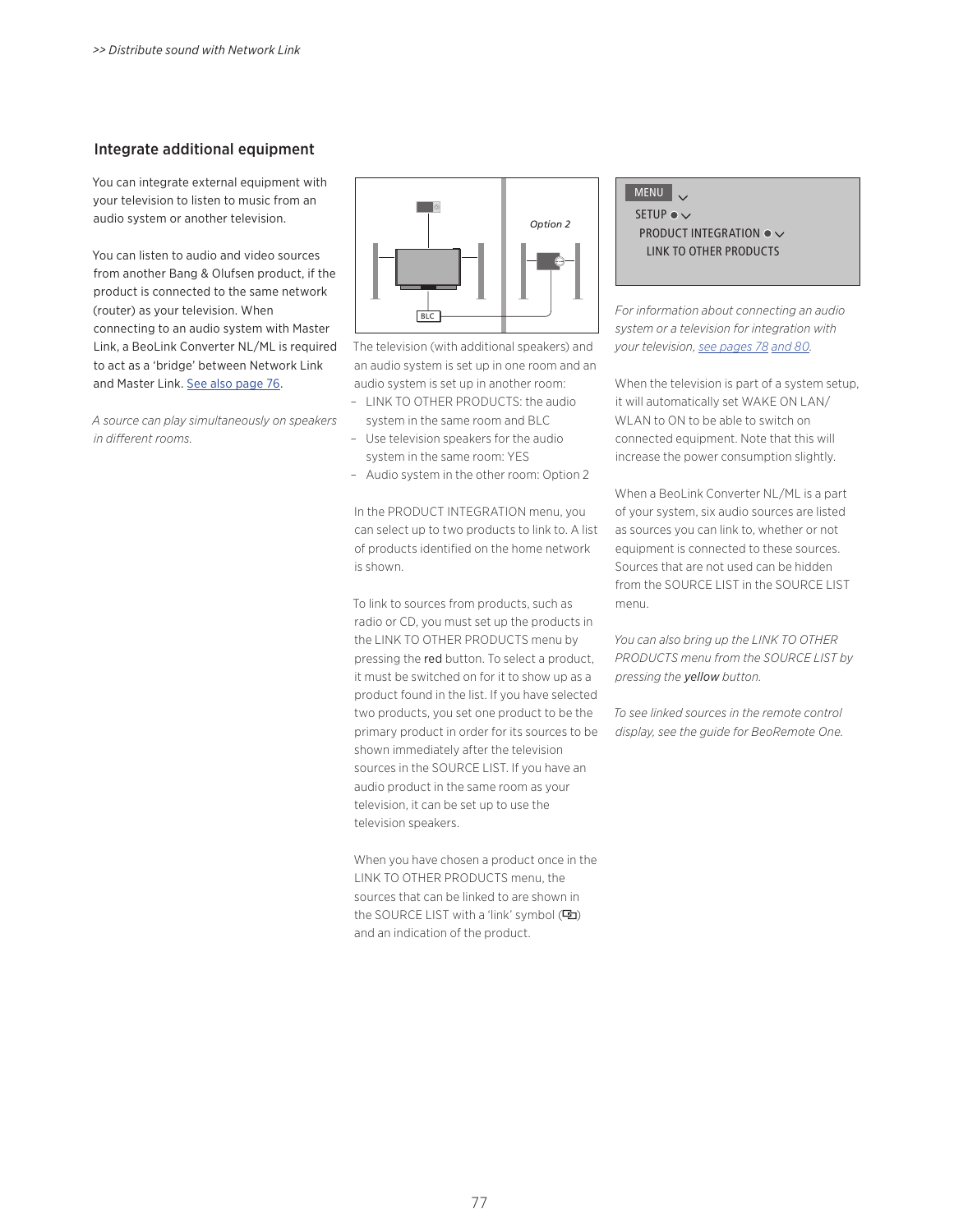## Integrate additional equipment

You can integrate external equipment with your television to listen to music from an audio system or another television.

You can listen to audio and video sources from another Bang & Olufsen product, if the product is connected to the same network (router) as your television. When connecting to an audio system with Master Link, a BeoLink Converter NL/ML is required to act as a 'bridge' between Network Link and Master Link. See also page 76.

*A source can play simultaneously on speakers in different rooms.*

The television (with additional speakers) and an audio system is set up in one room and an audio system is set up in another room:
- LINK TO OTHER PRODUCTS: the audio system in the same room and BLC
- Use television speakers for the audio system in the same room: YES
- Audio system in the other room: Option 2

In the PRODUCT INTEGRATION menu, you can select up to two products to link to. A list of products identified on the home network is shown.

To link to sources from products, such as radio or CD, you must set up the products in the LINK TO OTHER PRODUCTS menu by pressing the red button. To select a product, it must be switched on for it to show up as a product found in the list. If you have selected two products, you set one product to be the primary product in order for its sources to be shown immediately after the television sources in the SOURCE LIST. If you have an audio product in the same room as your television, it can be set up to use the television speakers.

When you have chosen a product once in the LINK TO OTHER PRODUCTS menu, the sources that can be linked to are shown in the SOURCE LIST with a 'link' symbol (⧉) and an indication of the product.

MENU
SETUP
PRODUCT INTEGRATION
LINK TO OTHER PRODUCTS

*For information about connecting an audio system or a television for integration with your television, see pages 78 and 80.*

When the television is part of a system setup, it will automatically set WAKE ON LAN/WLAN to ON to be able to switch on connected equipment. Note that this will increase the power consumption slightly.

When a BeoLink Converter NL/ML is a part of your system, six audio sources are listed as sources you can link to, whether or not equipment is connected to these sources. Sources that are not used can be hidden from the SOURCE LIST in the SOURCE LIST menu.

*You can also bring up the LINK TO OTHER PRODUCTS menu from the SOURCE LIST by pressing the yellow button.*

*To see linked sources in the remote control display, see the guide for BeoRemote One.*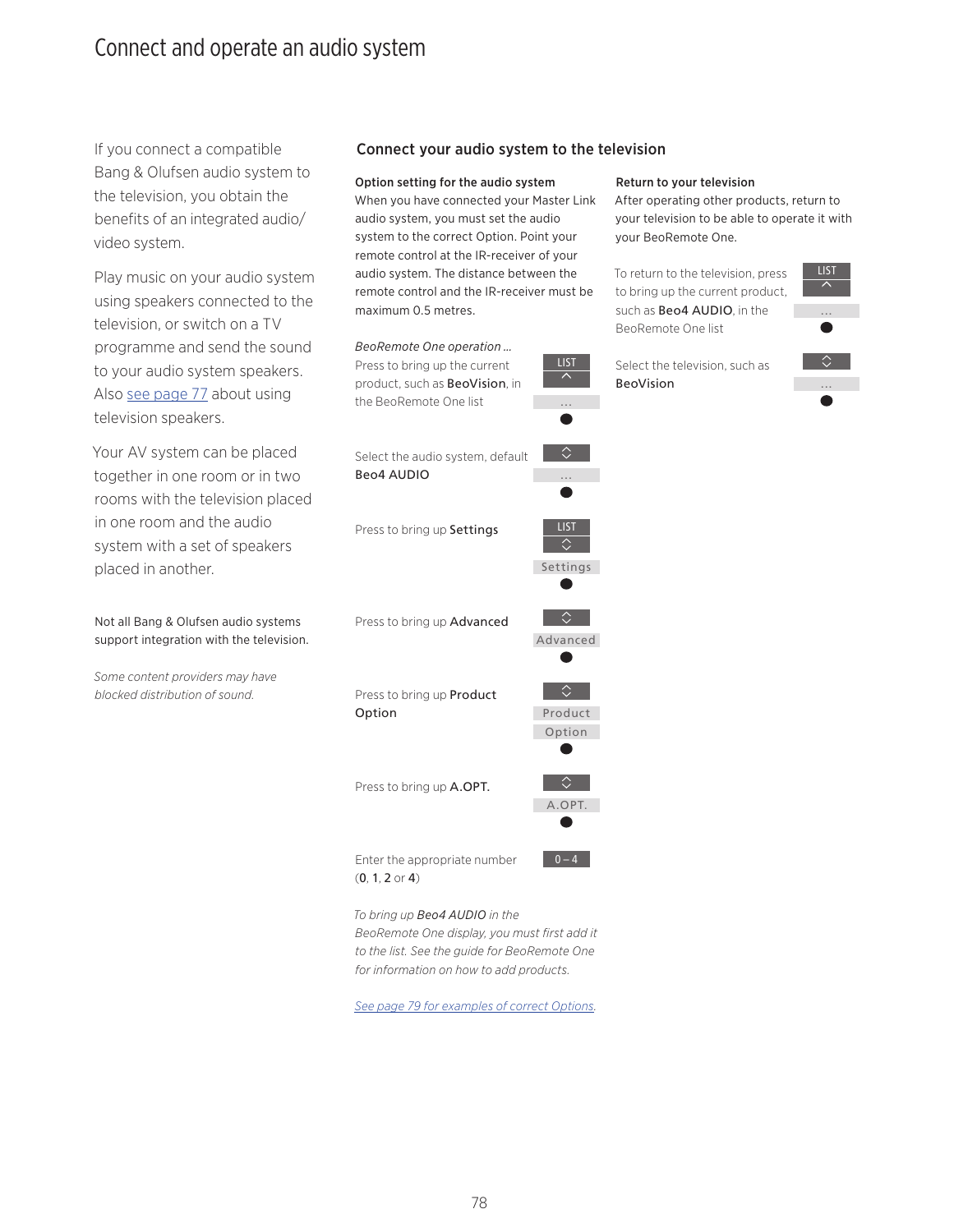# Connect and operate an audio system

If you connect a compatible Bang & Olufsen audio system to the television, you obtain the benefits of an integrated audio/video system.

Play music on your audio system using speakers connected to the television, or switch on a TV programme and send the sound to your audio system speakers. Also see page 77 about using television speakers.

Your AV system can be placed together in one room or in two rooms with the television placed in one room and the audio system with a set of speakers placed in another.

Not all Bang & Olufsen audio systems support integration with the television.

*Some content providers may have blocked distribution of sound.*

## Connect your audio system to the television

**Option setting for the audio system**

When you have connected your Master Link audio system, you must set the audio system to the correct Option. Point your remote control at the IR-receiver of your audio system. The distance between the remote control and the IR-receiver must be maximum 0.5 metres.

*BeoRemote One operation …*

Press to bring up the current product, such as **BeoVision**, in the BeoRemote One list — LIST, ^, …, ●

Select the audio system, default **Beo4 AUDIO** — ◇, …, ●

Press to bring up **Settings** — LIST, ◇, Settings, ●

Press to bring up **Advanced** — ◇, Advanced, ●

Press to bring up **Product Option** — ◇, Product Option, ●

Press to bring up **A.OPT.** — ◇, A.OPT., ●

Enter the appropriate number (**0**, **1**, **2** or **4**) — 0 – 4

*To bring up Beo4 AUDIO in the BeoRemote One display, you must first add it to the list. See the guide for BeoRemote One for information on how to add products.*

*See page 79 for examples of correct Options.*

**Return to your television**

After operating other products, return to your television to be able to operate it with your BeoRemote One.

To return to the television, press to bring up the current product, such as **Beo4 AUDIO**, in the BeoRemote One list — LIST, ^, …, ●

Select the television, such as **BeoVision** — ◇, …, ●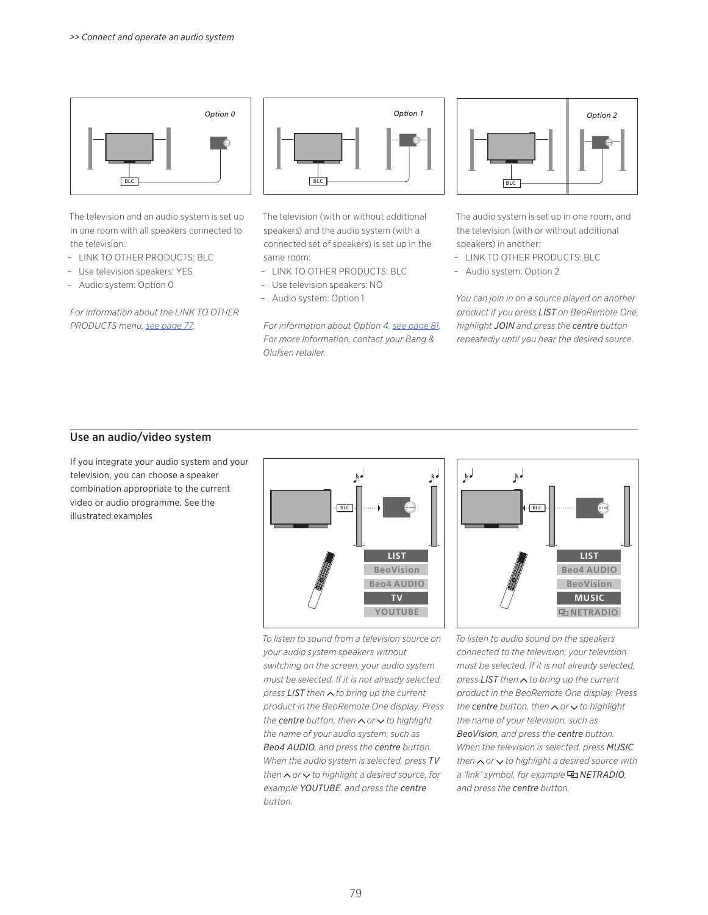The television and an audio system is set up in one room with all speakers connected to the television:

- LINK TO OTHER PRODUCTS: BLC
- Use television speakers: YES
- Audio system: Option 0

*For information about the LINK TO OTHER PRODUCTS menu, see page 77.*

The television (with or without additional speakers) and the audio system (with a connected set of speakers) is set up in the same room:

- LINK TO OTHER PRODUCTS: BLC
- Use television speakers: NO
- Audio system: Option 1

*For information about Option 4, see page 81. For more information, contact your Bang & Olufsen retailer.*

The audio system is set up in one room, and the television (with or without additional speakers) in another:

- LINK TO OTHER PRODUCTS: BLC
- Audio system: Option 2

*You can join in on a source played on another product if you press LIST on BeoRemote One, highlight JOIN and press the centre button repeatedly until you hear the desired source.*

## Use an audio/video system

If you integrate your audio system and your television, you can choose a speaker combination appropriate to the current video or audio programme. See the illustrated examples

*To listen to sound from a television source on your audio system speakers without switching on the screen, your audio system must be selected. If it is not already selected, press LIST then ∧ to bring up the current product in the BeoRemote One display. Press the centre button, then ∧ or ∨ to highlight the name of your audio system, such as Beo4 AUDIO, and press the centre button. When the audio system is selected, press TV then ∧ or ∨ to highlight a desired source, for example YOUTUBE, and press the centre button.*

*To listen to audio sound on the speakers connected to the television, your television must be selected. If it is not already selected, press LIST then ∧ to bring up the current product in the BeoRemote One display. Press the centre button, then ∧ or ∨ to highlight the name of your television, such as BeoVision, and press the centre button. When the television is selected, press MUSIC then ∧ or ∨ to highlight a desired source with a 'link' symbol, for example NETRADIO, and press the centre button.*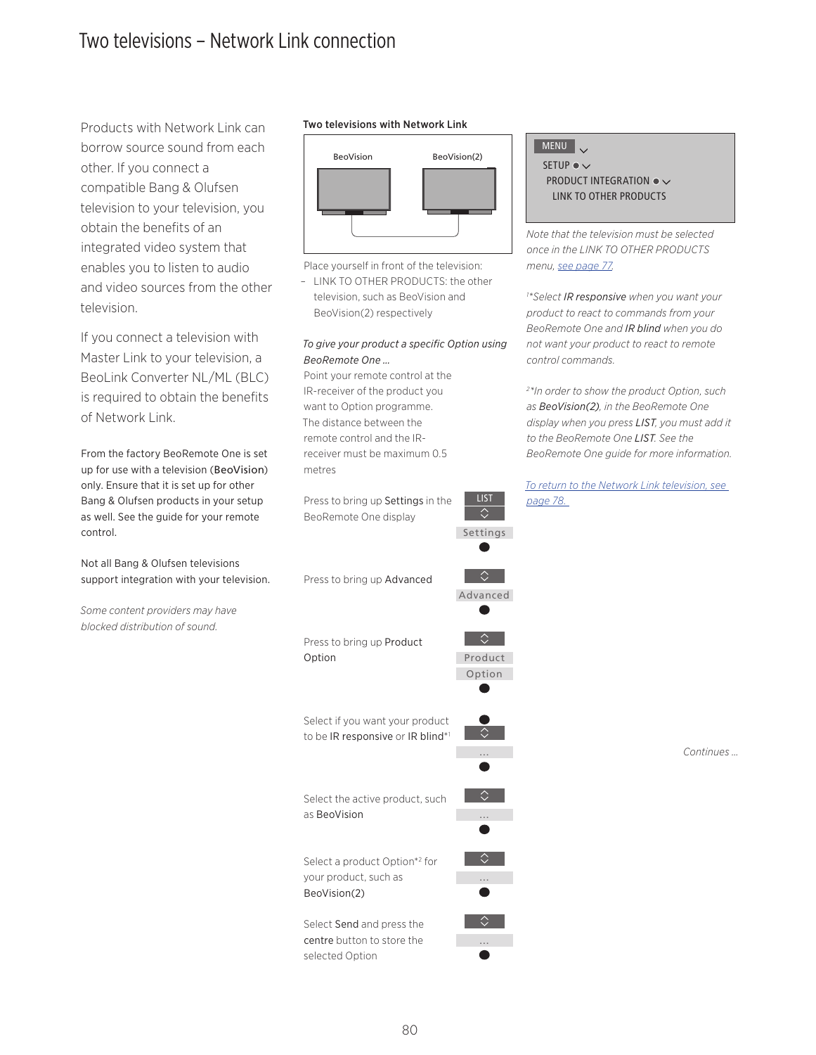# Two televisions – Network Link connection

Products with Network Link can borrow source sound from each other. If you connect a compatible Bang & Olufsen television to your television, you obtain the benefits of an integrated video system that enables you to listen to audio and video sources from the other television.

If you connect a television with Master Link to your television, a BeoLink Converter NL/ML (BLC) is required to obtain the benefits of Network Link.

From the factory BeoRemote One is set up for use with a television (BeoVision) only. Ensure that it is set up for other Bang & Olufsen products in your setup as well. See the guide for your remote control.

Not all Bang & Olufsen televisions support integration with your television.

*Some content providers may have blocked distribution of sound.*

**Two televisions with Network Link**

BeoVision BeoVision(2)

Place yourself in front of the television:
- LINK TO OTHER PRODUCTS: the other television, such as BeoVision and BeoVision(2) respectively

*To give your product a specific Option using BeoRemote One …*

Point your remote control at the IR-receiver of the product you want to Option programme. The distance between the remote control and the IR-receiver must be maximum 0.5 metres

| | |
|---|---|
| Press to bring up Settings in the BeoRemote One display | LIST, ◇, Settings, ● |
| Press to bring up Advanced | ◇, Advanced, ● |
| Press to bring up Product Option | ◇, Product Option, ● |
| Select if you want your product to be IR responsive or IR blind*[1] | ●, ◇, …, ● |
| Select the active product, such as BeoVision | ◇, …, ● |
| Select a product Option*[2] for your product, such as BeoVision(2) | ◇, …, ● |
| Select Send and press the centre button to store the selected Option | ◇, …, ● |

MENU
SETUP
PRODUCT INTEGRATION
LINK TO OTHER PRODUCTS

*Note that the television must be selected once in the LINK TO OTHER PRODUCTS menu, see page 77.*

*[1]*Select IR responsive when you want your product to react to commands from your BeoRemote One and IR blind when you do not want your product to react to remote control commands.*

*[2]*In order to show the product Option, such as BeoVision(2), in the BeoRemote One display when you press LIST, you must add it to the BeoRemote One LIST. See the BeoRemote One guide for more information.*

*To return to the Network Link television, see page 78.*

*Continues …*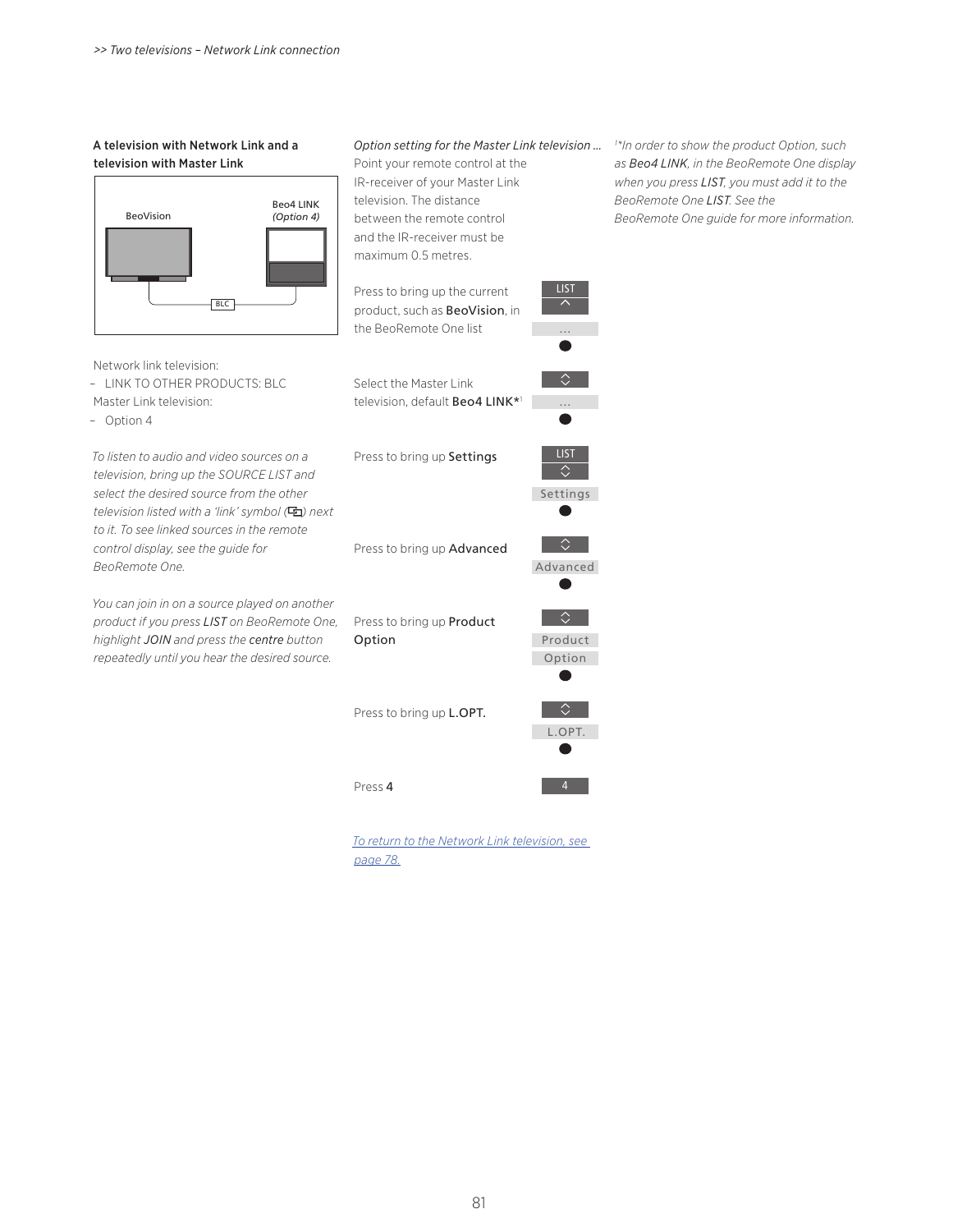### A television with Network Link and a television with Master Link

BeoVision

Beo4 LINK *(Option 4)*

BLC

Network link television:
– LINK TO OTHER PRODUCTS: BLC

Master Link television:
– Option 4

*To listen to audio and video sources on a television, bring up the SOURCE LIST and select the desired source from the other television listed with a 'link' symbol (⧉) next to it. To see linked sources in the remote control display, see the guide for BeoRemote One.*

*You can join in on a source played on another product if you press LIST on BeoRemote One, highlight JOIN and press the centre button repeatedly until you hear the desired source.*

*Option setting for the Master Link television …*

Point your remote control at the IR-receiver of your Master Link television. The distance between the remote control and the IR-receiver must be maximum 0.5 metres.

Press to bring up the current product, such as **BeoVision**, in the BeoRemote One list — LIST, ∧, …, ●

Select the Master Link television, default **Beo4 LINK***[1] — ◇, …, ●

Press to bring up **Settings** — LIST, ◇, Settings, ●

Press to bring up **Advanced** — ◇, Advanced, ●

Press to bring up **Product Option** — ◇, Product Option, ●

Press to bring up **L.OPT.** — ◇, L.OPT., ●

Press **4** — 4

*To return to the Network Link television, see page 78.*

*[1]*In order to show the product Option, such as Beo4 LINK, in the BeoRemote One display when you press LIST, you must add it to the BeoRemote One LIST. See the BeoRemote One guide for more information.*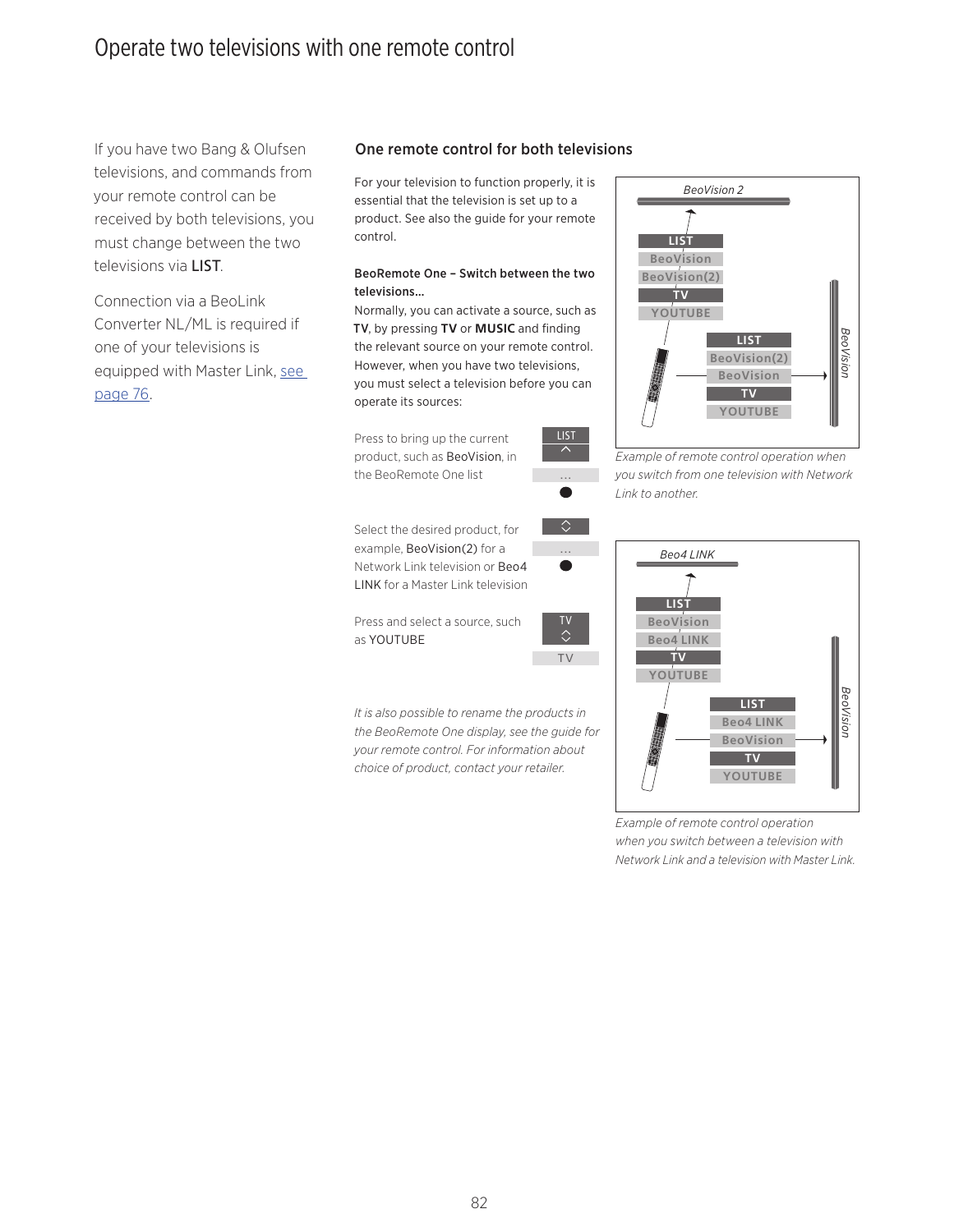# Operate two televisions with one remote control

If you have two Bang & Olufsen televisions, and commands from your remote control can be received by both televisions, you must change between the two televisions via **LIST**.

Connection via a BeoLink Converter NL/ML is required if one of your televisions is equipped with Master Link, see page 76.

## One remote control for both televisions

For your television to function properly, it is essential that the television is set up to a product. See also the guide for your remote control.

**BeoRemote One – Switch between the two televisions…**

Normally, you can activate a source, such as **TV**, by pressing **TV** or **MUSIC** and finding the relevant source on your remote control. However, when you have two televisions, you must select a television before you can operate its sources:

Press to bring up the current product, such as BeoVision, in the BeoRemote One list — LIST ^ … ●

Select the desired product, for example, BeoVision(2) for a Network Link television or Beo4 LINK for a Master Link television — ◇ … ●

Press and select a source, such as YOUTUBE — TV ◇ TV

*It is also possible to rename the products in the BeoRemote One display, see the guide for your remote control. For information about choice of product, contact your retailer.*

*Example of remote control operation when you switch from one television with Network Link to another.*

*Example of remote control operation when you switch between a television with Network Link and a television with Master Link.*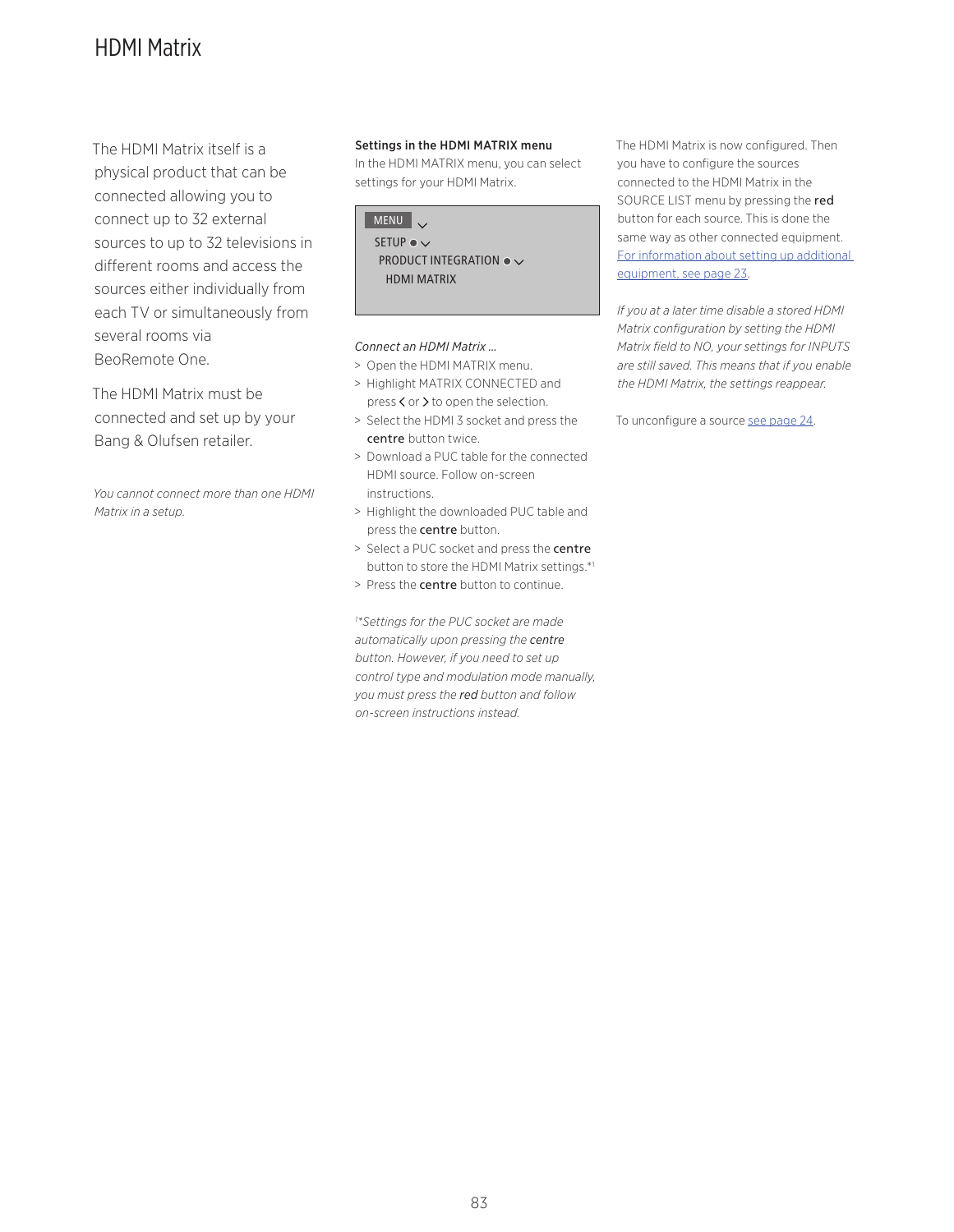# HDMI Matrix

The HDMI Matrix itself is a physical product that can be connected allowing you to connect up to 32 external sources to up to 32 televisions in different rooms and access the sources either individually from each TV or simultaneously from several rooms via BeoRemote One.

The HDMI Matrix must be connected and set up by your Bang & Olufsen retailer.

*You cannot connect more than one HDMI Matrix in a setup.*

**Settings in the HDMI MATRIX menu**
In the HDMI MATRIX menu, you can select settings for your HDMI Matrix.

```
MENU
  SETUP
    PRODUCT INTEGRATION
      HDMI MATRIX
```

*Connect an HDMI Matrix …*

> Open the HDMI MATRIX menu.
> Highlight MATRIX CONNECTED and press < or > to open the selection.
> Select the HDMI 3 socket and press the **centre** button twice.
> Download a PUC table for the connected HDMI source. Follow on-screen instructions.
> Highlight the downloaded PUC table and press the **centre** button.
> Select a PUC socket and press the **centre** button to store the HDMI Matrix settings.*[1]
> Press the **centre** button to continue.

*[1]*Settings for the PUC socket are made automatically upon pressing the **centre** button. However, if you need to set up control type and modulation mode manually, you must press the **red** button and follow on-screen instructions instead.*

The HDMI Matrix is now configured. Then you have to configure the sources connected to the HDMI Matrix in the SOURCE LIST menu by pressing the **red** button for each source. This is done the same way as other connected equipment. For information about setting up additional equipment, see page 23.

*If you at a later time disable a stored HDMI Matrix configuration by setting the HDMI Matrix field to NO, your settings for INPUTS are still saved. This means that if you enable the HDMI Matrix, the settings reappear.*

To unconfigure a source see page 24.